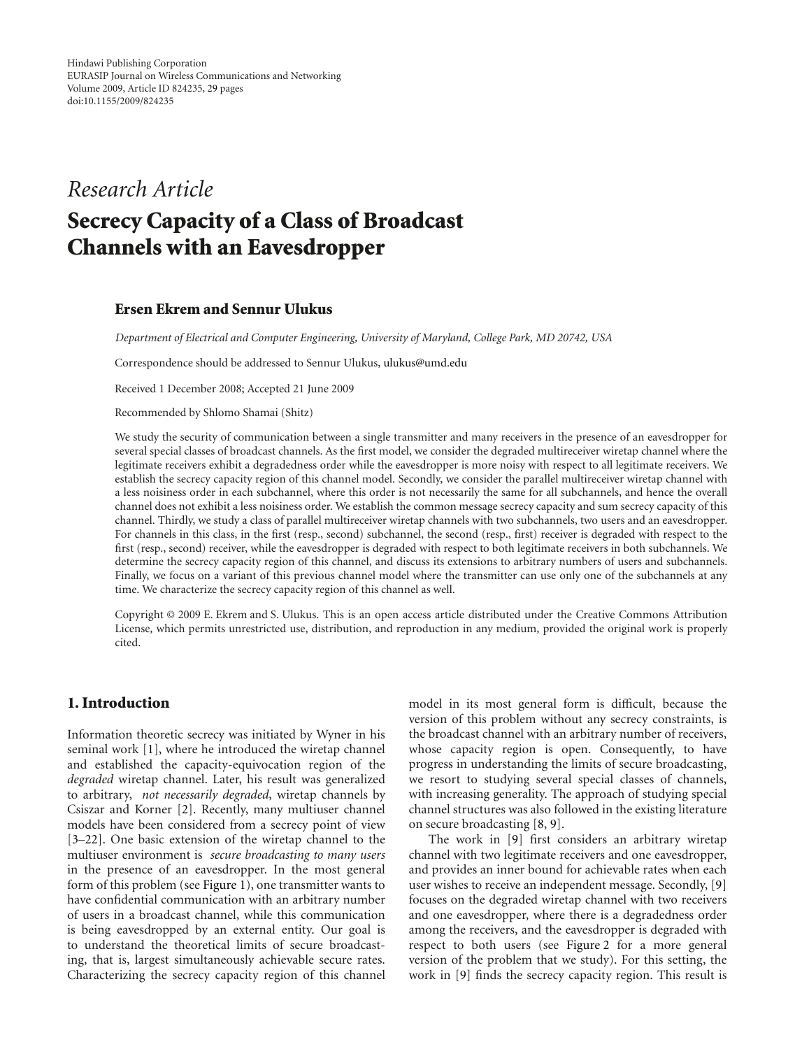Hindawi Publishing Corporation
EURASIP Journal on Wireless Communications and Networking
Volume 2009, Article ID 824235, 29 pages
doi:10.1155/2009/824235

*Research Article*

# Secrecy Capacity of a Class of Broadcast Channels with an Eavesdropper

**Ersen Ekrem and Sennur Ulukus**

*Department of Electrical and Computer Engineering, University of Maryland, College Park, MD 20742, USA*

Correspondence should be addressed to Sennur Ulukus, ulukus@umd.edu

Received 1 December 2008; Accepted 21 June 2009

Recommended by Shlomo Shamai (Shitz)

We study the security of communication between a single transmitter and many receivers in the presence of an eavesdropper for several special classes of broadcast channels. As the first model, we consider the degraded multireceiver wiretap channel where the legitimate receivers exhibit a degradedness order while the eavesdropper is more noisy with respect to all legitimate receivers. We establish the secrecy capacity region of this channel model. Secondly, we consider the parallel multireceiver wiretap channel with a less noisiness order in each subchannel, where this order is not necessarily the same for all subchannels, and hence the overall channel does not exhibit a less noisiness order. We establish the common message secrecy capacity and sum secrecy capacity of this channel. Thirdly, we study a class of parallel multireceiver wiretap channels with two subchannels, two users and an eavesdropper. For channels in this class, in the first (resp., second) subchannel, the second (resp., first) receiver is degraded with respect to the first (resp., second) receiver, while the eavesdropper is degraded with respect to both legitimate receivers in both subchannels. We determine the secrecy capacity region of this channel, and discuss its extensions to arbitrary numbers of users and subchannels. Finally, we focus on a variant of this previous channel model where the transmitter can use only one of the subchannels at any time. We characterize the secrecy capacity region of this channel as well.

Copyright © 2009 E. Ekrem and S. Ulukus. This is an open access article distributed under the Creative Commons Attribution License, which permits unrestricted use, distribution, and reproduction in any medium, provided the original work is properly cited.

## 1. Introduction

Information theoretic secrecy was initiated by Wyner in his seminal work [1], where he introduced the wiretap channel and established the capacity-equivocation region of the *degraded* wiretap channel. Later, his result was generalized to arbitrary, *not necessarily degraded*, wiretap channels by Csiszar and Korner [2]. Recently, many multiuser channel models have been considered from a secrecy point of view [3–22]. One basic extension of the wiretap channel to the multiuser environment is *secure broadcasting to many users* in the presence of an eavesdropper. In the most general form of this problem (see Figure 1), one transmitter wants to have confidential communication with an arbitrary number of users in a broadcast channel, while this communication is being eavesdropped by an external entity. Our goal is to understand the theoretical limits of secure broadcasting, that is, largest simultaneously achievable secure rates. Characterizing the secrecy capacity region of this channel model in its most general form is difficult, because the version of this problem without any secrecy constraints, is the broadcast channel with an arbitrary number of receivers, whose capacity region is open. Consequently, to have progress in understanding the limits of secure broadcasting, we resort to studying several special classes of channels, with increasing generality. The approach of studying special channel structures was also followed in the existing literature on secure broadcasting [8, 9].

The work in [9] first considers an arbitrary wiretap channel with two legitimate receivers and one eavesdropper, and provides an inner bound for achievable rates when each user wishes to receive an independent message. Secondly, [9] focuses on the degraded wiretap channel with two receivers and one eavesdropper, where there is a degradedness order among the receivers, and the eavesdropper is degraded with respect to both users (see Figure 2 for a more general version of the problem that we study). For this setting, the work in [9] finds the secrecy capacity region. This result is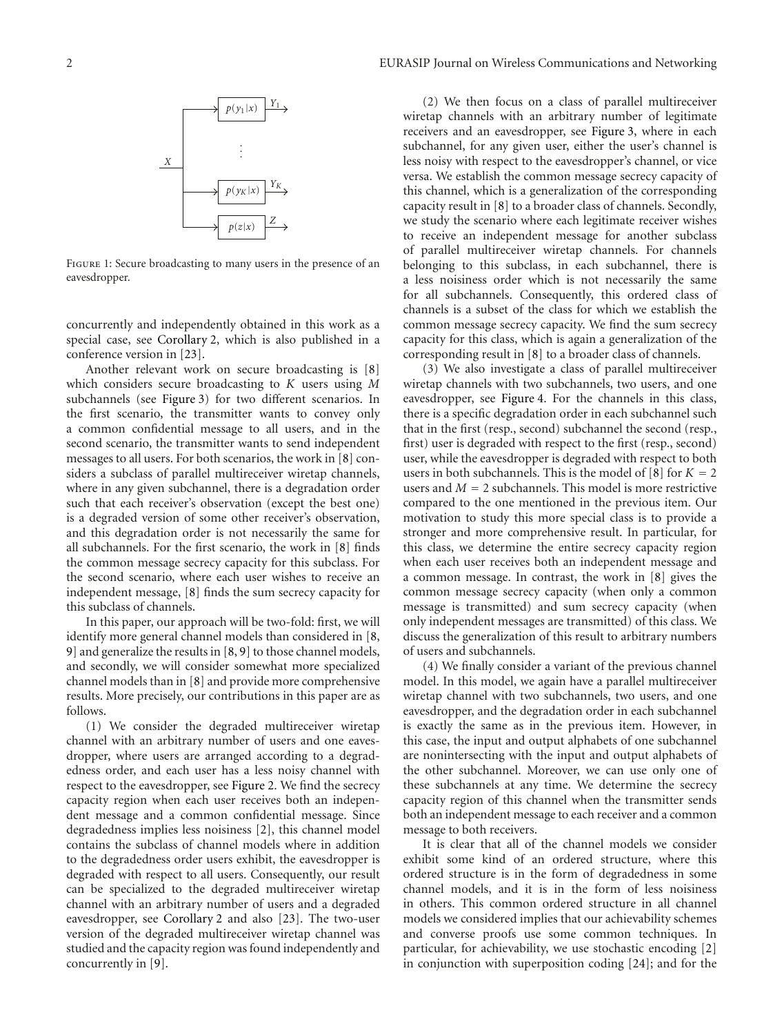$p(y_1|x)$ $Y_1$

$X$

$p(y_K|x)$ $Y_K$

$p(z|x)$ $Z$

Figure 1: Secure broadcasting to many users in the presence of an eavesdropper.

concurrently and independently obtained in this work as a special case, see Corollary 2, which is also published in a conference version in [23].

Another relevant work on secure broadcasting is [8] which considers secure broadcasting to $K$ users using $M$ subchannels (see Figure 3) for two different scenarios. In the first scenario, the transmitter wants to convey only a common confidential message to all users, and in the second scenario, the transmitter wants to send independent messages to all users. For both scenarios, the work in [8] considers a subclass of parallel multireceiver wiretap channels, where in any given subchannel, there is a degradation order such that each receiver's observation (except the best one) is a degraded version of some other receiver's observation, and this degradation order is not necessarily the same for all subchannels. For the first scenario, the work in [8] finds the common message secrecy capacity for this subclass. For the second scenario, where each user wishes to receive an independent message, [8] finds the sum secrecy capacity for this subclass of channels.

In this paper, our approach will be two-fold: first, we will identify more general channel models than considered in [8, 9] and generalize the results in [8, 9] to those channel models, and secondly, we will consider somewhat more specialized channel models than in [8] and provide more comprehensive results. More precisely, our contributions in this paper are as follows.

(1) We consider the degraded multireceiver wiretap channel with an arbitrary number of users and one eavesdropper, where users are arranged according to a degradedness order, and each user has a less noisy channel with respect to the eavesdropper, see Figure 2. We find the secrecy capacity region when each user receives both an independent message and a common confidential message. Since degradedness implies less noisiness [2], this channel model contains the subclass of channel models where in addition to the degradedness order users exhibit, the eavesdropper is degraded with respect to all users. Consequently, our result can be specialized to the degraded multireceiver wiretap channel with an arbitrary number of users and a degraded eavesdropper, see Corollary 2 and also [23]. The two-user version of the degraded multireceiver wiretap channel was studied and the capacity region was found independently and concurrently in [9].

(2) We then focus on a class of parallel multireceiver wiretap channels with an arbitrary number of legitimate receivers and an eavesdropper, see Figure 3, where in each subchannel, for any given user, either the user's channel is less noisy with respect to the eavesdropper's channel, or vice versa. We establish the common message secrecy capacity of this channel, which is a generalization of the corresponding capacity result in [8] to a broader class of channels. Secondly, we study the scenario where each legitimate receiver wishes to receive an independent message for another subclass of parallel multireceiver wiretap channels. For channels belonging to this subclass, in each subchannel, there is a less noisiness order which is not necessarily the same for all subchannels. Consequently, this ordered class of channels is a subset of the class for which we establish the common message secrecy capacity. We find the sum secrecy capacity for this class, which is again a generalization of the corresponding result in [8] to a broader class of channels.

(3) We also investigate a class of parallel multireceiver wiretap channels with two subchannels, two users, and one eavesdropper, see Figure 4. For the channels in this class, there is a specific degradation order in each subchannel such that in the first (resp., second) subchannel the second (resp., first) user is degraded with respect to the first (resp., second) user, while the eavesdropper is degraded with respect to both users in both subchannels. This is the model of [8] for $K = 2$ users and $M = 2$ subchannels. This model is more restrictive compared to the one mentioned in the previous item. Our motivation to study this more special class is to provide a stronger and more comprehensive result. In particular, for this class, we determine the entire secrecy capacity region when each user receives both an independent message and a common message. In contrast, the work in [8] gives the common message secrecy capacity (when only a common message is transmitted) and sum secrecy capacity (when only independent messages are transmitted) of this class. We discuss the generalization of this result to arbitrary numbers of users and subchannels.

(4) We finally consider a variant of the previous channel model. In this model, we again have a parallel multireceiver wiretap channel with two subchannels, two users, and one eavesdropper, and the degradation order in each subchannel is exactly the same as in the previous item. However, in this case, the input and output alphabets of one subchannel are nonintersecting with the input and output alphabets of the other subchannel. Moreover, we can use only one of these subchannels at any time. We determine the secrecy capacity region of this channel when the transmitter sends both an independent message to each receiver and a common message to both receivers.

It is clear that all of the channel models we consider exhibit some kind of an ordered structure, where this ordered structure is in the form of degradedness in some channel models, and it is in the form of less noisiness in others. This common ordered structure in all channel models we considered implies that our achievability schemes and converse proofs use some common techniques. In particular, for achievability, we use stochastic encoding [2] in conjunction with superposition coding [24]; and for the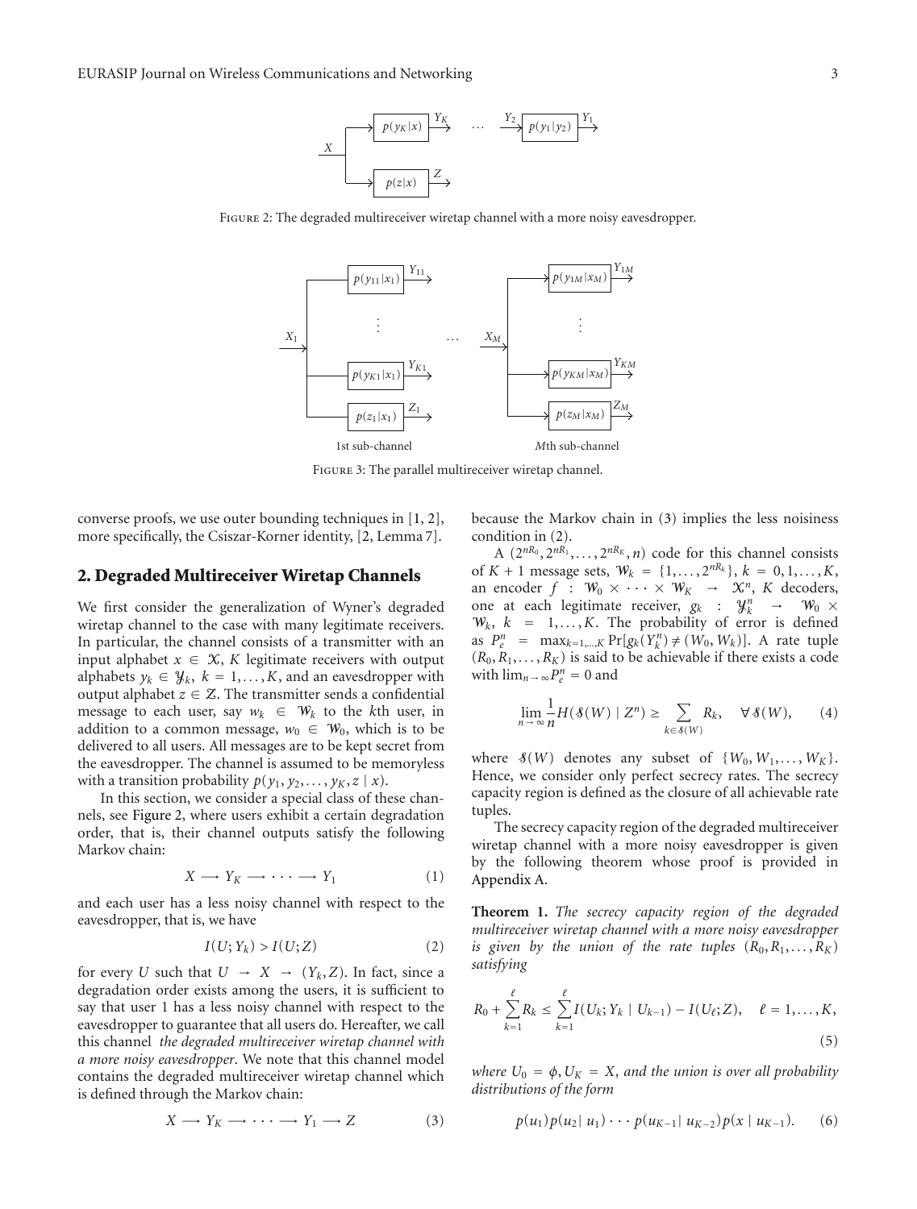Figure 2: The degraded multireceiver wiretap channel with a more noisy eavesdropper.

Figure 3: The parallel multireceiver wiretap channel.

converse proofs, we use outer bounding techniques in [1, 2], more specifically, the Csiszar-Korner identity, [2, Lemma 7].

## 2. Degraded Multireceiver Wiretap Channels

We first consider the generalization of Wyner's degraded wiretap channel to the case with many legitimate receivers. In particular, the channel consists of a transmitter with an input alphabet $x \in \mathcal{X}$, $K$ legitimate receivers with output alphabets $y_k \in \mathcal{Y}_k$, $k = 1, \ldots, K$, and an eavesdropper with output alphabet $z \in \mathcal{Z}$. The transmitter sends a confidential message to each user, say $w_k \in \mathcal{W}_k$ to the $k$th user, in addition to a common message, $w_0 \in \mathcal{W}_0$, which is to be delivered to all users. All messages are to be kept secret from the eavesdropper. The channel is assumed to be memoryless with a transition probability $p(y_1, y_2, \ldots, y_K, z \mid x)$.

In this section, we consider a special class of these channels, see Figure 2, where users exhibit a certain degradation order, that is, their channel outputs satisfy the following Markov chain:

$$X \longrightarrow Y_K \longrightarrow \cdots \longrightarrow Y_1 \tag{1}$$

and each user has a less noisy channel with respect to the eavesdropper, that is, we have

$$I(U; Y_k) > I(U; Z) \tag{2}$$

for every $U$ such that $U \rightarrow X \rightarrow (Y_k, Z)$. In fact, since a degradation order exists among the users, it is sufficient to say that user 1 has a less noisy channel with respect to the eavesdropper to guarantee that all users do. Hereafter, we call this channel *the degraded multireceiver wiretap channel with a more noisy eavesdropper*. We note that this channel model contains the degraded multireceiver wiretap channel which is defined through the Markov chain:

$$X \longrightarrow Y_K \longrightarrow \cdots \longrightarrow Y_1 \longrightarrow Z \tag{3}$$

because the Markov chain in (3) implies the less noisiness condition in (2).

A $(2^{nR_0}, 2^{nR_1}, \ldots, 2^{nR_K}, n)$ code for this channel consists of $K + 1$ message sets, $\mathcal{W}_k = \{1, \ldots, 2^{nR_k}\}$, $k = 0, 1, \ldots, K$, an encoder $f : \mathcal{W}_0 \times \cdots \times \mathcal{W}_K \rightarrow \mathcal{X}^n$, $K$ decoders, one at each legitimate receiver, $g_k : \mathcal{Y}_k^n \rightarrow \mathcal{W}_0 \times \mathcal{W}_k$, $k = 1, \ldots, K$. The probability of error is defined as $P_e^n = \max_{k=1,\ldots,K} \Pr[g_k(Y_k^n) \neq (W_0, W_k)]$. A rate tuple $(R_0, R_1, \ldots, R_K)$ is said to be achievable if there exists a code with $\lim_{n\to\infty} P_e^n = 0$ and

$$\lim_{n \to \infty} \frac{1}{n} H(\mathcal{S}(W) \mid Z^n) \geq \sum_{k \in \mathcal{S}(W)} R_k, \quad \forall \mathcal{S}(W), \tag{4}$$

where $\mathcal{S}(W)$ denotes any subset of $\{W_0, W_1, \ldots, W_K\}$. Hence, we consider only perfect secrecy rates. The secrecy capacity region is defined as the closure of all achievable rate tuples.

The secrecy capacity region of the degraded multireceiver wiretap channel with a more noisy eavesdropper is given by the following theorem whose proof is provided in Appendix A.

**Theorem 1.** *The secrecy capacity region of the degraded multireceiver wiretap channel with a more noisy eavesdropper is given by the union of the rate tuples $(R_0, R_1, \ldots, R_K)$ satisfying*

$$R_0 + \sum_{k=1}^{\ell} R_k \leq \sum_{k=1}^{\ell} I(U_k; Y_k \mid U_{k-1}) - I(U_\ell; Z), \quad \ell = 1, \ldots, K, \tag{5}$$

*where $U_0 = \phi$, $U_K = X$, and the union is over all probability distributions of the form*

$$p(u_1)p(u_2 \mid u_1) \cdots p(u_{K-1} \mid u_{K-2})p(x \mid u_{K-1}). \tag{6}$$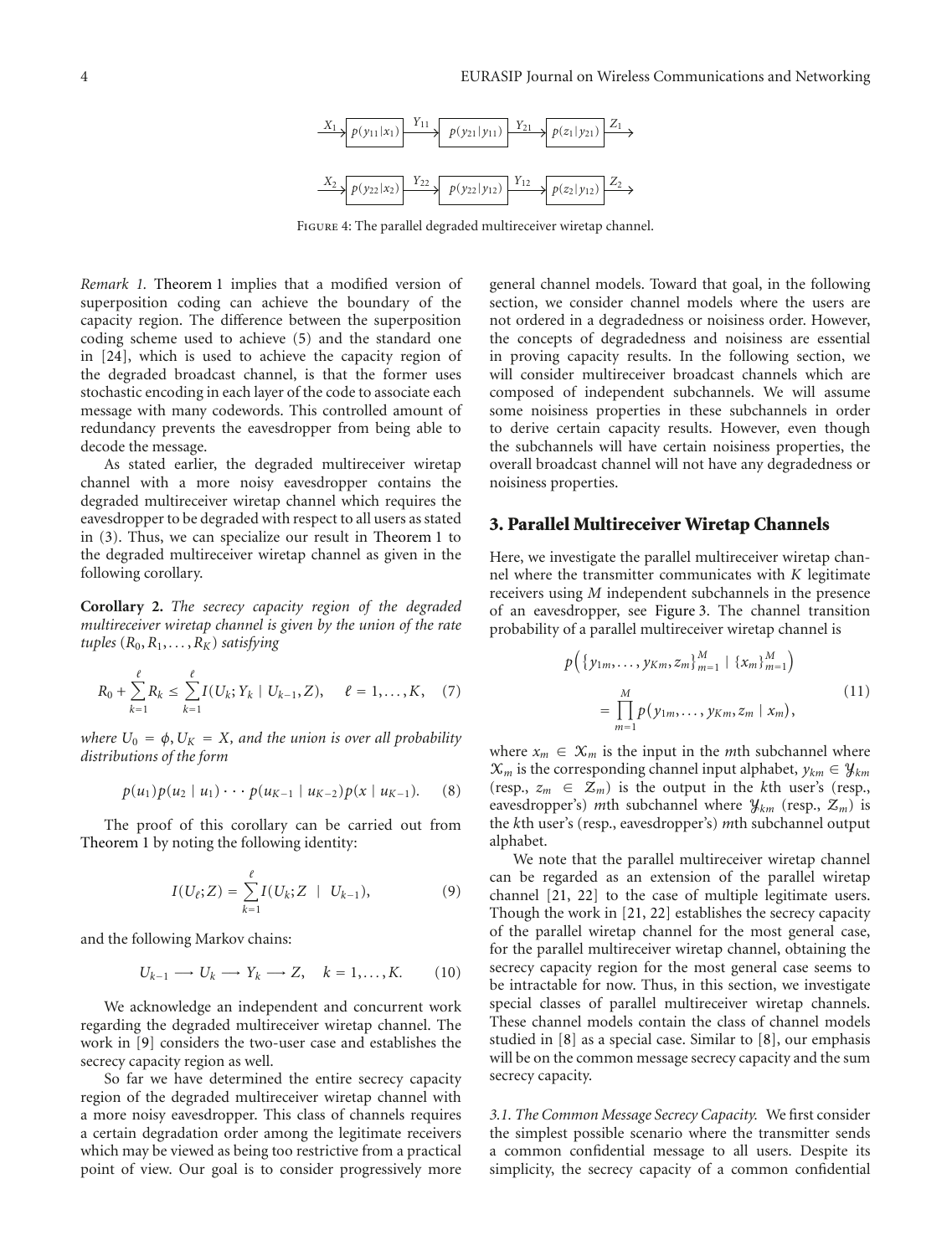Figure 4: The parallel degraded multireceiver wiretap channel.

*Remark 1.* Theorem 1 implies that a modified version of superposition coding can achieve the boundary of the capacity region. The difference between the superposition coding scheme used to achieve (5) and the standard one in [24], which is used to achieve the capacity region of the degraded broadcast channel, is that the former uses stochastic encoding in each layer of the code to associate each message with many codewords. This controlled amount of redundancy prevents the eavesdropper from being able to decode the message.

As stated earlier, the degraded multireceiver wiretap channel with a more noisy eavesdropper contains the degraded multireceiver wiretap channel which requires the eavesdropper to be degraded with respect to all users as stated in (3). Thus, we can specialize our result in Theorem 1 to the degraded multireceiver wiretap channel as given in the following corollary.

**Corollary 2.** *The secrecy capacity region of the degraded multireceiver wiretap channel is given by the union of the rate tuples* $(R_0, R_1, \ldots, R_K)$ *satisfying*

$$R_0 + \sum_{k=1}^{\ell} R_k \leq \sum_{k=1}^{\ell} I(U_k; Y_k \mid U_{k-1}, Z), \quad \ell = 1, \ldots, K, \quad (7)$$

*where* $U_0 = \phi, U_K = X$*, and the union is over all probability distributions of the form*

$$p(u_1)p(u_2 \mid u_1) \cdots p(u_{K-1} \mid u_{K-2})p(x \mid u_{K-1}). \quad (8)$$

The proof of this corollary can be carried out from Theorem 1 by noting the following identity:

$$I(U_\ell; Z) = \sum_{k=1}^{\ell} I(U_k; Z \mid U_{k-1}), \quad (9)$$

and the following Markov chains:

$$U_{k-1} \longrightarrow U_k \longrightarrow Y_k \longrightarrow Z, \quad k = 1, \ldots, K. \quad (10)$$

We acknowledge an independent and concurrent work regarding the degraded multireceiver wiretap channel. The work in [9] considers the two-user case and establishes the secrecy capacity region as well.

So far we have determined the entire secrecy capacity region of the degraded multireceiver wiretap channel with a more noisy eavesdropper. This class of channels requires a certain degradation order among the legitimate receivers which may be viewed as being too restrictive from a practical point of view. Our goal is to consider progressively more general channel models. Toward that goal, in the following section, we consider channel models where the users are not ordered in a degradedness or noisiness order. However, the concepts of degradedness and noisiness are essential in proving capacity results. In the following section, we will consider multireceiver broadcast channels which are composed of independent subchannels. We will assume some noisiness properties in these subchannels in order to derive certain capacity results. However, even though the subchannels will have certain noisiness properties, the overall broadcast channel will not have any degradedness or noisiness properties.

## 3. Parallel Multireceiver Wiretap Channels

Here, we investigate the parallel multireceiver wiretap channel where the transmitter communicates with $K$ legitimate receivers using $M$ independent subchannels in the presence of an eavesdropper, see Figure 3. The channel transition probability of a parallel multireceiver wiretap channel is

$$p\left(\{y_{1m}, \ldots, y_{Km}, z_m\}_{m=1}^{M} \mid \{x_m\}_{m=1}^{M}\right) = \prod_{m=1}^{M} p(y_{1m}, \ldots, y_{Km}, z_m \mid x_m), \quad (11)$$

where $x_m \in \mathcal{X}_m$ is the input in the $m$th subchannel where $\mathcal{X}_m$ is the corresponding channel input alphabet, $y_{km} \in \mathcal{Y}_{km}$ (resp., $z_m \in \mathcal{Z}_m$) is the output in the $k$th user's (resp., eavesdropper's) $m$th subchannel where $\mathcal{Y}_{km}$ (resp., $\mathcal{Z}_m$) is the $k$th user's (resp., eavesdropper's) $m$th subchannel output alphabet.

We note that the parallel multireceiver wiretap channel can be regarded as an extension of the parallel wiretap channel [21, 22] to the case of multiple legitimate users. Though the work in [21, 22] establishes the secrecy capacity of the parallel wiretap channel for the most general case, for the parallel multireceiver wiretap channel, obtaining the secrecy capacity region for the most general case seems to be intractable for now. Thus, in this section, we investigate special classes of parallel multireceiver wiretap channels. These channel models contain the class of channel models studied in [8] as a special case. Similar to [8], our emphasis will be on the common message secrecy capacity and the sum secrecy capacity.

### 3.1. The Common Message Secrecy Capacity.

We first consider the simplest possible scenario where the transmitter sends a common confidential message to all users. Despite its simplicity, the secrecy capacity of a common confidential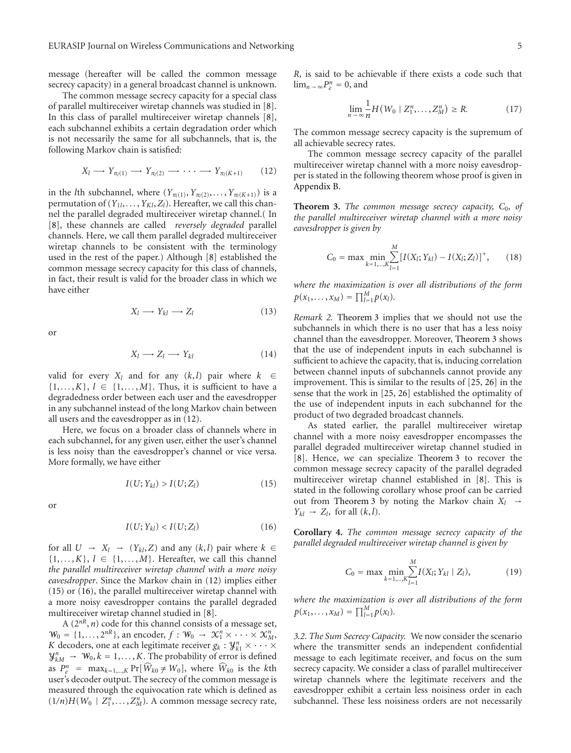message (hereafter will be called the common message secrecy capacity) in a general broadcast channel is unknown.

The common message secrecy capacity for a special class of parallel multireceiver wiretap channels was studied in [8]. In this class of parallel multireceiver wiretap channels [8], each subchannel exhibits a certain degradation order which is not necessarily the same for all subchannels, that is, the following Markov chain is satisfied:

$$X_l \longrightarrow Y_{\pi_l(1)} \longrightarrow Y_{\pi_l(2)} \longrightarrow \cdots \longrightarrow Y_{\pi_l(K+1)} \tag{12}$$

in the $l$th subchannel, where $(Y_{\pi_l(1)}, Y_{\pi_l(2)}, \ldots, Y_{\pi_l(K+1)})$ is a permutation of $(Y_{1l}, \ldots, Y_{Kl}, Z_l)$. Hereafter, we call this channel the parallel degraded multireceiver wiretap channel.( In [8], these channels are called *reversely degraded* parallel channels. Here, we call them parallel degraded multireceiver wiretap channels to be consistent with the terminology used in the rest of the paper.) Although [8] established the common message secrecy capacity for this class of channels, in fact, their result is valid for the broader class in which we have either

$$X_l \longrightarrow Y_{kl} \longrightarrow Z_l \tag{13}$$

or

$$X_l \longrightarrow Z_l \longrightarrow Y_{kl} \tag{14}$$

valid for every $X_l$ and for any $(k, l)$ pair where $k \in \{1, \ldots, K\}$, $l \in \{1, \ldots, M\}$. Thus, it is sufficient to have a degradedness order between each user and the eavesdropper in any subchannel instead of the long Markov chain between all users and the eavesdropper as in (12).

Here, we focus on a broader class of channels where in each subchannel, for any given user, either the user's channel is less noisy than the eavesdropper's channel or vice versa. More formally, we have either

$$I(U; Y_{kl}) > I(U; Z_l) \tag{15}$$

or

$$I(U; Y_{kl}) < I(U; Z_l) \tag{16}$$

for all $U \to X_l \to (Y_{kl}, Z)$ and any $(k, l)$ pair where $k \in \{1, \ldots, K\}$, $l \in \{1, \ldots, M\}$. Hereafter, we call this channel *the parallel multireceiver wiretap channel with a more noisy eavesdropper*. Since the Markov chain in (12) implies either (15) or (16), the parallel multireceiver wiretap channel with a more noisy eavesdropper contains the parallel degraded multireceiver wiretap channel studied in [8].

A $(2^{nR}, n)$ code for this channel consists of a message set, $\mathcal{W}_0 = \{1, \ldots, 2^{nR}\}$, an encoder, $f : \mathcal{W}_0 \to \mathcal{X}_1^n \times \cdots \times \mathcal{X}_M^n$, $K$ decoders, one at each legitimate receiver $g_k : \mathcal{Y}_{k1}^n \times \cdots \times \mathcal{Y}_{kM}^n \to \mathcal{W}_0, k = 1, \ldots, K$. The probability of error is defined as $P_e^n = \max_{k=1,\ldots,K} \Pr[\widehat{W}_{k0} \neq W_0]$, where $\widehat{W}_{k0}$ is the $k$th user's decoder output. The secrecy of the common message is measured through the equivocation rate which is defined as $(1/n)H(W_0 \mid Z_1^n, \ldots, Z_M^n)$. A common message secrecy rate, $R$, is said to be achievable if there exists a code such that $\lim_{n\to\infty} P_e^n = 0$, and

$$\lim_{n\to\infty} \frac{1}{n} H(W_0 \mid Z_1^n, \ldots, Z_M^n) \geq R. \tag{17}$$

The common message secrecy capacity is the supremum of all achievable secrecy rates.

The common message secrecy capacity of the parallel multireceiver wiretap channel with a more noisy eavesdropper is stated in the following theorem whose proof is given in Appendix B.

**Theorem 3.** *The common message secrecy capacity, $C_0$, of the parallel multireceiver wiretap channel with a more noisy eavesdropper is given by*

$$C_0 = \max \min_{k=1,\ldots,K} \sum_{l=1}^{M} [I(X_l; Y_{kl}) - I(X_l; Z_l)]^+, \tag{18}$$

*where the maximization is over all distributions of the form $p(x_1, \ldots, x_M) = \prod_{l=1}^{M} p(x_l)$.*

*Remark 2.* Theorem 3 implies that we should not use the subchannels in which there is no user that has a less noisy channel than the eavesdropper. Moreover, Theorem 3 shows that the use of independent inputs in each subchannel is sufficient to achieve the capacity, that is, inducing correlation between channel inputs of subchannels cannot provide any improvement. This is similar to the results of [25, 26] in the sense that the work in [25, 26] established the optimality of the use of independent inputs in each subchannel for the product of two degraded broadcast channels.

As stated earlier, the parallel multireceiver wiretap channel with a more noisy eavesdropper encompasses the parallel degraded multireceiver wiretap channel studied in [8]. Hence, we can specialize Theorem 3 to recover the common message secrecy capacity of the parallel degraded multireceiver wiretap channel established in [8]. This is stated in the following corollary whose proof can be carried out from Theorem 3 by noting the Markov chain $X_l \to Y_{kl} \to Z_l$, for all $(k, l)$.

**Corollary 4.** *The common message secrecy capacity of the parallel degraded multireceiver wiretap channel is given by*

$$C_0 = \max \min_{k=1,\ldots,K} \sum_{l=1}^{M} I(X_l; Y_{kl} \mid Z_l), \tag{19}$$

*where the maximization is over all distributions of the form $p(x_1, \ldots, x_M) = \prod_{l=1}^{M} p(x_l)$.*

*3.2. The Sum Secrecy Capacity.* We now consider the scenario where the transmitter sends an independent confidential message to each legitimate receiver, and focus on the sum secrecy capacity. We consider a class of parallel multireceiver wiretap channels where the legitimate receivers and the eavesdropper exhibit a certain less noisiness order in each subchannel. These less noisiness orders are not necessarily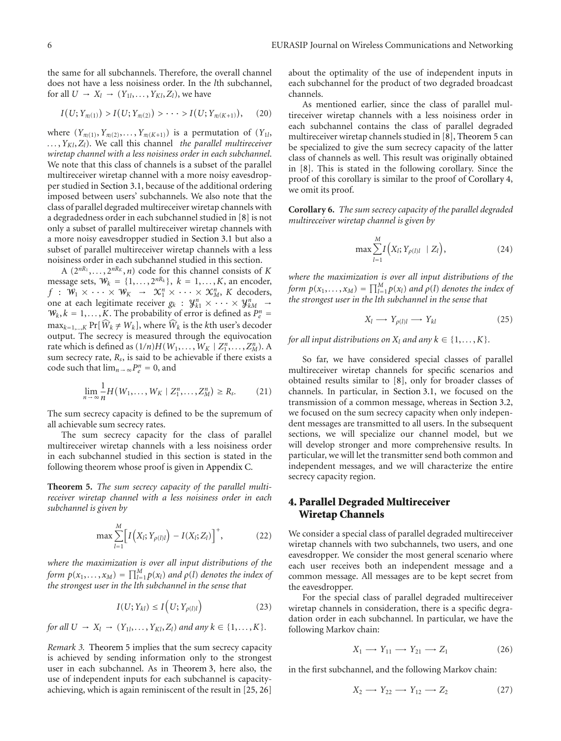the same for all subchannels. Therefore, the overall channel does not have a less noisiness order. In the $l$th subchannel, for all $U \rightarrow X_l \rightarrow (Y_{1l}, \ldots, Y_{Kl}, Z_l)$, we have

$$I(U; Y_{\pi_l(1)}) > I(U; Y_{\pi_l(2)}) > \cdots > I(U; Y_{\pi_l(K+1)}), \quad (20)$$

where $(Y_{\pi_l(1)}, Y_{\pi_l(2)}, \ldots, Y_{\pi_l(K+1)})$ is a permutation of $(Y_{1l}, \ldots, Y_{Kl}, Z_l)$. We call this channel *the parallel multireceiver wiretap channel with a less noisiness order in each subchannel*. We note that this class of channels is a subset of the parallel multireceiver wiretap channel with a more noisy eavesdropper studied in Section 3.1, because of the additional ordering imposed between users' subchannels. We also note that the class of parallel degraded multireceiver wiretap channels with a degradedness order in each subchannel studied in [8] is not only a subset of parallel multireceiver wiretap channels with a more noisy eavesdropper studied in Section 3.1 but also a subset of parallel multireceiver wiretap channels with a less noisiness order in each subchannel studied in this section.

A $(2^{nR_1}, \ldots, 2^{nR_K}, n)$ code for this channel consists of $K$ message sets, $\mathcal{W}_k = \{1, \ldots, 2^{nR_k}\}$, $k = 1, \ldots, K$, an encoder, $f : \mathcal{W}_1 \times \cdots \times \mathcal{W}_K \rightarrow \mathcal{X}_1^n \times \cdots \times \mathcal{X}_M^n$, $K$ decoders, one at each legitimate receiver $g_k : \mathcal{Y}_{k1}^n \times \cdots \times \mathcal{Y}_{kM}^n \rightarrow \mathcal{W}_k, k = 1, \ldots, K$. The probability of error is defined as $P_e^n = \max_{k=1,\ldots,K} \Pr[\widehat{W}_k \neq W_k]$, where $\widehat{W}_k$ is the $k$th user's decoder output. The secrecy is measured through the equivocation rate which is defined as $(1/n)H(W_1, \ldots, W_K \mid Z_1^n, \ldots, Z_M^n)$. A sum secrecy rate, $R_s$, is said to be achievable if there exists a code such that $\lim_{n\rightarrow\infty} P_e^n = 0$, and

$$\lim_{n\rightarrow\infty} \frac{1}{n} H(W_1, \ldots, W_K \mid Z_1^n, \ldots, Z_M^n) \geq R_s. \quad (21)$$

The sum secrecy capacity is defined to be the supremum of all achievable sum secrecy rates.

The sum secrecy capacity for the class of parallel multireceiver wiretap channels with a less noisiness order in each subchannel studied in this section is stated in the following theorem whose proof is given in Appendix C.

**Theorem 5.** *The sum secrecy capacity of the parallel multireceiver wiretap channel with a less noisiness order in each subchannel is given by*

$$\max \sum_{l=1}^{M} \left[ I\left(X_l; Y_{\rho(l)l}\right) - I(X_l; Z_l) \right]^+, \quad (22)$$

*where the maximization is over all input distributions of the form $p(x_1, \ldots, x_M) = \prod_{l=1}^{M} p(x_l)$ and $\rho(l)$ denotes the index of the strongest user in the $l$th subchannel in the sense that*

$$I(U; Y_{kl}) \leq I\left(U; Y_{\rho(l)l}\right) \quad (23)$$

*for all $U \rightarrow X_l \rightarrow (Y_{1l}, \ldots, Y_{Kl}, Z_l)$ and any $k \in \{1, \ldots, K\}$.*

*Remark 3.* Theorem 5 implies that the sum secrecy capacity is achieved by sending information only to the strongest user in each subchannel. As in Theorem 3, here also, the use of independent inputs for each subchannel is capacity-achieving, which is again reminiscent of the result in [25, 26] about the optimality of the use of independent inputs in each subchannel for the product of two degraded broadcast channels.

As mentioned earlier, since the class of parallel multireceiver wiretap channels with a less noisiness order in each subchannel contains the class of parallel degraded multireceiver wiretap channels studied in [8], Theorem 5 can be specialized to give the sum secrecy capacity of the latter class of channels as well. This result was originally obtained in [8]. This is stated in the following corollary. Since the proof of this corollary is similar to the proof of Corollary 4, we omit its proof.

**Corollary 6.** *The sum secrecy capacity of the parallel degraded multireceiver wiretap channel is given by*

$$\max \sum_{l=1}^{M} I\left(X_l; Y_{\rho(l)l} \mid Z_l\right), \quad (24)$$

*where the maximization is over all input distributions of the form $p(x_1, \ldots, x_M) = \prod_{l=1}^{M} p(x_l)$ and $\rho(l)$ denotes the index of the strongest user in the $l$th subchannel in the sense that*

$$X_l \longrightarrow Y_{\rho(l)l} \longrightarrow Y_{kl} \quad (25)$$

*for all input distributions on $X_l$ and any $k \in \{1, \ldots, K\}$.*

So far, we have considered special classes of parallel multireceiver wiretap channels for specific scenarios and obtained results similar to [8], only for broader classes of channels. In particular, in Section 3.1, we focused on the transmission of a common message, whereas in Section 3.2, we focused on the sum secrecy capacity when only independent messages are transmitted to all users. In the subsequent sections, we will specialize our channel model, but we will develop stronger and more comprehensive results. In particular, we will let the transmitter send both common and independent messages, and we will characterize the entire secrecy capacity region.

## 4. Parallel Degraded Multireceiver Wiretap Channels

We consider a special class of parallel degraded multireceiver wiretap channels with two subchannels, two users, and one eavesdropper. We consider the most general scenario where each user receives both an independent message and a common message. All messages are to be kept secret from the eavesdropper.

For the special class of parallel degraded multireceiver wiretap channels in consideration, there is a specific degradation order in each subchannel. In particular, we have the following Markov chain:

$$X_1 \longrightarrow Y_{11} \longrightarrow Y_{21} \longrightarrow Z_1 \quad (26)$$

in the first subchannel, and the following Markov chain:

$$X_2 \longrightarrow Y_{22} \longrightarrow Y_{12} \longrightarrow Z_2 \quad (27)$$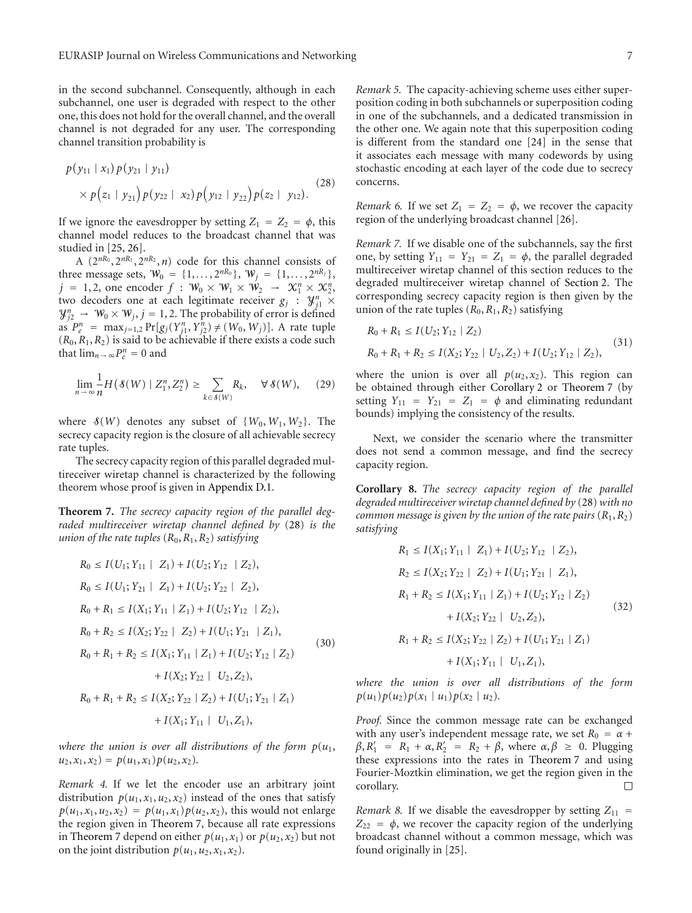in the second subchannel. Consequently, although in each subchannel, one user is degraded with respect to the other one, this does not hold for the overall channel, and the overall channel is not degraded for any user. The corresponding channel transition probability is

$$p(y_{11} \mid x_1) p(y_{21} \mid y_{11}) \times p(z_1 \mid y_{21}) p(y_{22} \mid x_2) p(y_{12} \mid y_{22}) p(z_2 \mid y_{12}). \tag{28}$$

If we ignore the eavesdropper by setting $Z_1 = Z_2 = \phi$, this channel model reduces to the broadcast channel that was studied in [25, 26].

A $(2^{nR_0}, 2^{nR_1}, 2^{nR_2}, n)$ code for this channel consists of three message sets, $\mathcal{W}_0 = \{1, \ldots, 2^{nR_0}\}$, $\mathcal{W}_j = \{1, \ldots, 2^{nR_j}\}$, $j = 1, 2$, one encoder $f : \mathcal{W}_0 \times \mathcal{W}_1 \times \mathcal{W}_2 \to \mathcal{X}_1^n \times \mathcal{X}_2^n$, two decoders one at each legitimate receiver $g_j : \mathcal{Y}_{j1}^n \times \mathcal{Y}_{j2}^n \to \mathcal{W}_0 \times \mathcal{W}_j$, $j = 1, 2$. The probability of error is defined as $P_e^n = \max_{j=1,2} \Pr[g_j(Y_{j1}^n, Y_{j2}^n) \neq (W_0, W_j)]$. A rate tuple $(R_0, R_1, R_2)$ is said to be achievable if there exists a code such that $\lim_{n\to\infty} P_e^n = 0$ and

$$\lim_{n\to\infty} \frac{1}{n} H(\mathcal{S}(W) \mid Z_1^n, Z_2^n) \geq \sum_{k \in \mathcal{S}(W)} R_k, \quad \forall \mathcal{S}(W), \tag{29}$$

where $\mathcal{S}(W)$ denotes any subset of $\{W_0, W_1, W_2\}$. The secrecy capacity region is the closure of all achievable secrecy rate tuples.

The secrecy capacity region of this parallel degraded multireceiver wiretap channel is characterized by the following theorem whose proof is given in Appendix D.1.

**Theorem 7.** *The secrecy capacity region of the parallel degraded multireceiver wiretap channel defined by* (28) *is the union of the rate tuples* $(R_0, R_1, R_2)$ *satisfying*

$$\begin{aligned}
R_0 &\leq I(U_1; Y_{11} \mid Z_1) + I(U_2; Y_{12} \mid Z_2), \\
R_0 &\leq I(U_1; Y_{21} \mid Z_1) + I(U_2; Y_{22} \mid Z_2), \\
R_0 + R_1 &\leq I(X_1; Y_{11} \mid Z_1) + I(U_2; Y_{12} \mid Z_2), \\
R_0 + R_2 &\leq I(X_2; Y_{22} \mid Z_2) + I(U_1; Y_{21} \mid Z_1), \\
R_0 + R_1 + R_2 &\leq I(X_1; Y_{11} \mid Z_1) + I(U_2; Y_{12} \mid Z_2) \\
&\quad + I(X_2; Y_{22} \mid U_2, Z_2), \\
R_0 + R_1 + R_2 &\leq I(X_2; Y_{22} \mid Z_2) + I(U_1; Y_{21} \mid Z_1) \\
&\quad + I(X_1; Y_{11} \mid U_1, Z_1),
\end{aligned} \tag{30}$$

*where the union is over all distributions of the form* $p(u_1, u_2, x_1, x_2) = p(u_1, x_1) p(u_2, x_2)$.

*Remark 4.* If we let the encoder use an arbitrary joint distribution $p(u_1, x_1, u_2, x_2)$ instead of the ones that satisfy $p(u_1, x_1, u_2, x_2) = p(u_1, x_1) p(u_2, x_2)$, this would not enlarge the region given in Theorem 7, because all rate expressions in Theorem 7 depend on either $p(u_1, x_1)$ or $p(u_2, x_2)$ but not on the joint distribution $p(u_1, u_2, x_1, x_2)$.

*Remark 5.* The capacity-achieving scheme uses either superposition coding in both subchannels or superposition coding in one of the subchannels, and a dedicated transmission in the other one. We again note that this superposition coding is different from the standard one [24] in the sense that it associates each message with many codewords by using stochastic encoding at each layer of the code due to secrecy concerns.

*Remark 6.* If we set $Z_1 = Z_2 = \phi$, we recover the capacity region of the underlying broadcast channel [26].

*Remark 7.* If we disable one of the subchannels, say the first one, by setting $Y_{11} = Y_{21} = Z_1 = \phi$, the parallel degraded multireceiver wiretap channel of this section reduces to the degraded multireceiver wiretap channel of Section 2. The corresponding secrecy capacity region is then given by the union of the rate tuples $(R_0, R_1, R_2)$ satisfying

$$\begin{aligned}
R_0 + R_1 &\leq I(U_2; Y_{12} \mid Z_2) \\
R_0 + R_1 + R_2 &\leq I(X_2; Y_{22} \mid U_2, Z_2) + I(U_2; Y_{12} \mid Z_2),
\end{aligned} \tag{31}$$

where the union is over all $p(u_2, x_2)$. This region can be obtained through either Corollary 2 or Theorem 7 (by setting $Y_{11} = Y_{21} = Z_1 = \phi$ and eliminating redundant bounds) implying the consistency of the results.

Next, we consider the scenario where the transmitter does not send a common message, and find the secrecy capacity region.

**Corollary 8.** *The secrecy capacity region of the parallel degraded multireceiver wiretap channel defined by* (28) *with no common message is given by the union of the rate pairs* $(R_1, R_2)$ *satisfying*

$$\begin{aligned}
R_1 &\leq I(X_1; Y_{11} \mid Z_1) + I(U_2; Y_{12} \mid Z_2), \\
R_2 &\leq I(X_2; Y_{22} \mid Z_2) + I(U_1; Y_{21} \mid Z_1), \\
R_1 + R_2 &\leq I(X_1; Y_{11} \mid Z_1) + I(U_2; Y_{12} \mid Z_2) \\
&\quad + I(X_2; Y_{22} \mid U_2, Z_2), \\
R_1 + R_2 &\leq I(X_2; Y_{22} \mid Z_2) + I(U_1; Y_{21} \mid Z_1) \\
&\quad + I(X_1; Y_{11} \mid U_1, Z_1),
\end{aligned} \tag{32}$$

*where the union is over all distributions of the form* $p(u_1) p(u_2) p(x_1 \mid u_1) p(x_2 \mid u_2)$.

*Proof.* Since the common message rate can be exchanged with any user's independent message rate, we set $R_0 = \alpha + \beta$, $R_1' = R_1 + \alpha$, $R_2' = R_2 + \beta$, where $\alpha, \beta \geq 0$. Plugging these expressions into the rates in Theorem 7 and using Fourier-Moztkin elimination, we get the region given in the corollary. □

*Remark 8.* If we disable the eavesdropper by setting $Z_{11} = Z_{22} = \phi$, we recover the capacity region of the underlying broadcast channel without a common message, which was found originally in [25].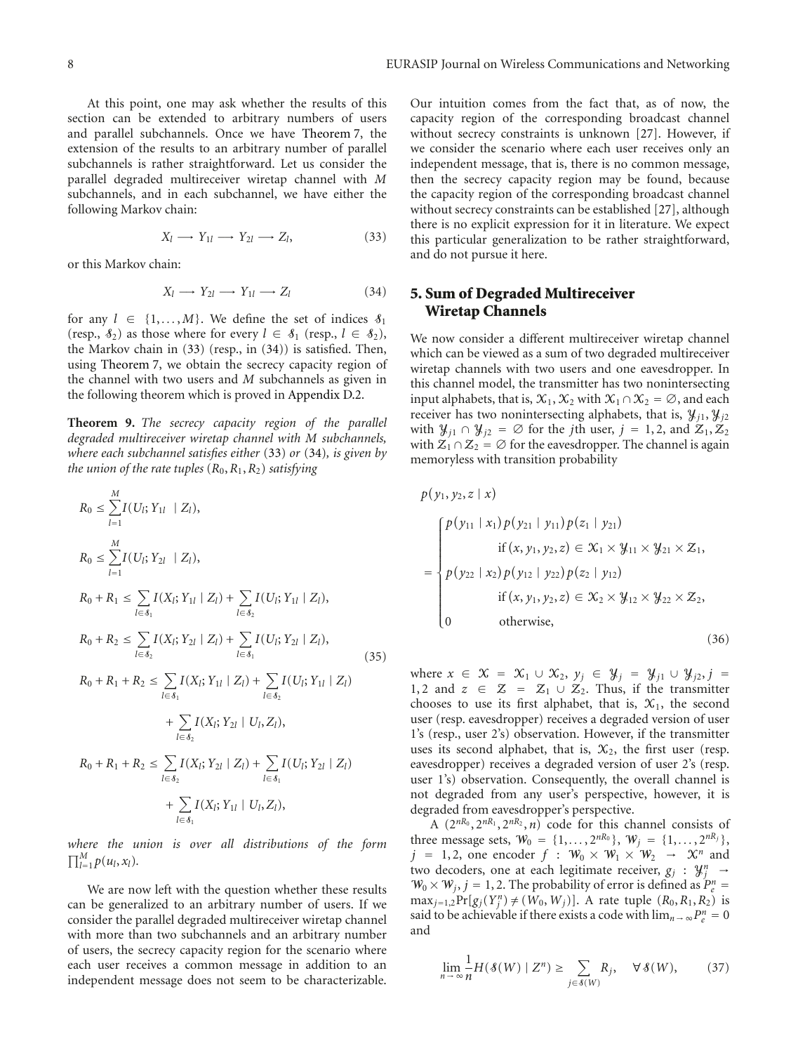At this point, one may ask whether the results of this section can be extended to arbitrary numbers of users and parallel subchannels. Once we have Theorem 7, the extension of the results to an arbitrary number of parallel subchannels is rather straightforward. Let us consider the parallel degraded multireceiver wiretap channel with $M$ subchannels, and in each subchannel, we have either the following Markov chain:

$$X_l \longrightarrow Y_{1l} \longrightarrow Y_{2l} \longrightarrow Z_l, \tag{33}$$

or this Markov chain:

$$X_l \longrightarrow Y_{2l} \longrightarrow Y_{1l} \longrightarrow Z_l \tag{34}$$

for any $l \in \{1, \ldots, M\}$. We define the set of indices $\mathcal{S}_1$ (resp., $\mathcal{S}_2$) as those where for every $l \in \mathcal{S}_1$ (resp., $l \in \mathcal{S}_2$), the Markov chain in (33) (resp., in (34)) is satisfied. Then, using Theorem 7, we obtain the secrecy capacity region of the channel with two users and $M$ subchannels as given in the following theorem which is proved in Appendix D.2.

**Theorem 9.** *The secrecy capacity region of the parallel degraded multireceiver wiretap channel with M subchannels, where each subchannel satisfies either* (33) *or* (34)*, is given by the union of the rate tuples* $(R_0, R_1, R_2)$ *satisfying*

$$\begin{aligned}
R_0 &\leq \sum_{l=1}^{M} I(U_l; Y_{1l} \mid Z_l), \\
R_0 &\leq \sum_{l=1}^{M} I(U_l; Y_{2l} \mid Z_l), \\
R_0 + R_1 &\leq \sum_{l \in \mathcal{S}_1} I(X_l; Y_{1l} \mid Z_l) + \sum_{l \in \mathcal{S}_2} I(U_l; Y_{1l} \mid Z_l), \\
R_0 + R_2 &\leq \sum_{l \in \mathcal{S}_2} I(X_l; Y_{2l} \mid Z_l) + \sum_{l \in \mathcal{S}_1} I(U_l; Y_{2l} \mid Z_l), \\
R_0 + R_1 + R_2 &\leq \sum_{l \in \mathcal{S}_1} I(X_l; Y_{1l} \mid Z_l) + \sum_{l \in \mathcal{S}_2} I(U_l; Y_{1l} \mid Z_l) \\
&\quad + \sum_{l \in \mathcal{S}_2} I(X_l; Y_{2l} \mid U_l, Z_l), \\
R_0 + R_1 + R_2 &\leq \sum_{l \in \mathcal{S}_2} I(X_l; Y_{2l} \mid Z_l) + \sum_{l \in \mathcal{S}_1} I(U_l; Y_{2l} \mid Z_l) \\
&\quad + \sum_{l \in \mathcal{S}_1} I(X_l; Y_{1l} \mid U_l, Z_l),
\end{aligned} \tag{35}$$

*where the union is over all distributions of the form* $\prod_{l=1}^{M} p(u_l, x_l)$.

We are now left with the question whether these results can be generalized to an arbitrary number of users. If we consider the parallel degraded multireceiver wiretap channel with more than two subchannels and an arbitrary number of users, the secrecy capacity region for the scenario where each user receives a common message in addition to an independent message does not seem to be characterizable. Our intuition comes from the fact that, as of now, the capacity region of the corresponding broadcast channel without secrecy constraints is unknown [27]. However, if we consider the scenario where each user receives only an independent message, that is, there is no common message, then the secrecy capacity region may be found, because the capacity region of the corresponding broadcast channel without secrecy constraints can be established [27], although there is no explicit expression for it in literature. We expect this particular generalization to be rather straightforward, and do not pursue it here.

## 5. Sum of Degraded Multireceiver Wiretap Channels

We now consider a different multireceiver wiretap channel which can be viewed as a sum of two degraded multireceiver wiretap channels with two users and one eavesdropper. In this channel model, the transmitter has two nonintersecting input alphabets, that is, $\mathcal{X}_1, \mathcal{X}_2$ with $\mathcal{X}_1 \cap \mathcal{X}_2 = \emptyset$, and each receiver has two nonintersecting alphabets, that is, $\mathcal{Y}_{j1}, \mathcal{Y}_{j2}$ with $\mathcal{Y}_{j1} \cap \mathcal{Y}_{j2} = \emptyset$ for the $j$th user, $j = 1, 2$, and $\mathcal{Z}_1, \mathcal{Z}_2$ with $\mathcal{Z}_1 \cap \mathcal{Z}_2 = \emptyset$ for the eavesdropper. The channel is again memoryless with transition probability

$$p(y_1, y_2, z \mid x) = \begin{cases} p(y_{11} \mid x_1) p(y_{21} \mid y_{11}) p(z_1 \mid y_{21}) \\ \qquad \text{if } (x, y_1, y_2, z) \in \mathcal{X}_1 \times \mathcal{Y}_{11} \times \mathcal{Y}_{21} \times \mathcal{Z}_1, \\ p(y_{22} \mid x_2) p(y_{12} \mid y_{22}) p(z_2 \mid y_{12}) \\ \qquad \text{if } (x, y_1, y_2, z) \in \mathcal{X}_2 \times \mathcal{Y}_{12} \times \mathcal{Y}_{22} \times \mathcal{Z}_2, \\ 0 \qquad \text{otherwise,} \end{cases} \tag{36}$$

where $x \in \mathcal{X} = \mathcal{X}_1 \cup \mathcal{X}_2$, $y_j \in \mathcal{Y}_j = \mathcal{Y}_{j1} \cup \mathcal{Y}_{j2}$, $j = 1, 2$ and $z \in \mathcal{Z} = \mathcal{Z}_1 \cup \mathcal{Z}_2$. Thus, if the transmitter chooses to use its first alphabet, that is, $\mathcal{X}_1$, the second user (resp. eavesdropper) receives a degraded version of user 1's (resp., user 2's) observation. However, if the transmitter uses its second alphabet, that is, $\mathcal{X}_2$, the first user (resp. eavesdropper) receives a degraded version of user 2's (resp. user 1's) observation. Consequently, the overall channel is not degraded from any user's perspective, however, it is degraded from eavesdropper's perspective.

A $(2^{nR_0}, 2^{nR_1}, 2^{nR_2}, n)$ code for this channel consists of three message sets, $\mathcal{W}_0 = \{1, \ldots, 2^{nR_0}\}$, $\mathcal{W}_j = \{1, \ldots, 2^{nR_j}\}$, $j = 1, 2$, one encoder $f : \mathcal{W}_0 \times \mathcal{W}_1 \times \mathcal{W}_2 \rightarrow \mathcal{X}^n$ and two decoders, one at each legitimate receiver, $g_j : \mathcal{Y}_j^n \rightarrow \mathcal{W}_0 \times \mathcal{W}_j$, $j = 1, 2$. The probability of error is defined as $P_e^n = \max_{j=1,2} \Pr[g_j(Y_j^n) \neq (W_0, W_j)]$. A rate tuple $(R_0, R_1, R_2)$ is said to be achievable if there exists a code with $\lim_{n \to \infty} P_e^n = 0$ and

$$\lim_{n \to \infty} \frac{1}{n} H(\mathcal{S}(W) \mid Z^n) \geq \sum_{j \in \mathcal{S}(W)} R_j, \quad \forall \mathcal{S}(W), \tag{37}$$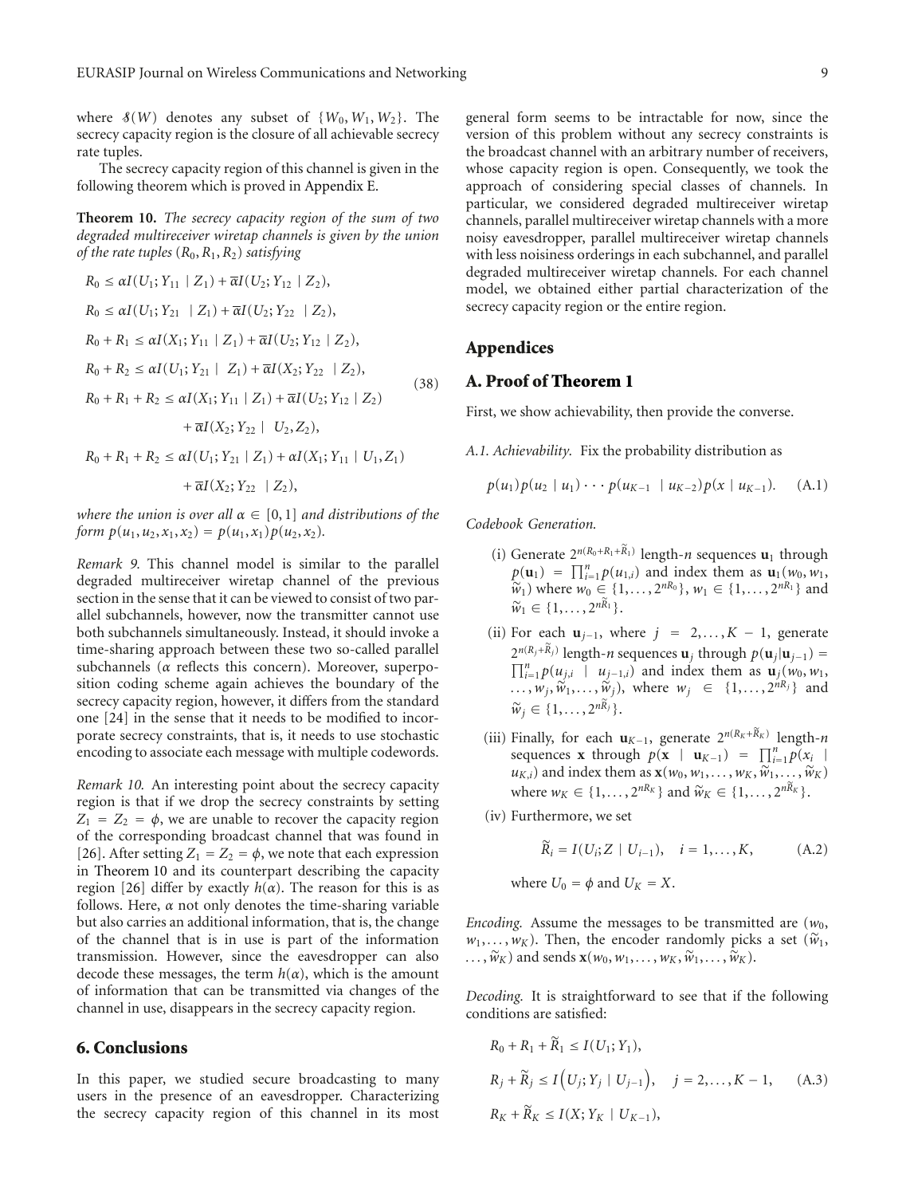where $\mathcal{S}(W)$ denotes any subset of $\{W_0, W_1, W_2\}$. The secrecy capacity region is the closure of all achievable secrecy rate tuples.

The secrecy capacity region of this channel is given in the following theorem which is proved in Appendix E.

**Theorem 10.** *The secrecy capacity region of the sum of two degraded multireceiver wiretap channels is given by the union of the rate tuples $(R_0, R_1, R_2)$ satisfying*

$$
\begin{aligned}
R_0 &\leq \alpha I(U_1; Y_{11} \mid Z_1) + \overline{\alpha} I(U_2; Y_{12} \mid Z_2), \\
R_0 &\leq \alpha I(U_1; Y_{21} \mid Z_1) + \overline{\alpha} I(U_2; Y_{22} \mid Z_2), \\
R_0 + R_1 &\leq \alpha I(X_1; Y_{11} \mid Z_1) + \overline{\alpha} I(U_2; Y_{12} \mid Z_2), \\
R_0 + R_2 &\leq \alpha I(U_1; Y_{21} \mid Z_1) + \overline{\alpha} I(X_2; Y_{22} \mid Z_2), \\
R_0 + R_1 + R_2 &\leq \alpha I(X_1; Y_{11} \mid Z_1) + \overline{\alpha} I(U_2; Y_{12} \mid Z_2) \\
&\quad + \overline{\alpha} I(X_2; Y_{22} \mid U_2, Z_2), \\
R_0 + R_1 + R_2 &\leq \alpha I(U_1; Y_{21} \mid Z_1) + \alpha I(X_1; Y_{11} \mid U_1, Z_1) \\
&\quad + \overline{\alpha} I(X_2; Y_{22} \mid Z_2),
\end{aligned}
\tag{38}
$$

*where the union is over all $\alpha \in [0,1]$ and distributions of the form $p(u_1, u_2, x_1, x_2) = p(u_1, x_1)p(u_2, x_2)$.*

*Remark 9.* This channel model is similar to the parallel degraded multireceiver wiretap channel of the previous section in the sense that it can be viewed to consist of two parallel subchannels, however, now the transmitter cannot use both subchannels simultaneously. Instead, it should invoke a time-sharing approach between these two so-called parallel subchannels ($\alpha$ reflects this concern). Moreover, superposition coding scheme again achieves the boundary of the secrecy capacity region, however, it differs from the standard one [24] in the sense that it needs to be modified to incorporate secrecy constraints, that is, it needs to use stochastic encoding to associate each message with multiple codewords.

*Remark 10.* An interesting point about the secrecy capacity region is that if we drop the secrecy constraints by setting $Z_1 = Z_2 = \phi$, we are unable to recover the capacity region of the corresponding broadcast channel that was found in [26]. After setting $Z_1 = Z_2 = \phi$, we note that each expression in Theorem 10 and its counterpart describing the capacity region [26] differ by exactly $h(\alpha)$. The reason for this is as follows. Here, $\alpha$ not only denotes the time-sharing variable but also carries an additional information, that is, the change of the channel that is in use is part of the information transmission. However, since the eavesdropper can also decode these messages, the term $h(\alpha)$, which is the amount of information that can be transmitted via changes of the channel in use, disappears in the secrecy capacity region.

## 6. Conclusions

In this paper, we studied secure broadcasting to many users in the presence of an eavesdropper. Characterizing the secrecy capacity region of this channel in its most general form seems to be intractable for now, since the version of this problem without any secrecy constraints is the broadcast channel with an arbitrary number of receivers, whose capacity region is open. Consequently, we took the approach of considering special classes of channels. In particular, we considered degraded multireceiver wiretap channels, parallel multireceiver wiretap channels with a more noisy eavesdropper, parallel multireceiver wiretap channels with less noisiness orderings in each subchannel, and parallel degraded multireceiver wiretap channels. For each channel model, we obtained either partial characterization of the secrecy capacity region or the entire region.

## Appendices

## A. Proof of Theorem 1

First, we show achievability, then provide the converse.

*A.1. Achievability.* Fix the probability distribution as

$$
p(u_1)p(u_2 \mid u_1) \cdots p(u_{K-1} \mid u_{K-2})p(x \mid u_{K-1}). \tag{A.1}
$$

*Codebook Generation.*

(i) Generate $2^{n(R_0+R_1+\widetilde{R}_1)}$ length-$n$ sequences $\mathbf{u}_1$ through $p(\mathbf{u}_1) = \prod_{i=1}^n p(u_{1,i})$ and index them as $\mathbf{u}_1(w_0, w_1, \widetilde{w}_1)$ where $w_0 \in \{1, \ldots, 2^{nR_0}\}$, $w_1 \in \{1, \ldots, 2^{nR_1}\}$ and $\widetilde{w}_1 \in \{1, \ldots, 2^{n\widetilde{R}_1}\}$.

(ii) For each $\mathbf{u}_{j-1}$, where $j = 2, \ldots, K-1$, generate $2^{n(R_j+\widetilde{R}_j)}$ length-$n$ sequences $\mathbf{u}_j$ through $p(\mathbf{u}_j|\mathbf{u}_{j-1}) = \prod_{i=1}^n p(u_{j,i} \mid u_{j-1,i})$ and index them as $\mathbf{u}_j(w_0, w_1, \ldots, w_j, \widetilde{w}_1, \ldots, \widetilde{w}_j)$, where $w_j \in \{1, \ldots, 2^{nR_j}\}$ and $\widetilde{w}_j \in \{1, \ldots, 2^{n\widetilde{R}_j}\}$.

(iii) Finally, for each $\mathbf{u}_{K-1}$, generate $2^{n(R_K+\widetilde{R}_K)}$ length-$n$ sequences $\mathbf{x}$ through $p(\mathbf{x} \mid \mathbf{u}_{K-1}) = \prod_{i=1}^n p(x_i \mid u_{K,i})$ and index them as $\mathbf{x}(w_0, w_1, \ldots, w_K, \widetilde{w}_1, \ldots, \widetilde{w}_K)$ where $w_K \in \{1, \ldots, 2^{nR_K}\}$ and $\widetilde{w}_K \in \{1, \ldots, 2^{n\widetilde{R}_K}\}$.

(iv) Furthermore, we set

$$
\widetilde{R}_i = I(U_i; Z \mid U_{i-1}), \quad i = 1, \ldots, K, \tag{A.2}
$$

where $U_0 = \phi$ and $U_K = X$.

*Encoding.* Assume the messages to be transmitted are $(w_0, w_1, \ldots, w_K)$. Then, the encoder randomly picks a set $(\widetilde{w}_1, \ldots, \widetilde{w}_K)$ and sends $\mathbf{x}(w_0, w_1, \ldots, w_K, \widetilde{w}_1, \ldots, \widetilde{w}_K)$.

*Decoding.* It is straightforward to see that if the following conditions are satisfied:

$$
\begin{aligned}
R_0 + R_1 + \widetilde{R}_1 &\leq I(U_1; Y_1), \\
R_j + \widetilde{R}_j &\leq I\left(U_j; Y_j \mid U_{j-1}\right), \quad j = 2, \ldots, K-1, \\
R_K + \widetilde{R}_K &\leq I(X; Y_K \mid U_{K-1}),
\end{aligned}
\tag{A.3}
$$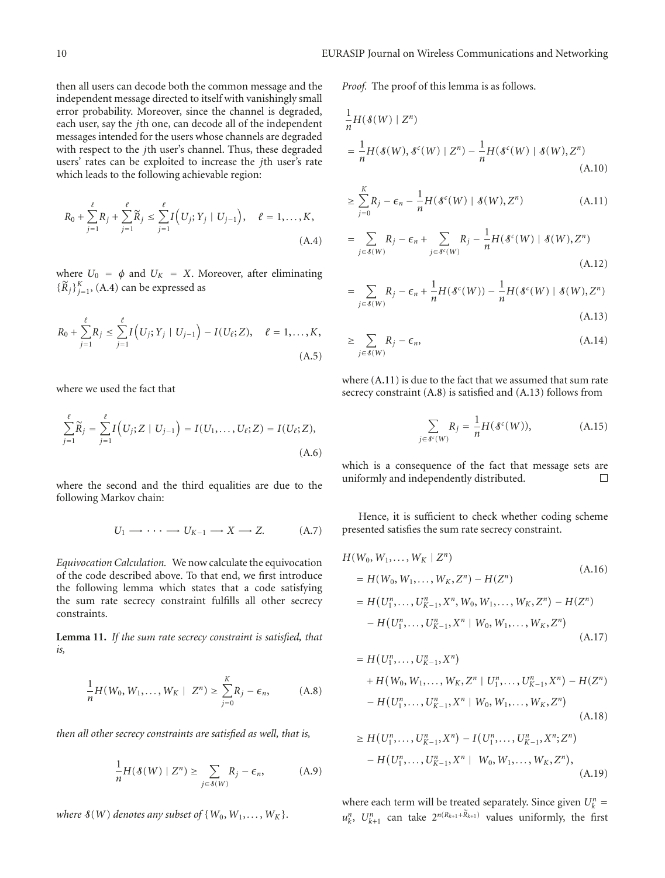then all users can decode both the common message and the independent message directed to itself with vanishingly small error probability. Moreover, since the channel is degraded, each user, say the $j$th one, can decode all of the independent messages intended for the users whose channels are degraded with respect to the $j$th user's channel. Thus, these degraded users' rates can be exploited to increase the $j$th user's rate which leads to the following achievable region:

$$R_0 + \sum_{j=1}^{\ell} R_j + \sum_{j=1}^{\ell} \tilde{R}_j \le \sum_{j=1}^{\ell} I\left(U_j; Y_j \mid U_{j-1}\right), \quad \ell = 1, \ldots, K, \tag{A.4}$$

where $U_0 = \phi$ and $U_K = X$. Moreover, after eliminating $\{\tilde{R}_j\}_{j=1}^{K}$, (A.4) can be expressed as

$$R_0 + \sum_{j=1}^{\ell} R_j \le \sum_{j=1}^{\ell} I\left(U_j; Y_j \mid U_{j-1}\right) - I(U_\ell; Z), \quad \ell = 1, \ldots, K, \tag{A.5}$$

where we used the fact that

$$\sum_{j=1}^{\ell} \tilde{R}_j = \sum_{j=1}^{\ell} I\left(U_j; Z \mid U_{j-1}\right) = I(U_1, \ldots, U_\ell; Z) = I(U_\ell; Z), \tag{A.6}$$

where the second and the third equalities are due to the following Markov chain:

$$U_1 \longrightarrow \cdots \longrightarrow U_{K-1} \longrightarrow X \longrightarrow Z. \tag{A.7}$$

*Equivocation Calculation.* We now calculate the equivocation of the code described above. To that end, we first introduce the following lemma which states that a code satisfying the sum rate secrecy constraint fulfills all other secrecy constraints.

**Lemma 11.** *If the sum rate secrecy constraint is satisfied, that is,*

$$\frac{1}{n} H(W_0, W_1, \ldots, W_K \mid Z^n) \ge \sum_{j=0}^{K} R_j - \epsilon_n, \tag{A.8}$$

*then all other secrecy constraints are satisfied as well, that is,*

$$\frac{1}{n} H(\mathcal{S}(W) \mid Z^n) \ge \sum_{j \in \mathcal{S}(W)} R_j - \epsilon_n, \tag{A.9}$$

*where $\mathcal{S}(W)$ denotes any subset of $\{W_0, W_1, \ldots, W_K\}$.*

*Proof.* The proof of this lemma is as follows.

$$\frac{1}{n} H(\mathcal{S}(W) \mid Z^n)$$
$$= \frac{1}{n} H(\mathcal{S}(W), \mathcal{S}^c(W) \mid Z^n) - \frac{1}{n} H(\mathcal{S}^c(W) \mid \mathcal{S}(W), Z^n) \tag{A.10}$$

$$\ge \sum_{j=0}^{K} R_j - \epsilon_n - \frac{1}{n} H(\mathcal{S}^c(W) \mid \mathcal{S}(W), Z^n) \tag{A.11}$$

$$= \sum_{j \in \mathcal{S}(W)} R_j - \epsilon_n + \sum_{j \in \mathcal{S}^c(W)} R_j - \frac{1}{n} H(\mathcal{S}^c(W) \mid \mathcal{S}(W), Z^n) \tag{A.12}$$

$$= \sum_{j \in \mathcal{S}(W)} R_j - \epsilon_n + \frac{1}{n} H(\mathcal{S}^c(W)) - \frac{1}{n} H(\mathcal{S}^c(W) \mid \mathcal{S}(W), Z^n) \tag{A.13}$$

$$\ge \sum_{j \in \mathcal{S}(W)} R_j - \epsilon_n, \tag{A.14}$$

where (A.11) is due to the fact that we assumed that sum rate secrecy constraint (A.8) is satisfied and (A.13) follows from

$$\sum_{j \in \mathcal{S}^c(W)} R_j = \frac{1}{n} H(\mathcal{S}^c(W)), \tag{A.15}$$

which is a consequence of the fact that message sets are uniformly and independently distributed. $\square$

Hence, it is sufficient to check whether coding scheme presented satisfies the sum rate secrecy constraint.

$$H(W_0, W_1, \ldots, W_K \mid Z^n)$$
$$= H(W_0, W_1, \ldots, W_K, Z^n) - H(Z^n) \tag{A.16}$$

$$= H\left(U_1^n, \ldots, U_{K-1}^n, X^n, W_0, W_1, \ldots, W_K, Z^n\right) - H(Z^n)$$
$$- H\left(U_1^n, \ldots, U_{K-1}^n, X^n \mid W_0, W_1, \ldots, W_K, Z^n\right) \tag{A.17}$$

$$= H\left(U_1^n, \ldots, U_{K-1}^n, X^n\right)$$
$$+ H\left(W_0, W_1, \ldots, W_K, Z^n \mid U_1^n, \ldots, U_{K-1}^n, X^n\right) - H(Z^n)$$
$$- H\left(U_1^n, \ldots, U_{K-1}^n, X^n \mid W_0, W_1, \ldots, W_K, Z^n\right) \tag{A.18}$$

$$\ge H\left(U_1^n, \ldots, U_{K-1}^n, X^n\right) - I\left(U_1^n, \ldots, U_{K-1}^n, X^n; Z^n\right)$$
$$- H\left(U_1^n, \ldots, U_{K-1}^n, X^n \mid W_0, W_1, \ldots, W_K, Z^n\right), \tag{A.19}$$

where each term will be treated separately. Since given $U_k^n = u_k^n$, $U_{k+1}^n$ can take $2^{n(R_{k+1}+\tilde{R}_{k+1})}$ values uniformly, the first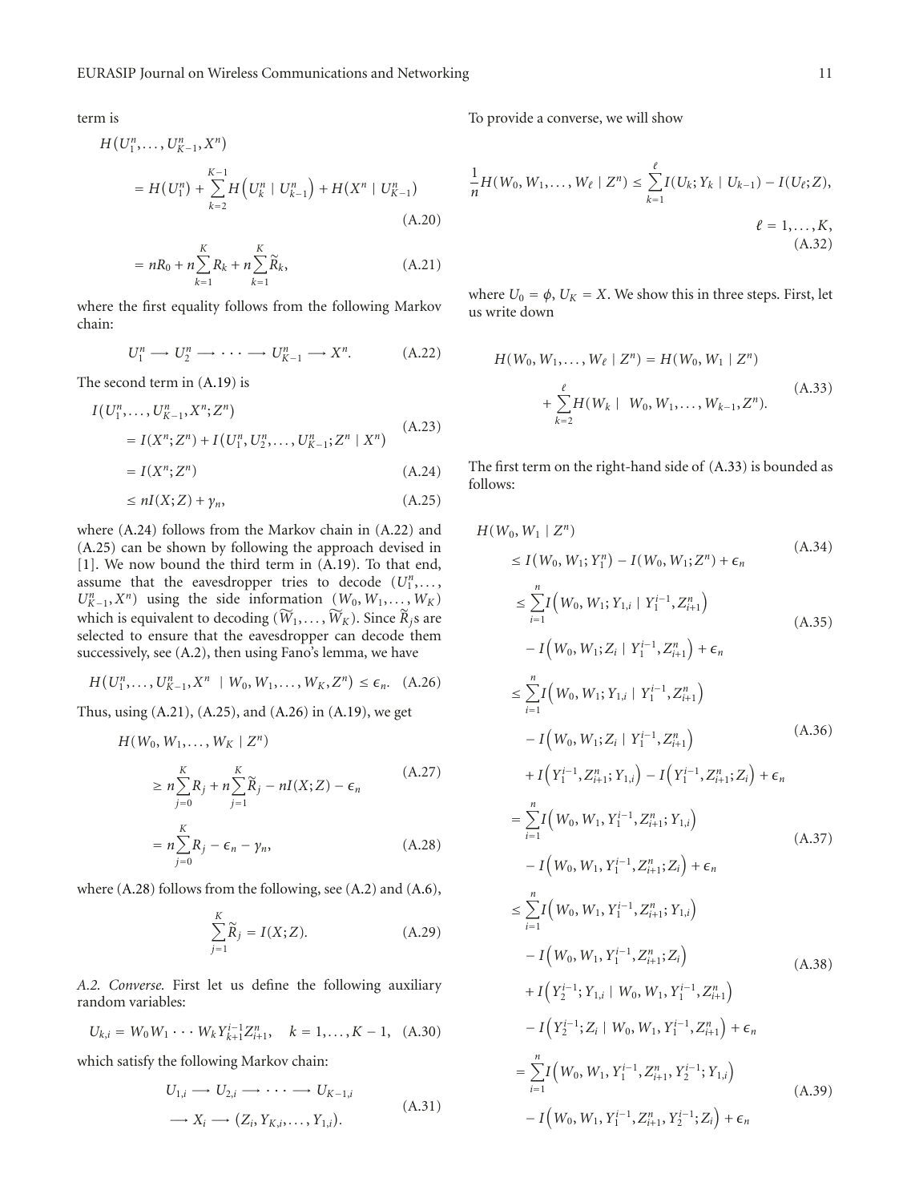term is

$$H(U_1^n,\ldots,U_{K-1}^n,X^n) = H(U_1^n) + \sum_{k=2}^{K-1} H\left(U_k^n \mid U_{k-1}^n\right) + H(X^n \mid U_{K-1}^n) \tag{A.20}$$

$$= nR_0 + n\sum_{k=1}^{K} R_k + n\sum_{k=1}^{K} \widetilde{R}_k, \tag{A.21}$$

where the first equality follows from the following Markov chain:

$$U_1^n \longrightarrow U_2^n \longrightarrow \cdots \longrightarrow U_{K-1}^n \longrightarrow X^n. \tag{A.22}$$

The second term in (A.19) is

$$I(U_1^n,\ldots,U_{K-1}^n,X^n;Z^n) = I(X^n;Z^n) + I(U_1^n,U_2^n,\ldots,U_{K-1}^n;Z^n \mid X^n) \tag{A.23}$$

$$= I(X^n;Z^n) \tag{A.24}$$

$$\leq nI(X;Z) + \gamma_n, \tag{A.25}$$

where (A.24) follows from the Markov chain in (A.22) and (A.25) can be shown by following the approach devised in [1]. We now bound the third term in (A.19). To that end, assume that the eavesdropper tries to decode $(U_1^n,\ldots,U_{K-1}^n,X^n)$ using the side information $(W_0,W_1,\ldots,W_K)$ which is equivalent to decoding $(\widetilde{W}_1,\ldots,\widetilde{W}_K)$. Since $\widetilde{R}_j$s are selected to ensure that the eavesdropper can decode them successively, see (A.2), then using Fano's lemma, we have

$$H(U_1^n,\ldots,U_{K-1}^n,X^n \mid W_0,W_1,\ldots,W_K,Z^n) \leq \epsilon_n. \tag{A.26}$$

Thus, using (A.21), (A.25), and (A.26) in (A.19), we get

$$H(W_0,W_1,\ldots,W_K \mid Z^n) \geq n\sum_{j=0}^{K} R_j + n\sum_{j=1}^{K}\widetilde{R}_j - nI(X;Z) - \epsilon_n \tag{A.27}$$

$$= n\sum_{j=0}^{K} R_j - \epsilon_n - \gamma_n, \tag{A.28}$$

where (A.28) follows from the following, see (A.2) and (A.6),

$$\sum_{j=1}^{K}\widetilde{R}_j = I(X;Z). \tag{A.29}$$

*A.2. Converse.* First let us define the following auxiliary random variables:

$$U_{k,i} = W_0 W_1 \cdots W_k Y_{k+1}^{i-1} Z_{i+1}^n, \quad k = 1,\ldots,K-1, \tag{A.30}$$

which satisfy the following Markov chain:

$$U_{1,i} \longrightarrow U_{2,i} \longrightarrow \cdots \longrightarrow U_{K-1,i} \longrightarrow X_i \longrightarrow (Z_i, Y_{K,i},\ldots,Y_{1,i}). \tag{A.31}$$

To provide a converse, we will show

$$\frac{1}{n}H(W_0,W_1,\ldots,W_\ell \mid Z^n) \leq \sum_{k=1}^{\ell} I(U_k;Y_k \mid U_{k-1}) - I(U_\ell;Z), \quad \ell = 1,\ldots,K, \tag{A.32}$$

where $U_0 = \phi$, $U_K = X$. We show this in three steps. First, let us write down

$$H(W_0,W_1,\ldots,W_\ell \mid Z^n) = H(W_0,W_1 \mid Z^n) + \sum_{k=2}^{\ell} H(W_k \mid W_0,W_1,\ldots,W_{k-1},Z^n). \tag{A.33}$$

The first term on the right-hand side of (A.33) is bounded as follows:

$$H(W_0,W_1 \mid Z^n) \leq I(W_0,W_1;Y_1^n) - I(W_0,W_1;Z^n) + \epsilon_n \tag{A.34}$$

$$\leq \sum_{i=1}^{n} I\left(W_0,W_1;Y_{1,i} \mid Y_1^{i-1},Z_{i+1}^n\right) - I\left(W_0,W_1;Z_i \mid Y_1^{i-1},Z_{i+1}^n\right) + \epsilon_n \tag{A.35}$$

$$\leq \sum_{i=1}^{n} I\left(W_0,W_1;Y_{1,i} \mid Y_1^{i-1},Z_{i+1}^n\right) - I\left(W_0,W_1;Z_i \mid Y_1^{i-1},Z_{i+1}^n\right) + I\left(Y_1^{i-1},Z_{i+1}^n;Y_{1,i}\right) - I\left(Y_1^{i-1},Z_{i+1}^n;Z_i\right) + \epsilon_n \tag{A.36}$$

$$= \sum_{i=1}^{n} I\left(W_0,W_1,Y_1^{i-1},Z_{i+1}^n;Y_{1,i}\right) - I\left(W_0,W_1,Y_1^{i-1},Z_{i+1}^n;Z_i\right) + \epsilon_n \tag{A.37}$$

$$\leq \sum_{i=1}^{n} I\left(W_0,W_1,Y_1^{i-1},Z_{i+1}^n;Y_{1,i}\right) - I\left(W_0,W_1,Y_1^{i-1},Z_{i+1}^n;Z_i\right) + I\left(Y_2^{i-1};Y_{1,i} \mid W_0,W_1,Y_1^{i-1},Z_{i+1}^n\right) - I\left(Y_2^{i-1};Z_i \mid W_0,W_1,Y_1^{i-1},Z_{i+1}^n\right) + \epsilon_n \tag{A.38}$$

$$= \sum_{i=1}^{n} I\left(W_0,W_1,Y_1^{i-1},Z_{i+1}^n,Y_2^{i-1};Y_{1,i}\right) - I\left(W_0,W_1,Y_1^{i-1},Z_{i+1}^n,Y_2^{i-1};Z_i\right) + \epsilon_n \tag{A.39}$$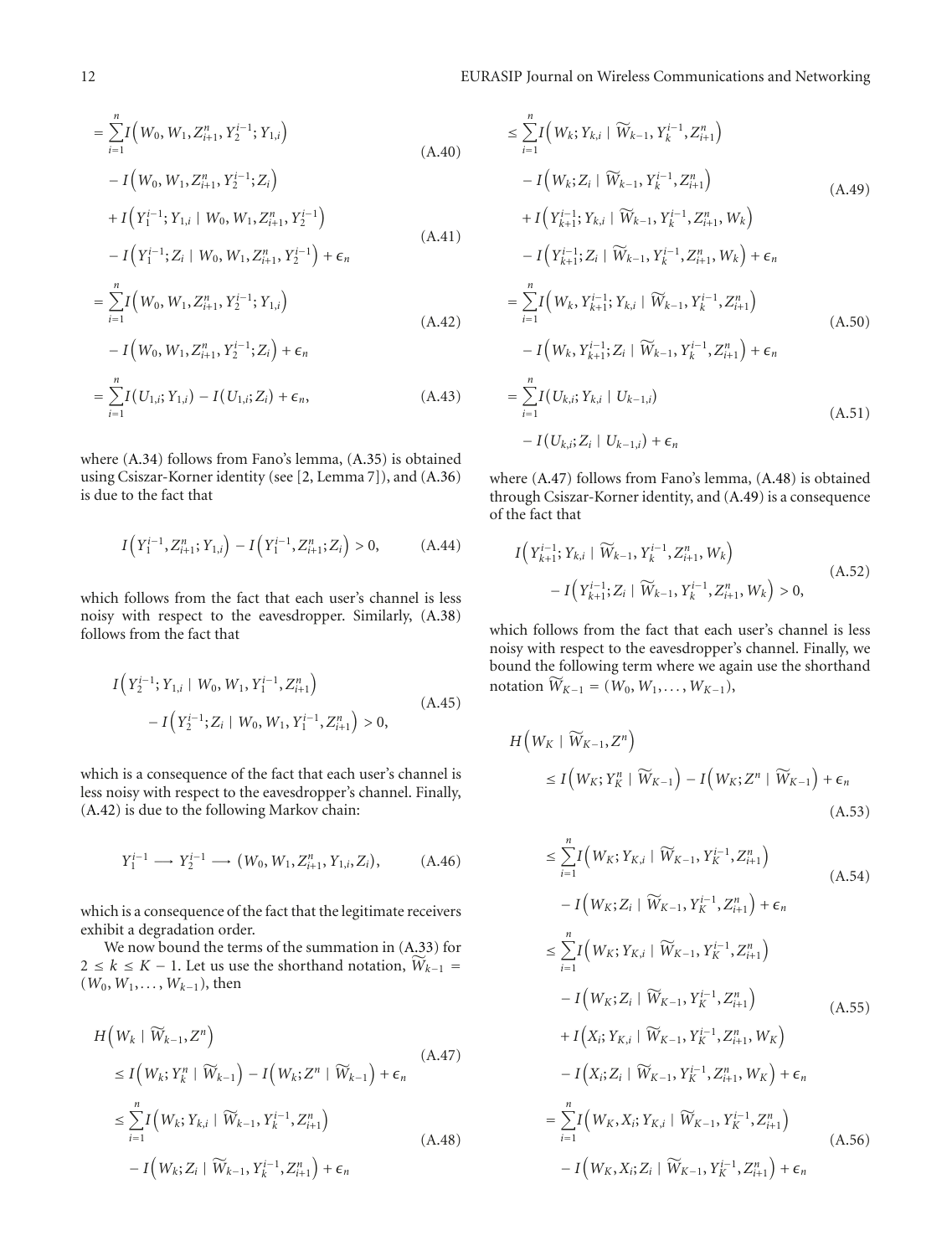$$= \sum_{i=1}^{n} I\left(W_0, W_1, Z_{i+1}^n, Y_2^{i-1}; Y_{1,i}\right) - I\left(W_0, W_1, Z_{i+1}^n, Y_2^{i-1}; Z_i\right) \tag{A.40}$$

$$+ I\left(Y_1^{i-1}; Y_{1,i} \mid W_0, W_1, Z_{i+1}^n, Y_2^{i-1}\right) - I\left(Y_1^{i-1}; Z_i \mid W_0, W_1, Z_{i+1}^n, Y_2^{i-1}\right) + \epsilon_n \tag{A.41}$$

$$= \sum_{i=1}^{n} I\left(W_0, W_1, Z_{i+1}^n, Y_2^{i-1}; Y_{1,i}\right) - I\left(W_0, W_1, Z_{i+1}^n, Y_2^{i-1}; Z_i\right) + \epsilon_n \tag{A.42}$$

$$= \sum_{i=1}^{n} I(U_{1,i}; Y_{1,i}) - I(U_{1,i}; Z_i) + \epsilon_n, \tag{A.43}$$

where (A.34) follows from Fano's lemma, (A.35) is obtained using Csiszar-Korner identity (see [2, Lemma 7]), and (A.36) is due to the fact that

$$I\left(Y_1^{i-1}, Z_{i+1}^n; Y_{1,i}\right) - I\left(Y_1^{i-1}, Z_{i+1}^n; Z_i\right) > 0, \tag{A.44}$$

which follows from the fact that each user's channel is less noisy with respect to the eavesdropper. Similarly, (A.38) follows from the fact that

$$I\left(Y_2^{i-1}; Y_{1,i} \mid W_0, W_1, Y_1^{i-1}, Z_{i+1}^n\right) - I\left(Y_2^{i-1}; Z_i \mid W_0, W_1, Y_1^{i-1}, Z_{i+1}^n\right) > 0, \tag{A.45}$$

which is a consequence of the fact that each user's channel is less noisy with respect to the eavesdropper's channel. Finally, (A.42) is due to the following Markov chain:

$$Y_1^{i-1} \longrightarrow Y_2^{i-1} \longrightarrow (W_0, W_1, Z_{i+1}^n, Y_{1,i}, Z_i), \tag{A.46}$$

which is a consequence of the fact that the legitimate receivers exhibit a degradation order.

We now bound the terms of the summation in (A.33) for $2 \leq k \leq K-1$. Let us use the shorthand notation, $\widetilde{W}_{k-1} = (W_0, W_1, \ldots, W_{k-1})$, then

$$H\left(W_k \mid \widetilde{W}_{k-1}, Z^n\right) \leq I\left(W_k; Y_k^n \mid \widetilde{W}_{k-1}\right) - I\left(W_k; Z^n \mid \widetilde{W}_{k-1}\right) + \epsilon_n \tag{A.47}$$

$$\leq \sum_{i=1}^{n} I\left(W_k; Y_{k,i} \mid \widetilde{W}_{k-1}, Y_k^{i-1}, Z_{i+1}^n\right) - I\left(W_k; Z_i \mid \widetilde{W}_{k-1}, Y_k^{i-1}, Z_{i+1}^n\right) + \epsilon_n \tag{A.48}$$

$$\leq \sum_{i=1}^{n} I\left(W_k; Y_{k,i} \mid \widetilde{W}_{k-1}, Y_k^{i-1}, Z_{i+1}^n\right) - I\left(W_k; Z_i \mid \widetilde{W}_{k-1}, Y_k^{i-1}, Z_{i+1}^n\right) + I\left(Y_{k+1}^{i-1}; Y_{k,i} \mid \widetilde{W}_{k-1}, Y_k^{i-1}, Z_{i+1}^n, W_k\right) - I\left(Y_{k+1}^{i-1}; Z_i \mid \widetilde{W}_{k-1}, Y_k^{i-1}, Z_{i+1}^n, W_k\right) + \epsilon_n \tag{A.49}$$

$$= \sum_{i=1}^{n} I\left(W_k, Y_{k+1}^{i-1}; Y_{k,i} \mid \widetilde{W}_{k-1}, Y_k^{i-1}, Z_{i+1}^n\right) - I\left(W_k, Y_{k+1}^{i-1}; Z_i \mid \widetilde{W}_{k-1}, Y_k^{i-1}, Z_{i+1}^n\right) + \epsilon_n \tag{A.50}$$

$$= \sum_{i=1}^{n} I(U_{k,i}; Y_{k,i} \mid U_{k-1,i}) - I(U_{k,i}; Z_i \mid U_{k-1,i}) + \epsilon_n \tag{A.51}$$

where (A.47) follows from Fano's lemma, (A.48) is obtained through Csiszar-Korner identity, and (A.49) is a consequence of the fact that

$$I\left(Y_{k+1}^{i-1}; Y_{k,i} \mid \widetilde{W}_{k-1}, Y_k^{i-1}, Z_{i+1}^n, W_k\right) - I\left(Y_{k+1}^{i-1}; Z_i \mid \widetilde{W}_{k-1}, Y_k^{i-1}, Z_{i+1}^n, W_k\right) > 0, \tag{A.52}$$

which follows from the fact that each user's channel is less noisy with respect to the eavesdropper's channel. Finally, we bound the following term where we again use the shorthand notation $\widetilde{W}_{K-1} = (W_0, W_1, \ldots, W_{K-1})$,

$$H\left(W_K \mid \widetilde{W}_{K-1}, Z^n\right) \leq I\left(W_K; Y_K^n \mid \widetilde{W}_{K-1}\right) - I\left(W_K; Z^n \mid \widetilde{W}_{K-1}\right) + \epsilon_n \tag{A.53}$$

$$\leq \sum_{i=1}^{n} I\left(W_K; Y_{K,i} \mid \widetilde{W}_{K-1}, Y_K^{i-1}, Z_{i+1}^n\right) - I\left(W_K; Z_i \mid \widetilde{W}_{K-1}, Y_K^{i-1}, Z_{i+1}^n\right) + \epsilon_n \tag{A.54}$$

$$\leq \sum_{i=1}^{n} I\left(W_K; Y_{K,i} \mid \widetilde{W}_{K-1}, Y_K^{i-1}, Z_{i+1}^n\right) - I\left(W_K; Z_i \mid \widetilde{W}_{K-1}, Y_K^{i-1}, Z_{i+1}^n\right) + I\left(X_i; Y_{K,i} \mid \widetilde{W}_{K-1}, Y_K^{i-1}, Z_{i+1}^n, W_K\right) - I\left(X_i; Z_i \mid \widetilde{W}_{K-1}, Y_K^{i-1}, Z_{i+1}^n, W_K\right) + \epsilon_n \tag{A.55}$$

$$= \sum_{i=1}^{n} I\left(W_K, X_i; Y_{K,i} \mid \widetilde{W}_{K-1}, Y_K^{i-1}, Z_{i+1}^n\right) - I\left(W_K, X_i; Z_i \mid \widetilde{W}_{K-1}, Y_K^{i-1}, Z_{i+1}^n\right) + \epsilon_n \tag{A.56}$$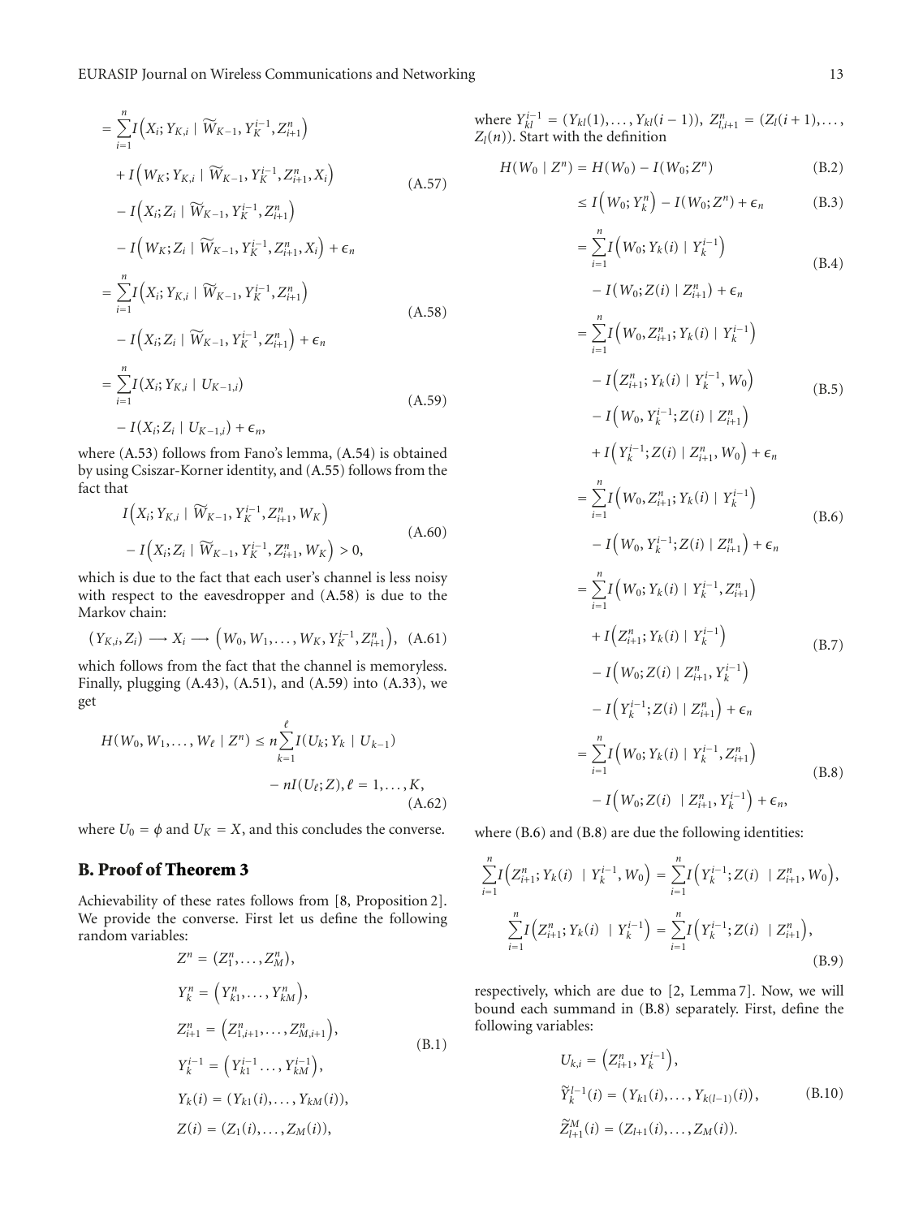$$
\begin{aligned}
&= \sum_{i=1}^{n} I\left(X_i; Y_{K,i} \mid \widetilde{W}_{K-1}, Y_K^{i-1}, Z_{i+1}^n\right) \\
&\quad + I\left(W_K; Y_{K,i} \mid \widetilde{W}_{K-1}, Y_K^{i-1}, Z_{i+1}^n, X_i\right) \\
&\quad - I\left(X_i; Z_i \mid \widetilde{W}_{K-1}, Y_K^{i-1}, Z_{i+1}^n\right) \\
&\quad - I\left(W_K; Z_i \mid \widetilde{W}_{K-1}, Y_K^{i-1}, Z_{i+1}^n, X_i\right) + \epsilon_n
\end{aligned} \tag{A.57}
$$

$$
\begin{aligned}
&= \sum_{i=1}^{n} I\left(X_i; Y_{K,i} \mid \widetilde{W}_{K-1}, Y_K^{i-1}, Z_{i+1}^n\right) \\
&\quad - I\left(X_i; Z_i \mid \widetilde{W}_{K-1}, Y_K^{i-1}, Z_{i+1}^n\right) + \epsilon_n
\end{aligned} \tag{A.58}
$$

$$
\begin{aligned}
&= \sum_{i=1}^{n} I\left(X_i; Y_{K,i} \mid U_{K-1,i}\right) \\
&\quad - I\left(X_i; Z_i \mid U_{K-1,i}\right) + \epsilon_n,
\end{aligned} \tag{A.59}
$$

where (A.53) follows from Fano's lemma, (A.54) is obtained by using Csiszar-Korner identity, and (A.55) follows from the fact that

$$
\begin{aligned}
&I\left(X_i; Y_{K,i} \mid \widetilde{W}_{K-1}, Y_K^{i-1}, Z_{i+1}^n, W_K\right) \\
&\quad - I\left(X_i; Z_i \mid \widetilde{W}_{K-1}, Y_K^{i-1}, Z_{i+1}^n, W_K\right) > 0,
\end{aligned} \tag{A.60}
$$

which is due to the fact that each user's channel is less noisy with respect to the eavesdropper and (A.58) is due to the Markov chain:

$$
\left(Y_{K,i}, Z_i\right) \longrightarrow X_i \longrightarrow \left(W_0, W_1, \ldots, W_K, Y_K^{i-1}, Z_{i+1}^n\right), \tag{A.61}
$$

which follows from the fact that the channel is memoryless. Finally, plugging (A.43), (A.51), and (A.59) into (A.33), we get

$$
\begin{aligned}
H(W_0, W_1, \ldots, W_\ell \mid Z^n) &\leq n \sum_{k=1}^{\ell} I(U_k; Y_k \mid U_{k-1}) \\
&\quad - nI(U_\ell; Z), \ell = 1, \ldots, K,
\end{aligned} \tag{A.62}
$$

where $U_0 = \phi$ and $U_K = X$, and this concludes the converse.

## B. Proof of Theorem 3

Achievability of these rates follows from [8, Proposition 2]. We provide the converse. First let us define the following random variables:

$$
\begin{aligned}
Z^n &= \left(Z_1^n, \ldots, Z_M^n\right), \\
Y_k^n &= \left(Y_{k1}^n, \ldots, Y_{kM}^n\right), \\
Z_{i+1}^n &= \left(Z_{1,i+1}^n, \ldots, Z_{M,i+1}^n\right), \\
Y_k^{i-1} &= \left(Y_{k1}^{i-1} \ldots, Y_{kM}^{i-1}\right), \\
Y_k(i) &= \left(Y_{k1}(i), \ldots, Y_{kM}(i)\right), \\
Z(i) &= \left(Z_1(i), \ldots, Z_M(i)\right),
\end{aligned} \tag{B.1}
$$

where $Y_{kl}^{i-1} = (Y_{kl}(1), \ldots, Y_{kl}(i-1))$, $Z_{l,i+1}^n = (Z_l(i+1), \ldots, Z_l(n))$. Start with the definition

$$
H(W_0 \mid Z^n) = H(W_0) - I(W_0; Z^n) \tag{B.2}
$$

$$
\leq I\left(W_0; Y_k^n\right) - I(W_0; Z^n) + \epsilon_n \tag{B.3}
$$

$$
\begin{aligned}
&= \sum_{i=1}^{n} I\left(W_0; Y_k(i) \mid Y_k^{i-1}\right) \\
&\quad - I\left(W_0; Z(i) \mid Z_{i+1}^n\right) + \epsilon_n
\end{aligned} \tag{B.4}
$$

$$
\begin{aligned}
&= \sum_{i=1}^{n} I\left(W_0, Z_{i+1}^n; Y_k(i) \mid Y_k^{i-1}\right) \\
&\quad - I\left(Z_{i+1}^n; Y_k(i) \mid Y_k^{i-1}, W_0\right) \\
&\quad - I\left(W_0, Y_k^{i-1}; Z(i) \mid Z_{i+1}^n\right) \\
&\quad + I\left(Y_k^{i-1}; Z(i) \mid Z_{i+1}^n, W_0\right) + \epsilon_n
\end{aligned} \tag{B.5}
$$

$$
\begin{aligned}
&= \sum_{i=1}^{n} I\left(W_0, Z_{i+1}^n; Y_k(i) \mid Y_k^{i-1}\right) \\
&\quad - I\left(W_0, Y_k^{i-1}; Z(i) \mid Z_{i+1}^n\right) + \epsilon_n
\end{aligned} \tag{B.6}
$$

$$
\begin{aligned}
&= \sum_{i=1}^{n} I\left(W_0; Y_k(i) \mid Y_k^{i-1}, Z_{i+1}^n\right) \\
&\quad + I\left(Z_{i+1}^n; Y_k(i) \mid Y_k^{i-1}\right) \\
&\quad - I\left(W_0; Z(i) \mid Z_{i+1}^n, Y_k^{i-1}\right) \\
&\quad - I\left(Y_k^{i-1}; Z(i) \mid Z_{i+1}^n\right) + \epsilon_n
\end{aligned} \tag{B.7}
$$

$$
\begin{aligned}
&= \sum_{i=1}^{n} I\left(W_0; Y_k(i) \mid Y_k^{i-1}, Z_{i+1}^n\right) \\
&\quad - I\left(W_0; Z(i) \mid Z_{i+1}^n, Y_k^{i-1}\right) + \epsilon_n,
\end{aligned} \tag{B.8}
$$

where (B.6) and (B.8) are due the following identities:

$$
\begin{aligned}
\sum_{i=1}^{n} I\left(Z_{i+1}^n; Y_k(i) \mid Y_k^{i-1}, W_0\right) &= \sum_{i=1}^{n} I\left(Y_k^{i-1}; Z(i) \mid Z_{i+1}^n, W_0\right), \\
\sum_{i=1}^{n} I\left(Z_{i+1}^n; Y_k(i) \mid Y_k^{i-1}\right) &= \sum_{i=1}^{n} I\left(Y_k^{i-1}; Z(i) \mid Z_{i+1}^n\right),
\end{aligned} \tag{B.9}
$$

respectively, which are due to [2, Lemma 7]. Now, we will bound each summand in (B.8) separately. First, define the following variables:

$$
\begin{aligned}
U_{k,i} &= \left(Z_{i+1}^n, Y_k^{i-1}\right), \\
\widetilde{Y}_k^{l-1}(i) &= \left(Y_{k1}(i), \ldots, Y_{k(l-1)}(i)\right), \\
\widetilde{Z}_{l+1}^M(i) &= \left(Z_{l+1}(i), \ldots, Z_M(i)\right).
\end{aligned} \tag{B.10}
$$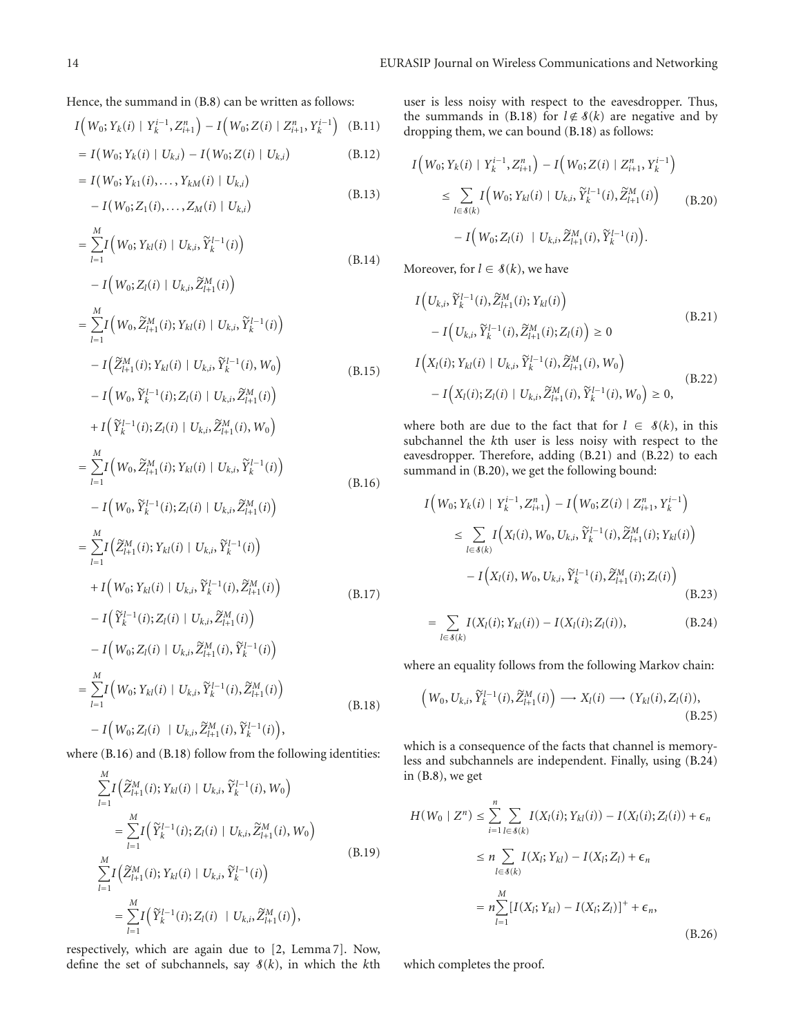Hence, the summand in (B.8) can be written as follows:

$$I\left(W_0; Y_k(i) \mid Y_k^{i-1}, Z_{i+1}^n\right) - I\left(W_0; Z(i) \mid Z_{i+1}^n, Y_k^{i-1}\right) \quad \text{(B.11)}$$

$$= I(W_0; Y_k(i) \mid U_{k,i}) - I(W_0; Z(i) \mid U_{k,i}) \quad \text{(B.12)}$$

$$= I(W_0; Y_{k1}(i), \dots, Y_{kM}(i) \mid U_{k,i}) - I(W_0; Z_1(i), \dots, Z_M(i) \mid U_{k,i}) \quad \text{(B.13)}$$

$$= \sum_{l=1}^{M} I\left(W_0; Y_{kl}(i) \mid U_{k,i}, \widetilde{Y}_k^{l-1}(i)\right) - I\left(W_0; Z_l(i) \mid U_{k,i}, \widetilde{Z}_{l+1}^M(i)\right) \quad \text{(B.14)}$$

$$\begin{aligned}
= \sum_{l=1}^{M} & I\left(W_0, \widetilde{Z}_{l+1}^M(i); Y_{kl}(i) \mid U_{k,i}, \widetilde{Y}_k^{l-1}(i)\right) \\
& - I\left(\widetilde{Z}_{l+1}^M(i); Y_{kl}(i) \mid U_{k,i}, \widetilde{Y}_k^{l-1}(i), W_0\right) \\
& - I\left(W_0, \widetilde{Y}_k^{l-1}(i); Z_l(i) \mid U_{k,i}, \widetilde{Z}_{l+1}^M(i)\right) \\
& + I\left(\widetilde{Y}_k^{l-1}(i); Z_l(i) \mid U_{k,i}, \widetilde{Z}_{l+1}^M(i), W_0\right)
\end{aligned} \quad \text{(B.15)}$$

$$= \sum_{l=1}^{M} I\left(W_0, \widetilde{Z}_{l+1}^M(i); Y_{kl}(i) \mid U_{k,i}, \widetilde{Y}_k^{l-1}(i)\right) - I\left(W_0, \widetilde{Y}_k^{l-1}(i); Z_l(i) \mid U_{k,i}, \widetilde{Z}_{l+1}^M(i)\right) \quad \text{(B.16)}$$

$$\begin{aligned}
= \sum_{l=1}^{M} & I\left(\widetilde{Z}_{l+1}^M(i); Y_{kl}(i) \mid U_{k,i}, \widetilde{Y}_k^{l-1}(i)\right) \\
& + I\left(W_0; Y_{kl}(i) \mid U_{k,i}, \widetilde{Y}_k^{l-1}(i), \widetilde{Z}_{l+1}^M(i)\right) \\
& - I\left(\widetilde{Y}_k^{l-1}(i); Z_l(i) \mid U_{k,i}, \widetilde{Z}_{l+1}^M(i)\right) \\
& - I\left(W_0; Z_l(i) \mid U_{k,i}, \widetilde{Z}_{l+1}^M(i), \widetilde{Y}_k^{l-1}(i)\right)
\end{aligned} \quad \text{(B.17)}$$

$$= \sum_{l=1}^{M} I\left(W_0; Y_{kl}(i) \mid U_{k,i}, \widetilde{Y}_k^{l-1}(i), \widetilde{Z}_{l+1}^M(i)\right) - I\left(W_0; Z_l(i) \mid U_{k,i}, \widetilde{Z}_{l+1}^M(i), \widetilde{Y}_k^{l-1}(i)\right), \quad \text{(B.18)}$$

where (B.16) and (B.18) follow from the following identities:

$$\begin{aligned}
\sum_{l=1}^{M} I\left(\widetilde{Z}_{l+1}^M(i); Y_{kl}(i) \mid U_{k,i}, \widetilde{Y}_k^{l-1}(i), W_0\right) &= \sum_{l=1}^{M} I\left(\widetilde{Y}_k^{l-1}(i); Z_l(i) \mid U_{k,i}, \widetilde{Z}_{l+1}^M(i), W_0\right) \\
\sum_{l=1}^{M} I\left(\widetilde{Z}_{l+1}^M(i); Y_{kl}(i) \mid U_{k,i}, \widetilde{Y}_k^{l-1}(i)\right) &= \sum_{l=1}^{M} I\left(\widetilde{Y}_k^{l-1}(i); Z_l(i) \mid U_{k,i}, \widetilde{Z}_{l+1}^M(i)\right),
\end{aligned} \quad \text{(B.19)}$$

respectively, which are again due to [2, Lemma 7]. Now, define the set of subchannels, say $\mathcal{S}(k)$, in which the $k$th user is less noisy with respect to the eavesdropper. Thus, the summands in (B.18) for $l \notin \mathcal{S}(k)$ are negative and by dropping them, we can bound (B.18) as follows:

$$\begin{aligned}
I\left(W_0; Y_k(i) \mid Y_k^{i-1}, Z_{i+1}^n\right) &- I\left(W_0; Z(i) \mid Z_{i+1}^n, Y_k^{i-1}\right) \\
\leq \sum_{l \in \mathcal{S}(k)} & I\left(W_0; Y_{kl}(i) \mid U_{k,i}, \widetilde{Y}_k^{l-1}(i), \widetilde{Z}_{l+1}^M(i)\right) \\
& - I\left(W_0; Z_l(i) \mid U_{k,i}, \widetilde{Z}_{l+1}^M(i), \widetilde{Y}_k^{l-1}(i)\right).
\end{aligned} \quad \text{(B.20)}$$

Moreover, for $l \in \mathcal{S}(k)$, we have

$$I\left(U_{k,i}, \widetilde{Y}_k^{l-1}(i), \widetilde{Z}_{l+1}^M(i); Y_{kl}(i)\right) - I\left(U_{k,i}, \widetilde{Y}_k^{l-1}(i), \widetilde{Z}_{l+1}^M(i); Z_l(i)\right) \geq 0 \quad \text{(B.21)}$$

$$I\left(X_l(i); Y_{kl}(i) \mid U_{k,i}, \widetilde{Y}_k^{l-1}(i), \widetilde{Z}_{l+1}^M(i), W_0\right) - I\left(X_l(i); Z_l(i) \mid U_{k,i}, \widetilde{Z}_{l+1}^M(i), \widetilde{Y}_k^{l-1}(i), W_0\right) \geq 0, \quad \text{(B.22)}$$

where both are due to the fact that for $l \in \mathcal{S}(k)$, in this subchannel the $k$th user is less noisy with respect to the eavesdropper. Therefore, adding (B.21) and (B.22) to each summand in (B.20), we get the following bound:

$$\begin{aligned}
I\left(W_0; Y_k(i) \mid Y_k^{i-1}, Z_{i+1}^n\right) &- I\left(W_0; Z(i) \mid Z_{i+1}^n, Y_k^{i-1}\right) \\
\leq \sum_{l \in \mathcal{S}(k)} & I\left(X_l(i), W_0, U_{k,i}, \widetilde{Y}_k^{l-1}(i), \widetilde{Z}_{l+1}^M(i); Y_{kl}(i)\right) \\
& - I\left(X_l(i), W_0, U_{k,i}, \widetilde{Y}_k^{l-1}(i), \widetilde{Z}_{l+1}^M(i); Z_l(i)\right)
\end{aligned} \quad \text{(B.23)}$$

$$= \sum_{l \in \mathcal{S}(k)} I(X_l(i); Y_{kl}(i)) - I(X_l(i); Z_l(i)), \quad \text{(B.24)}$$

where an equality follows from the following Markov chain:

$$\left(W_0, U_{k,i}, \widetilde{Y}_k^{l-1}(i), \widetilde{Z}_{l+1}^M(i)\right) \longrightarrow X_l(i) \longrightarrow (Y_{kl}(i), Z_l(i)), \quad \text{(B.25)}$$

which is a consequence of the facts that channel is memoryless and subchannels are independent. Finally, using (B.24) in (B.8), we get

$$\begin{aligned}
H(W_0 \mid Z^n) &\leq \sum_{i=1}^{n} \sum_{l \in \mathcal{S}(k)} I(X_l(i); Y_{kl}(i)) - I(X_l(i); Z_l(i)) + \epsilon_n \\
&\leq n \sum_{l \in \mathcal{S}(k)} I(X_l; Y_{kl}) - I(X_l; Z_l) + \epsilon_n \\
&= n \sum_{l=1}^{M} \left[I(X_l; Y_{kl}) - I(X_l; Z_l)\right]^+ + \epsilon_n,
\end{aligned} \quad \text{(B.26)}$$

which completes the proof.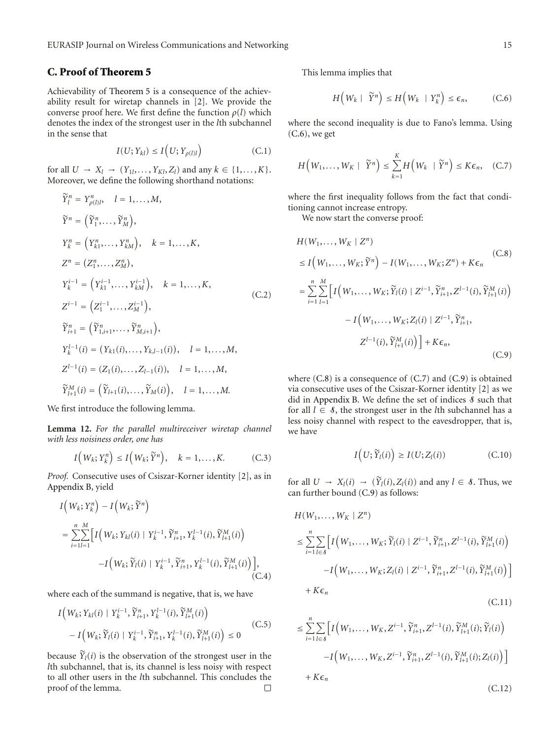## C. Proof of Theorem 5

Achievability of Theorem 5 is a consequence of the achievability result for wiretap channels in [2]. We provide the converse proof here. We first define the function $\rho(l)$ which denotes the index of the strongest user in the $l$th subchannel in the sense that

$$I(U;Y_{kl}) \leq I\left(U;Y_{\rho(l)l}\right) \tag{C.1}$$

for all $U \to X_l \to (Y_{1l},\ldots,Y_{Kl},Z_l)$ and any $k \in \{1,\ldots,K\}$. Moreover, we define the following shorthand notations:

$$\begin{aligned}
\tilde{Y}_l^n &= Y_{\rho(l)l}^n, \quad l = 1,\ldots,M,\\
\tilde{Y}^n &= \left(\tilde{Y}_1^n,\ldots,\tilde{Y}_M^n\right),\\
Y_k^n &= \left(Y_{k1}^n,\ldots,Y_{kM}^n\right), \quad k = 1,\ldots,K,\\
Z^n &= (Z_1^n,\ldots,Z_M^n),\\
Y_k^{i-1} &= \left(Y_{k1}^{i-1},\ldots,Y_{kM}^{i-1}\right), \quad k = 1,\ldots,K,\\
Z^{i-1} &= \left(Z_1^{i-1},\ldots,Z_M^{i-1}\right),\\
\tilde{Y}_{i+1}^n &= \left(\tilde{Y}_{1,i+1}^n,\ldots,\tilde{Y}_{M,i+1}^n\right),\\
Y_k^{l-1}(i) &= (Y_{k1}(i),\ldots,Y_{k,l-1}(i)), \quad l = 1,\ldots,M,\\
Z^{l-1}(i) &= (Z_1(i),\ldots,Z_{l-1}(i)), \quad l = 1,\ldots,M,\\
\tilde{Y}_{l+1}^M(i) &= \left(\tilde{Y}_{l+1}(i),\ldots,\tilde{Y}_M(i)\right), \quad l = 1,\ldots,M.
\end{aligned} \tag{C.2}$$

We first introduce the following lemma.

**Lemma 12.** *For the parallel multireceiver wiretap channel with less noisiness order, one has*

$$I\left(W_k;Y_k^n\right) \leq I\left(W_k;\tilde{Y}^n\right), \quad k = 1,\ldots,K. \tag{C.3}$$

*Proof.* Consecutive uses of Csiszar-Korner identity [2], as in Appendix B, yield

$$\begin{aligned}
&I\left(W_k;Y_k^n\right) - I\left(W_k;\tilde{Y}^n\right)\\
&= \sum_{i=1}^n\sum_{l=1}^M\Big[I\left(W_k;Y_{kl}(i) \mid Y_k^{i-1},\tilde{Y}_{i+1}^n,Y_k^{l-1}(i),\tilde{Y}_{l+1}^M(i)\right)\\
&\qquad -I\left(W_k;\tilde{Y}_l(i) \mid Y_k^{i-1},\tilde{Y}_{i+1}^n,Y_k^{l-1}(i),\tilde{Y}_{l+1}^M(i)\right)\Big],
\end{aligned} \tag{C.4}$$

where each of the summand is negative, that is, we have

$$\begin{aligned}
&I\left(W_k;Y_{kl}(i) \mid Y_k^{i-1},\tilde{Y}_{i+1}^n,Y_k^{l-1}(i),\tilde{Y}_{l+1}^M(i)\right)\\
&\quad - I\left(W_k;\tilde{Y}_l(i) \mid Y_k^{i-1},\tilde{Y}_{i+1}^n,Y_k^{l-1}(i),\tilde{Y}_{l+1}^M(i)\right) \leq 0
\end{aligned} \tag{C.5}$$

because $\tilde{Y}_l(i)$ is the observation of the strongest user in the $l$th subchannel, that is, its channel is less noisy with respect to all other users in the $l$th subchannel. This concludes the proof of the lemma. □

This lemma implies that

$$H\left(W_k \mid \tilde{Y}^n\right) \leq H\left(W_k \mid Y_k^n\right) \leq \epsilon_n, \tag{C.6}$$

where the second inequality is due to Fano's lemma. Using (C.6), we get

$$H\left(W_1,\ldots,W_K \mid \tilde{Y}^n\right) \leq \sum_{k=1}^K H\left(W_k \mid \tilde{Y}^n\right) \leq K\epsilon_n, \tag{C.7}$$

where the first inequality follows from the fact that conditioning cannot increase entropy.

We now start the converse proof:

$$\begin{aligned}
&H(W_1,\ldots,W_K \mid Z^n)\\
&\leq I\left(W_1,\ldots,W_K;\tilde{Y}^n\right) - I(W_1,\ldots,W_K;Z^n) + K\epsilon_n \qquad \text{(C.8)}\\
&= \sum_{i=1}^n\sum_{l=1}^M\Big[I\left(W_1,\ldots,W_K;\tilde{Y}_l(i) \mid Z^{i-1},\tilde{Y}_{i+1}^n,Z^{l-1}(i),\tilde{Y}_{l+1}^M(i)\right)\\
&\qquad - I\left(W_1,\ldots,W_K;Z_l(i) \mid Z^{i-1},\tilde{Y}_{i+1}^n,Z^{l-1}(i),\tilde{Y}_{l+1}^M(i)\right)\Big] + K\epsilon_n, \qquad \text{(C.9)}
\end{aligned}$$

where (C.8) is a consequence of (C.7) and (C.9) is obtained via consecutive uses of the Csiszar-Korner identity [2] as we did in Appendix B. We define the set of indices $\mathcal{S}$ such that for all $l \in \mathcal{S}$, the strongest user in the $l$th subchannel has a less noisy channel with respect to the eavesdropper, that is, we have

$$I\left(U;\tilde{Y}_l(i)\right) \geq I(U;Z_l(i)) \tag{C.10}$$

for all $U \to X_l(i) \to (\tilde{Y}_l(i),Z_l(i))$ and any $l \in \mathcal{S}$. Thus, we can further bound (C.9) as follows:

$$\begin{aligned}
&H(W_1,\ldots,W_K \mid Z^n)\\
&\leq \sum_{i=1}^n\sum_{l\in\mathcal{S}}\Big[I\left(W_1,\ldots,W_K;\tilde{Y}_l(i) \mid Z^{i-1},\tilde{Y}_{i+1}^n,Z^{l-1}(i),\tilde{Y}_{l+1}^M(i)\right)\\
&\qquad -I\left(W_1,\ldots,W_K;Z_l(i) \mid Z^{i-1},\tilde{Y}_{i+1}^n,Z^{l-1}(i),\tilde{Y}_{l+1}^M(i)\right)\Big]\\
&\quad + K\epsilon_n \qquad \text{(C.11)}\\
&\leq \sum_{i=1}^n\sum_{l\in\mathcal{S}}\Big[I\left(W_1,\ldots,W_K,Z^{i-1},\tilde{Y}_{i+1}^n,Z^{l-1}(i),\tilde{Y}_{l+1}^M(i);\tilde{Y}_l(i)\right)\\
&\qquad -I\left(W_1,\ldots,W_K,Z^{i-1},\tilde{Y}_{i+1}^n,Z^{l-1}(i),\tilde{Y}_{l+1}^M(i);Z_l(i)\right)\Big]\\
&\quad + K\epsilon_n \qquad \text{(C.12)}
\end{aligned}$$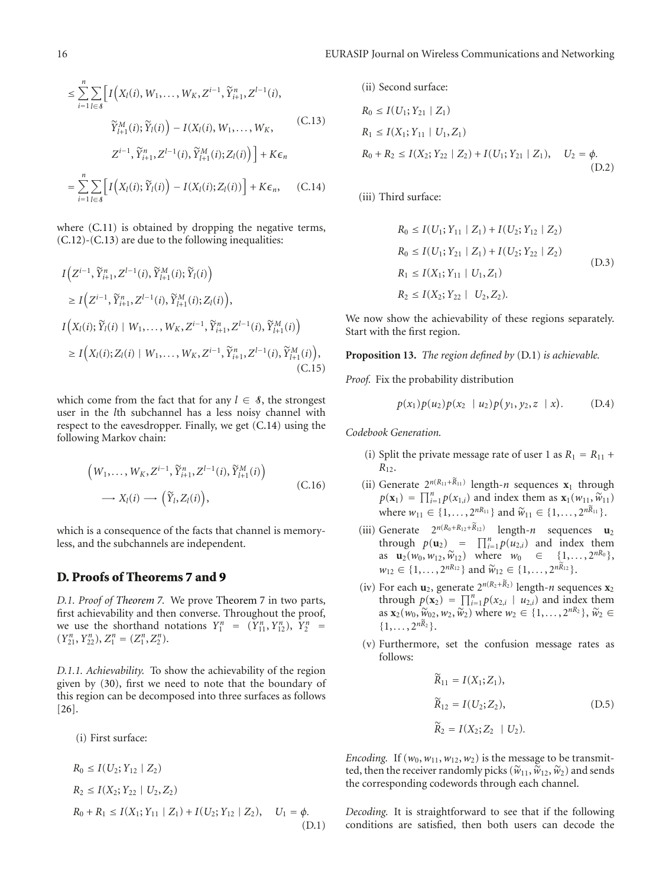$$\leq \sum_{i=1}^{n}\sum_{l\in\mathcal{S}}\Big[I\Big(X_l(i), W_1,\dots,W_K, Z^{i-1}, \tilde{Y}_{i+1}^n, Z^{l-1}(i), \tilde{Y}_{l+1}^M(i); \tilde{Y}_l(i)\Big) - I(X_l(i), W_1,\dots,W_K, Z^{i-1}, \tilde{Y}_{i+1}^n, Z^{l-1}(i), \tilde{Y}_{l+1}^M(i); Z_l(i)\Big)\Big] + K\epsilon_n \tag{C.13}$$

$$= \sum_{i=1}^{n}\sum_{l\in\mathcal{S}}\Big[I\Big(X_l(i); \tilde{Y}_l(i)\Big) - I(X_l(i); Z_l(i))\Big] + K\epsilon_n, \tag{C.14}$$

where (C.11) is obtained by dropping the negative terms, (C.12)-(C.13) are due to the following inequalities:

$$\begin{aligned}
&I\Big(Z^{i-1}, \tilde{Y}_{i+1}^n, Z^{l-1}(i), \tilde{Y}_{l+1}^M(i); \tilde{Y}_l(i)\Big)\\
&\geq I\Big(Z^{i-1}, \tilde{Y}_{i+1}^n, Z^{l-1}(i), \tilde{Y}_{l+1}^M(i); Z_l(i)\Big),\\
&I\Big(X_l(i); \tilde{Y}_l(i) \mid W_1,\dots,W_K, Z^{i-1}, \tilde{Y}_{i+1}^n, Z^{l-1}(i), \tilde{Y}_{l+1}^M(i)\Big)\\
&\geq I\Big(X_l(i); Z_l(i) \mid W_1,\dots,W_K, Z^{i-1}, \tilde{Y}_{i+1}^n, Z^{l-1}(i), \tilde{Y}_{l+1}^M(i)\Big),
\end{aligned} \tag{C.15}$$

which come from the fact that for any $l \in \mathcal{S}$, the strongest user in the $l$th subchannel has a less noisy channel with respect to the eavesdropper. Finally, we get (C.14) using the following Markov chain:

$$\Big(W_1,\dots,W_K, Z^{i-1}, \tilde{Y}_{i+1}^n, Z^{l-1}(i), \tilde{Y}_{l+1}^M(i)\Big) \longrightarrow X_l(i) \longrightarrow \Big(\tilde{Y}_l, Z_l(i)\Big), \tag{C.16}$$

which is a consequence of the facts that channel is memoryless, and the subchannels are independent.

## D. Proofs of Theorems 7 and 9

*D.1. Proof of Theorem 7.* We prove Theorem 7 in two parts, first achievability and then converse. Throughout the proof, we use the shorthand notations $Y_1^n = (Y_{11}^n, Y_{12}^n)$, $Y_2^n = (Y_{21}^n, Y_{22}^n)$, $Z_1^n = (Z_1^n, Z_2^n)$.

*D.1.1. Achievability.* To show the achievability of the region given by (30), first we need to note that the boundary of this region can be decomposed into three surfaces as follows [26].

(i) First surface:

$$\begin{aligned}
&R_0 \leq I(U_2; Y_{12} \mid Z_2)\\
&R_2 \leq I(X_2; Y_{22} \mid U_2, Z_2)\\
&R_0 + R_1 \leq I(X_1; Y_{11} \mid Z_1) + I(U_2; Y_{12} \mid Z_2), \quad U_1 = \phi.
\end{aligned} \tag{D.1}$$

(ii) Second surface:

$$\begin{aligned}
&R_0 \leq I(U_1; Y_{21} \mid Z_1)\\
&R_1 \leq I(X_1; Y_{11} \mid U_1, Z_1)\\
&R_0 + R_2 \leq I(X_2; Y_{22} \mid Z_2) + I(U_1; Y_{21} \mid Z_1), \quad U_2 = \phi.
\end{aligned} \tag{D.2}$$

(iii) Third surface:

$$\begin{aligned}
&R_0 \leq I(U_1; Y_{11} \mid Z_1) + I(U_2; Y_{12} \mid Z_2)\\
&R_0 \leq I(U_1; Y_{21} \mid Z_1) + I(U_2; Y_{22} \mid Z_2)\\
&R_1 \leq I(X_1; Y_{11} \mid U_1, Z_1)\\
&R_2 \leq I(X_2; Y_{22} \mid U_2, Z_2).
\end{aligned} \tag{D.3}$$

We now show the achievability of these regions separately. Start with the first region.

**Proposition 13.** *The region defined by* (D.1) *is achievable.*

*Proof.* Fix the probability distribution

$$p(x_1)p(u_2)p(x_2 \mid u_2)p(y_1, y_2, z \mid x). \tag{D.4}$$

*Codebook Generation.*

(i) Split the private message rate of user 1 as $R_1 = R_{11} + R_{12}$.

(ii) Generate $2^{n(R_{11}+\tilde{R}_{11})}$ length-$n$ sequences $\mathbf{x}_1$ through $p(\mathbf{x}_1) = \prod_{i=1}^n p(x_{1,i})$ and index them as $\mathbf{x}_1(w_{11}, \tilde{w}_{11})$ where $w_{11} \in \{1,\dots,2^{nR_{11}}\}$ and $\tilde{w}_{11} \in \{1,\dots,2^{n\tilde{R}_{11}}\}$.

(iii) Generate $2^{n(R_0+R_{12}+\tilde{R}_{12})}$ length-$n$ sequences $\mathbf{u}_2$ through $p(\mathbf{u}_2) = \prod_{i=1}^n p(u_{2,i})$ and index them as $\mathbf{u}_2(w_0, w_{12}, \tilde{w}_{12})$ where $w_0 \in \{1,\dots,2^{nR_0}\}$, $w_{12} \in \{1,\dots,2^{nR_{12}}\}$ and $\tilde{w}_{12} \in \{1,\dots,2^{n\tilde{R}_{12}}\}$.

(iv) For each $\mathbf{u}_2$, generate $2^{n(R_2+\tilde{R}_2)}$ length-$n$ sequences $\mathbf{x}_2$ through $p(\mathbf{x}_2) = \prod_{i=1}^n p(x_{2,i} \mid u_{2,i})$ and index them as $\mathbf{x}_2(w_0, \tilde{w}_{02}, w_2, \tilde{w}_2)$ where $w_2 \in \{1,\dots,2^{nR_2}\}$, $\tilde{w}_2 \in \{1,\dots,2^{n\tilde{R}_2}\}$.

(v) Furthermore, set the confusion message rates as follows:

$$\begin{aligned}
&\tilde{R}_{11} = I(X_1; Z_1),\\
&\tilde{R}_{12} = I(U_2; Z_2),\\
&\tilde{R}_2 = I(X_2; Z_2 \mid U_2).
\end{aligned} \tag{D.5}$$

*Encoding.* If $(w_0, w_{11}, w_{12}, w_2)$ is the message to be transmitted, then the receiver randomly picks $(\tilde{w}_{11}, \tilde{w}_{12}, \tilde{w}_2)$ and sends the corresponding codewords through each channel.

*Decoding.* It is straightforward to see that if the following conditions are satisfied, then both users can decode the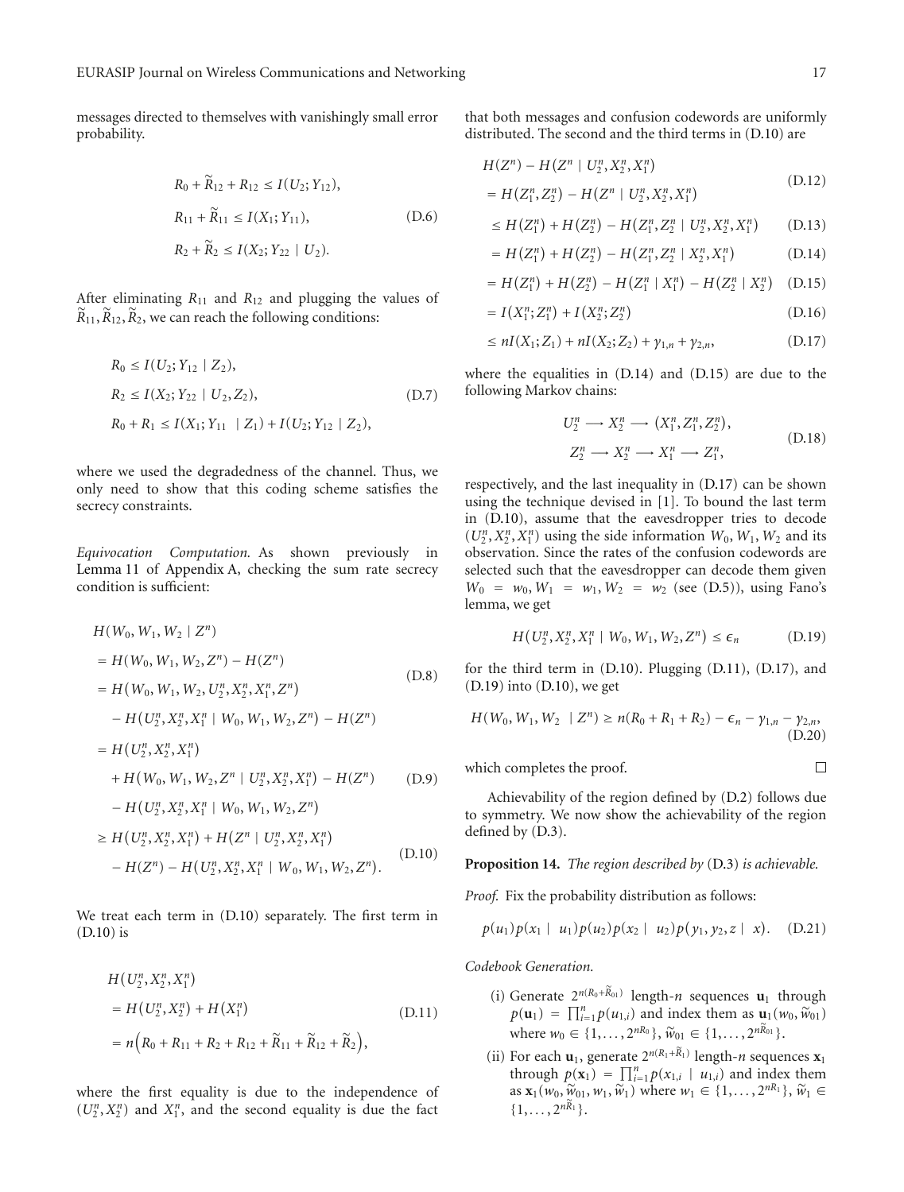messages directed to themselves with vanishingly small error probability.

$$
\begin{aligned}
&R_0 + \widetilde{R}_{12} + R_{12} \leq I(U_2; Y_{12}),\\
&R_{11} + \widetilde{R}_{11} \leq I(X_1; Y_{11}),\\
&R_2 + \widetilde{R}_2 \leq I(X_2; Y_{22} \mid U_2).
\end{aligned}
\tag{D.6}
$$

After eliminating $R_{11}$ and $R_{12}$ and plugging the values of $\widetilde{R}_{11}, \widetilde{R}_{12}, \widetilde{R}_2$, we can reach the following conditions:

$$
\begin{aligned}
&R_0 \leq I(U_2; Y_{12} \mid Z_2),\\
&R_2 \leq I(X_2; Y_{22} \mid U_2, Z_2),\\
&R_0 + R_1 \leq I(X_1; Y_{11} \mid Z_1) + I(U_2; Y_{12} \mid Z_2),
\end{aligned}
\tag{D.7}
$$

where we used the degradedness of the channel. Thus, we only need to show that this coding scheme satisfies the secrecy constraints.

*Equivocation Computation.* As shown previously in Lemma 11 of Appendix A, checking the sum rate secrecy condition is sufficient:

$$
\begin{aligned}
&H(W_0, W_1, W_2 \mid Z^n)\\
&= H(W_0, W_1, W_2, Z^n) - H(Z^n)\\
&= H(W_0, W_1, W_2, U_2^n, X_2^n, X_1^n, Z^n)
\end{aligned}
\tag{D.8}
$$

$$
\begin{aligned}
&\quad - H(U_2^n, X_2^n, X_1^n \mid W_0, W_1, W_2, Z^n) - H(Z^n)\\
&= H(U_2^n, X_2^n, X_1^n)\\
&\quad + H(W_0, W_1, W_2, Z^n \mid U_2^n, X_2^n, X_1^n) - H(Z^n)\\
&\quad - H(U_2^n, X_2^n, X_1^n \mid W_0, W_1, W_2, Z^n)
\end{aligned}
\tag{D.9}
$$

$$
\begin{aligned}
&\geq H(U_2^n, X_2^n, X_1^n) + H(Z^n \mid U_2^n, X_2^n, X_1^n)\\
&\quad - H(Z^n) - H(U_2^n, X_2^n, X_1^n \mid W_0, W_1, W_2, Z^n).
\end{aligned}
\tag{D.10}
$$

We treat each term in (D.10) separately. The first term in (D.10) is

$$
\begin{aligned}
&H(U_2^n, X_2^n, X_1^n)\\
&= H(U_2^n, X_2^n) + H(X_1^n)\\
&= n\Big(R_0 + R_{11} + R_2 + R_{12} + \widetilde{R}_{11} + \widetilde{R}_{12} + \widetilde{R}_2\Big),
\end{aligned}
\tag{D.11}
$$

where the first equality is due to the independence of $(U_2^n, X_2^n)$ and $X_1^n$, and the second equality is due the fact that both messages and confusion codewords are uniformly distributed. The second and the third terms in (D.10) are

$$
\begin{aligned}
&H(Z^n) - H(Z^n \mid U_2^n, X_2^n, X_1^n)\\
&= H(Z_1^n, Z_2^n) - H(Z^n \mid U_2^n, X_2^n, X_1^n)
\end{aligned}
\tag{D.12}
$$

$$
\leq H(Z_1^n) + H(Z_2^n) - H(Z_1^n, Z_2^n \mid U_2^n, X_2^n, X_1^n) \tag{D.13}
$$

$$
= H(Z_1^n) + H(Z_2^n) - H(Z_1^n, Z_2^n \mid X_2^n, X_1^n) \tag{D.14}
$$

$$
= H(Z_1^n) + H(Z_2^n) - H(Z_1^n \mid X_1^n) - H(Z_2^n \mid X_2^n) \tag{D.15}
$$

$$
= I(X_1^n; Z_1^n) + I(X_2^n; Z_2^n) \tag{D.16}
$$

$$
\leq nI(X_1; Z_1) + nI(X_2; Z_2) + \gamma_{1,n} + \gamma_{2,n}, \tag{D.17}
$$

where the equalities in (D.14) and (D.15) are due to the following Markov chains:

$$
\begin{aligned}
&U_2^n \longrightarrow X_2^n \longrightarrow (X_1^n, Z_1^n, Z_2^n),\\
&Z_2^n \longrightarrow X_2^n \longrightarrow X_1^n \longrightarrow Z_1^n,
\end{aligned}
\tag{D.18}
$$

respectively, and the last inequality in (D.17) can be shown using the technique devised in [1]. To bound the last term in (D.10), assume that the eavesdropper tries to decode $(U_2^n, X_2^n, X_1^n)$ using the side information $W_0, W_1, W_2$ and its observation. Since the rates of the confusion codewords are selected such that the eavesdropper can decode them given $W_0 = w_0, W_1 = w_1, W_2 = w_2$ (see (D.5)), using Fano's lemma, we get

$$
H(U_2^n, X_2^n, X_1^n \mid W_0, W_1, W_2, Z^n) \leq \epsilon_n \tag{D.19}
$$

for the third term in (D.10). Plugging (D.11), (D.17), and (D.19) into (D.10), we get

$$
H(W_0, W_1, W_2 \mid Z^n) \geq n(R_0 + R_1 + R_2) - \epsilon_n - \gamma_{1,n} - \gamma_{2,n}, \tag{D.20}
$$

which completes the proof. □

Achievability of the region defined by (D.2) follows due to symmetry. We now show the achievability of the region defined by (D.3).

**Proposition 14.** *The region described by* (D.3) *is achievable.*

*Proof.* Fix the probability distribution as follows:

$$
p(u_1)p(x_1 \mid u_1)p(u_2)p(x_2 \mid u_2)p(y_1, y_2, z \mid x). \tag{D.21}
$$

*Codebook Generation.*

(i) Generate $2^{n(R_0+\widetilde{R}_{01})}$ length-$n$ sequences $\mathbf{u}_1$ through $p(\mathbf{u}_1) = \prod_{i=1}^n p(u_{1,i})$ and index them as $\mathbf{u}_1(w_0, \widetilde{w}_{01})$ where $w_0 \in \{1, \ldots, 2^{nR_0}\}$, $\widetilde{w}_{01} \in \{1, \ldots, 2^{n\widetilde{R}_{01}}\}$.

(ii) For each $\mathbf{u}_1$, generate $2^{n(R_1+\widetilde{R}_1)}$ length-$n$ sequences $\mathbf{x}_1$ through $p(\mathbf{x}_1) = \prod_{i=1}^n p(x_{1,i} \mid u_{1,i})$ and index them as $\mathbf{x}_1(w_0, \widetilde{w}_{01}, w_1, \widetilde{w}_1)$ where $w_1 \in \{1, \ldots, 2^{nR_1}\}$, $\widetilde{w}_1 \in \{1, \ldots, 2^{n\widetilde{R}_1}\}$.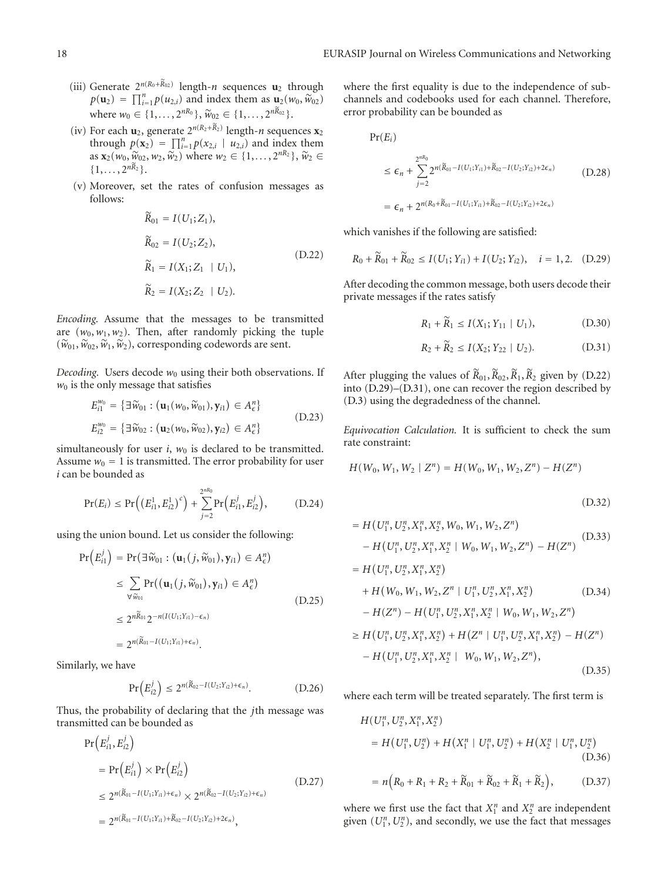(iii) Generate $2^{n(R_0+\widetilde{R}_{02})}$ length-$n$ sequences $\mathbf{u}_2$ through $p(\mathbf{u}_2) = \prod_{i=1}^n p(u_{2,i})$ and index them as $\mathbf{u}_2(w_0, \widetilde{w}_{02})$ where $w_0 \in \{1, \ldots, 2^{nR_0}\}$, $\widetilde{w}_{02} \in \{1, \ldots, 2^{n\widetilde{R}_{02}}\}$.

(iv) For each $\mathbf{u}_2$, generate $2^{n(R_2+\widetilde{R}_2)}$ length-$n$ sequences $\mathbf{x}_2$ through $p(\mathbf{x}_2) = \prod_{i=1}^n p(x_{2,i} \mid u_{2,i})$ and index them as $\mathbf{x}_2(w_0, \widetilde{w}_{02}, w_2, \widetilde{w}_2)$ where $w_2 \in \{1, \ldots, 2^{nR_2}\}$, $\widetilde{w}_2 \in \{1, \ldots, 2^{n\widetilde{R}_2}\}$.

(v) Moreover, set the rates of confusion messages as follows:

$$
\begin{aligned}
\widetilde{R}_{01} &= I(U_1; Z_1), \\
\widetilde{R}_{02} &= I(U_2; Z_2), \\
\widetilde{R}_1 &= I(X_1; Z_1 \mid U_1), \\
\widetilde{R}_2 &= I(X_2; Z_2 \mid U_2).
\end{aligned}
\tag{D.22}
$$

*Encoding.* Assume that the messages to be transmitted are $(w_0, w_1, w_2)$. Then, after randomly picking the tuple $(\widetilde{w}_{01}, \widetilde{w}_{02}, \widetilde{w}_1, \widetilde{w}_2)$, corresponding codewords are sent.

*Decoding.* Users decode $w_0$ using their both observations. If $w_0$ is the only message that satisfies

$$
\begin{aligned}
E_{i1}^{w_0} &= \{\exists \widetilde{w}_{01} : (\mathbf{u}_1(w_0, \widetilde{w}_{01}), \mathbf{y}_{i1}) \in A_\epsilon^n\} \\
E_{i2}^{w_0} &= \{\exists \widetilde{w}_{02} : (\mathbf{u}_2(w_0, \widetilde{w}_{02}), \mathbf{y}_{i2}) \in A_\epsilon^n\}
\end{aligned}
\tag{D.23}
$$

simultaneously for user $i$, $w_0$ is declared to be transmitted. Assume $w_0 = 1$ is transmitted. The error probability for user $i$ can be bounded as

$$
\Pr(E_i) \leq \Pr\left(\left(E_{i1}^1, E_{i2}^1\right)^c\right) + \sum_{j=2}^{2^{nR_0}} \Pr\left(E_{i1}^j, E_{i2}^j\right), \tag{D.24}
$$

using the union bound. Let us consider the following:

$$
\begin{aligned}
\Pr\left(E_{i1}^j\right) &= \Pr(\exists \widetilde{w}_{01} : (\mathbf{u}_1(j, \widetilde{w}_{01}), \mathbf{y}_{i1}) \in A_\epsilon^n) \\
&\leq \sum_{\forall \widetilde{w}_{01}} \Pr((\mathbf{u}_1(j, \widetilde{w}_{01}), \mathbf{y}_{i1}) \in A_\epsilon^n) \\
&\leq 2^{n\widetilde{R}_{01}} 2^{-n(I(U_1;Y_{i1})-\epsilon_n)} \\
&= 2^{n(\widetilde{R}_{01}-I(U_1;Y_{i1})+\epsilon_n)}.
\end{aligned}
\tag{D.25}
$$

Similarly, we have

$$
\Pr\left(E_{i2}^j\right) \leq 2^{n(\widetilde{R}_{02}-I(U_2;Y_{i2})+\epsilon_n)}. \tag{D.26}
$$

Thus, the probability of declaring that the $j$th message was transmitted can be bounded as

$$
\begin{aligned}
\Pr&\left(E_{i1}^j, E_{i2}^j\right) \\
&= \Pr\left(E_{i1}^j\right) \times \Pr\left(E_{i2}^j\right) \\
&\leq 2^{n(\widetilde{R}_{01}-I(U_1;Y_{i1})+\epsilon_n)} \times 2^{n(\widetilde{R}_{02}-I(U_2;Y_{i2})+\epsilon_n)} \\
&= 2^{n(\widetilde{R}_{01}-I(U_1;Y_{i1})+\widetilde{R}_{02}-I(U_2;Y_{i2})+2\epsilon_n)},
\end{aligned}
\tag{D.27}
$$

where the first equality is due to the independence of subchannels and codebooks used for each channel. Therefore, error probability can be bounded as

$$
\begin{aligned}
\Pr&(E_i) \\
&\leq \epsilon_n + \sum_{j=2}^{2^{nR_0}} 2^{n(\widetilde{R}_{01}-I(U_1;Y_{i1})+\widetilde{R}_{02}-I(U_2;Y_{i2})+2\epsilon_n)} \\
&= \epsilon_n + 2^{n(R_0+\widetilde{R}_{01}-I(U_1;Y_{i1})+\widetilde{R}_{02}-I(U_2;Y_{i2})+2\epsilon_n)}
\end{aligned}
\tag{D.28}
$$

which vanishes if the following are satisfied:

$$
R_0 + \widetilde{R}_{01} + \widetilde{R}_{02} \leq I(U_1; Y_{i1}) + I(U_2; Y_{i2}), \quad i = 1, 2. \tag{D.29}
$$

After decoding the common message, both users decode their private messages if the rates satisfy

$$
R_1 + \widetilde{R}_1 \leq I(X_1; Y_{11} \mid U_1), \tag{D.30}
$$

$$
R_2 + \widetilde{R}_2 \leq I(X_2; Y_{22} \mid U_2). \tag{D.31}
$$

After plugging the values of $\widetilde{R}_{01}, \widetilde{R}_{02}, \widetilde{R}_1, \widetilde{R}_2$ given by (D.22) into (D.29)–(D.31), one can recover the region described by (D.3) using the degradedness of the channel.

*Equivocation Calculation.* It is sufficient to check the sum rate constraint:

$$
H(W_0, W_1, W_2 \mid Z^n) = H(W_0, W_1, W_2, Z^n) - H(Z^n) \tag{D.32}
$$

$$
\begin{aligned}
&= H(U_1^n, U_2^n, X_1^n, X_2^n, W_0, W_1, W_2, Z^n) \\
&\quad - H(U_1^n, U_2^n, X_1^n, X_2^n \mid W_0, W_1, W_2, Z^n) - H(Z^n)
\end{aligned}
\tag{D.33}
$$

$$
\begin{aligned}
&= H(U_1^n, U_2^n, X_1^n, X_2^n) \\
&\quad + H(W_0, W_1, W_2, Z^n \mid U_1^n, U_2^n, X_1^n, X_2^n) \\
&\quad - H(Z^n) - H(U_1^n, U_2^n, X_1^n, X_2^n \mid W_0, W_1, W_2, Z^n)
\end{aligned}
\tag{D.34}
$$

$$
\begin{aligned}
&\geq H(U_1^n, U_2^n, X_1^n, X_2^n) + H(Z^n \mid U_1^n, U_2^n, X_1^n, X_2^n) - H(Z^n) \\
&\quad - H(U_1^n, U_2^n, X_1^n, X_2^n \mid W_0, W_1, W_2, Z^n),
\end{aligned}
\tag{D.35}
$$

where each term will be treated separately. The first term is

$$
\begin{aligned}
H&(U_1^n, U_2^n, X_1^n, X_2^n) \\
&= H(U_1^n, U_2^n) + H(X_1^n \mid U_1^n, U_2^n) + H(X_2^n \mid U_1^n, U_2^n)
\end{aligned}
\tag{D.36}
$$

$$
= n\left(R_0 + R_1 + R_2 + \widetilde{R}_{01} + \widetilde{R}_{02} + \widetilde{R}_1 + \widetilde{R}_2\right), \tag{D.37}
$$

where we first use the fact that $X_1^n$ and $X_2^n$ are independent given $(U_1^n, U_2^n)$, and secondly, we use the fact that messages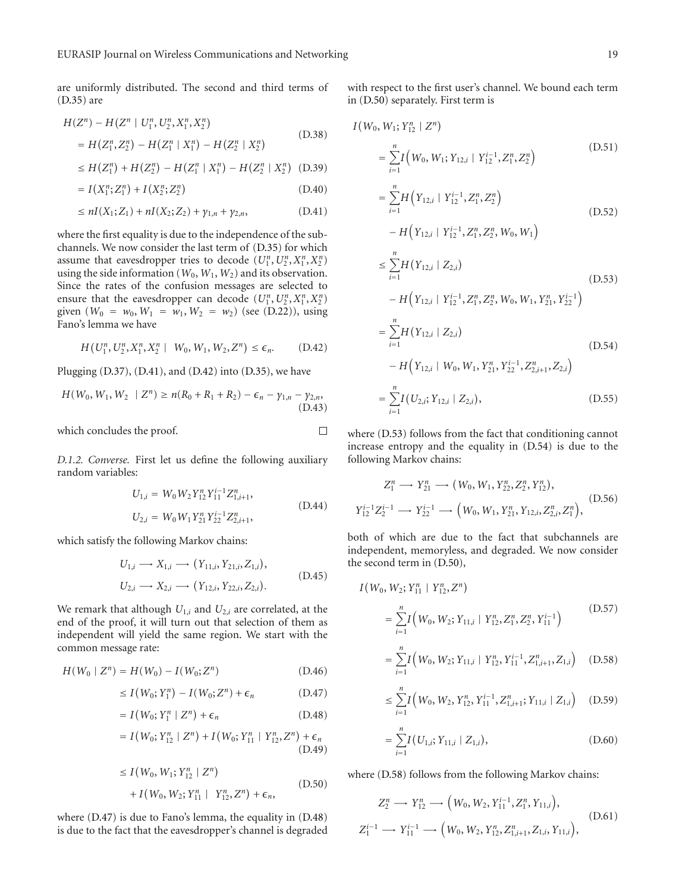are uniformly distributed. The second and third terms of (D.35) are

$$H(Z^n) - H(Z^n \mid U_1^n, U_2^n, X_1^n, X_2^n) = H(Z_1^n, Z_2^n) - H(Z_1^n \mid X_1^n) - H(Z_2^n \mid X_2^n) \tag{D.38}$$

$$\leq H(Z_1^n) + H(Z_2^n) - H(Z_1^n \mid X_1^n) - H(Z_2^n \mid X_2^n) \tag{D.39}$$

$$= I(X_1^n; Z_1^n) + I(X_2^n; Z_2^n) \tag{D.40}$$

$$\leq nI(X_1; Z_1) + nI(X_2; Z_2) + \gamma_{1,n} + \gamma_{2,n}, \tag{D.41}$$

where the first equality is due to the independence of the subchannels. We now consider the last term of (D.35) for which assume that eavesdropper tries to decode $(U_1^n, U_2^n, X_1^n, X_2^n)$ using the side information $(W_0, W_1, W_2)$ and its observation. Since the rates of the confusion messages are selected to ensure that the eavesdropper can decode $(U_1^n, U_2^n, X_1^n, X_2^n)$ given $(W_0 = w_0, W_1 = w_1, W_2 = w_2)$ (see (D.22)), using Fano's lemma we have

$$H(U_1^n, U_2^n, X_1^n, X_2^n \mid W_0, W_1, W_2, Z^n) \leq \epsilon_n. \tag{D.42}$$

Plugging (D.37), (D.41), and (D.42) into (D.35), we have

$$H(W_0, W_1, W_2 \mid Z^n) \geq n(R_0 + R_1 + R_2) - \epsilon_n - \gamma_{1,n} - \gamma_{2,n}, \tag{D.43}$$

which concludes the proof. □

*D.1.2. Converse.* First let us define the following auxiliary random variables:

$$U_{1,i} = W_0 W_2 Y_{12}^n Y_{11}^{i-1} Z_{1,i+1}^n, \quad U_{2,i} = W_0 W_1 Y_{21}^n Y_{22}^{i-1} Z_{2,i+1}^n, \tag{D.44}$$

which satisfy the following Markov chains:

$$U_{1,i} \longrightarrow X_{1,i} \longrightarrow (Y_{11,i}, Y_{21,i}, Z_{1,i}), \quad U_{2,i} \longrightarrow X_{2,i} \longrightarrow (Y_{12,i}, Y_{22,i}, Z_{2,i}). \tag{D.45}$$

We remark that although $U_{1,i}$ and $U_{2,i}$ are correlated, at the end of the proof, it will turn out that selection of them as independent will yield the same region. We start with the common message rate:

$$H(W_0 \mid Z^n) = H(W_0) - I(W_0; Z^n) \tag{D.46}$$

$$\leq I(W_0; Y_1^n) - I(W_0; Z^n) + \epsilon_n \tag{D.47}$$

$$= I(W_0; Y_1^n \mid Z^n) + \epsilon_n \tag{D.48}$$

$$= I(W_0; Y_{12}^n \mid Z^n) + I(W_0; Y_{11}^n \mid Y_{12}^n, Z^n) + \epsilon_n \tag{D.49}$$

$$\leq I(W_0, W_1; Y_{12}^n \mid Z^n) + I(W_0, W_2; Y_{11}^n \mid Y_{12}^n, Z^n) + \epsilon_n, \tag{D.50}$$

where (D.47) is due to Fano's lemma, the equality in (D.48) is due to the fact that the eavesdropper's channel is degraded with respect to the first user's channel. We bound each term in (D.50) separately. First term is

$$I(W_0, W_1; Y_{12}^n \mid Z^n) = \sum_{i=1}^n I(W_0, W_1; Y_{12,i} \mid Y_{12}^{i-1}, Z_1^n, Z_2^n) \tag{D.51}$$

$$= \sum_{i=1}^n H(Y_{12,i} \mid Y_{12}^{i-1}, Z_1^n, Z_2^n) - H(Y_{12,i} \mid Y_{12}^{i-1}, Z_1^n, Z_2^n, W_0, W_1) \tag{D.52}$$

$$\leq \sum_{i=1}^n H(Y_{12,i} \mid Z_{2,i}) - H(Y_{12,i} \mid Y_{12}^{i-1}, Z_1^n, Z_2^n, W_0, W_1, Y_{21}^n, Y_{22}^{i-1}) \tag{D.53}$$

$$= \sum_{i=1}^n H(Y_{12,i} \mid Z_{2,i}) - H(Y_{12,i} \mid W_0, W_1, Y_{21}^n, Y_{22}^{i-1}, Z_{2,i+1}^n, Z_{2,i}) \tag{D.54}$$

$$= \sum_{i=1}^n I(U_{2,i}; Y_{12,i} \mid Z_{2,i}), \tag{D.55}$$

where (D.53) follows from the fact that conditioning cannot increase entropy and the equality in (D.54) is due to the following Markov chains:

$$Z_1^n \longrightarrow Y_{21}^n \longrightarrow (W_0, W_1, Y_{22}^n, Z_2^n, Y_{12}^n), \quad Y_{12}^{i-1} Z_2^{i-1} \longrightarrow Y_{22}^{i-1} \longrightarrow (W_0, W_1, Y_{21}^n, Y_{12,i}, Z_{2,i}^n, Z_1^n), \tag{D.56}$$

both of which are due to the fact that subchannels are independent, memoryless, and degraded. We now consider the second term in (D.50),

$$I(W_0, W_2; Y_{11}^n \mid Y_{12}^n, Z^n) = \sum_{i=1}^n I(W_0, W_2; Y_{11,i} \mid Y_{12}^n, Z_1^n, Z_2^n, Y_{11}^{i-1}) \tag{D.57}$$

$$= \sum_{i=1}^n I(W_0, W_2; Y_{11,i} \mid Y_{12}^n, Y_{11}^{i-1}, Z_{1,i+1}^n, Z_{1,i}) \tag{D.58}$$

$$\leq \sum_{i=1}^n I(W_0, W_2, Y_{12}^n, Y_{11}^{i-1}, Z_{1,i+1}^n; Y_{11,i} \mid Z_{1,i}) \tag{D.59}$$

$$= \sum_{i=1}^n I(U_{1,i}; Y_{11,i} \mid Z_{1,i}), \tag{D.60}$$

where (D.58) follows from the following Markov chains:

$$Z_2^n \longrightarrow Y_{12}^n \longrightarrow (W_0, W_2, Y_{11}^{i-1}, Z_1^n, Y_{11,i}), \quad Z_1^{i-1} \longrightarrow Y_{11}^{i-1} \longrightarrow (W_0, W_2, Y_{12}^n, Z_{1,i+1}^n, Z_{1,i}, Y_{11,i}), \tag{D.61}$$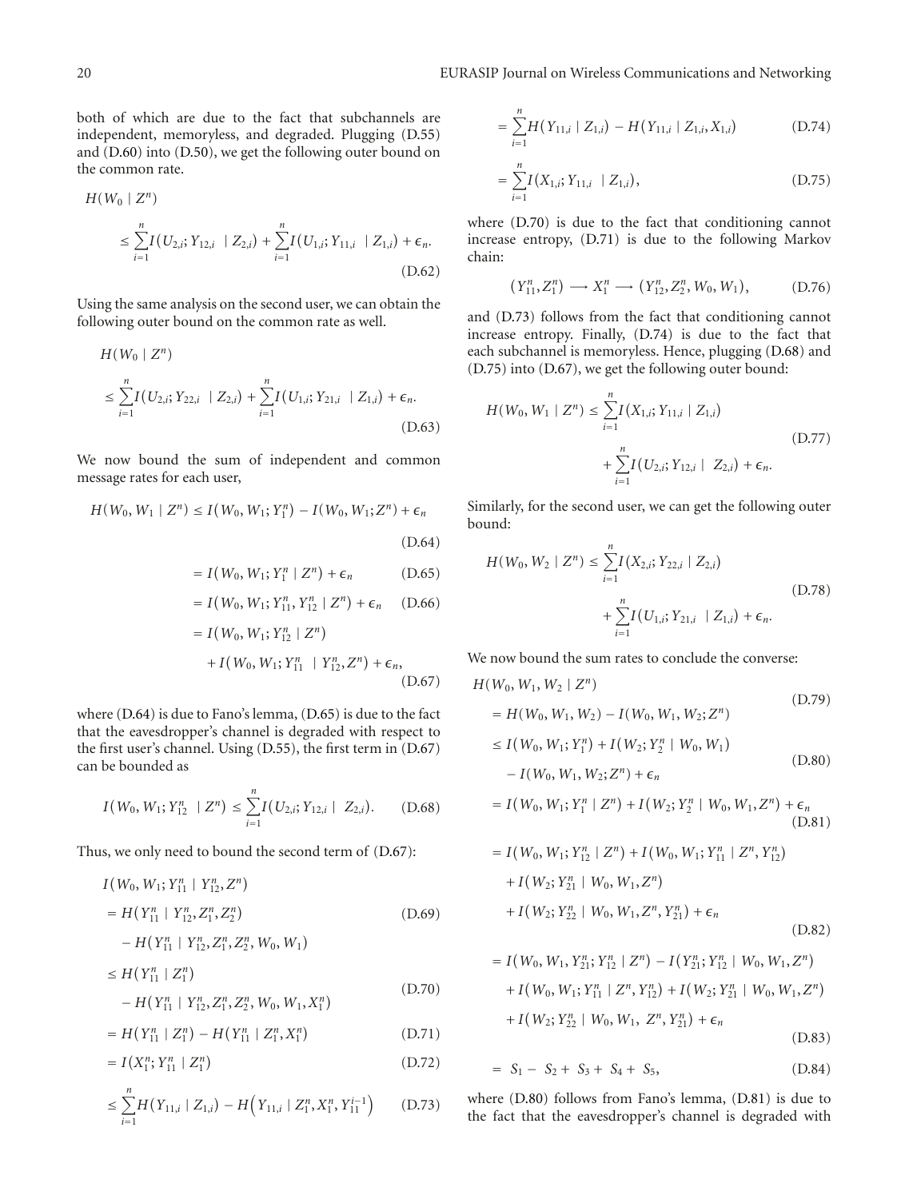both of which are due to the fact that subchannels are independent, memoryless, and degraded. Plugging (D.55) and (D.60) into (D.50), we get the following outer bound on the common rate.

$$H(W_0 \mid Z^n) \leq \sum_{i=1}^{n} I(U_{2,i}; Y_{12,i} \mid Z_{2,i}) + \sum_{i=1}^{n} I(U_{1,i}; Y_{11,i} \mid Z_{1,i}) + \epsilon_n. \tag{D.62}$$

Using the same analysis on the second user, we can obtain the following outer bound on the common rate as well.

$$H(W_0 \mid Z^n) \leq \sum_{i=1}^{n} I(U_{2,i}; Y_{22,i} \mid Z_{2,i}) + \sum_{i=1}^{n} I(U_{1,i}; Y_{21,i} \mid Z_{1,i}) + \epsilon_n. \tag{D.63}$$

We now bound the sum of independent and common message rates for each user,

$$\begin{aligned}
H(W_0, W_1 \mid Z^n) &\leq I(W_0, W_1; Y_1^n) - I(W_0, W_1; Z^n) + \epsilon_n && \text{(D.64)}\\
&= I(W_0, W_1; Y_1^n \mid Z^n) + \epsilon_n && \text{(D.65)}\\
&= I(W_0, W_1; Y_{11}^n, Y_{12}^n \mid Z^n) + \epsilon_n && \text{(D.66)}\\
&= I(W_0, W_1; Y_{12}^n \mid Z^n) + I(W_0, W_1; Y_{11}^n \mid Y_{12}^n, Z^n) + \epsilon_n, && \text{(D.67)}
\end{aligned}$$

where (D.64) is due to Fano's lemma, (D.65) is due to the fact that the eavesdropper's channel is degraded with respect to the first user's channel. Using (D.55), the first term in (D.67) can be bounded as

$$I(W_0, W_1; Y_{12}^n \mid Z^n) \leq \sum_{i=1}^{n} I(U_{2,i}; Y_{12,i} \mid Z_{2,i}). \tag{D.68}$$

Thus, we only need to bound the second term of (D.67):

$$\begin{aligned}
I(W_0, W_1; Y_{11}^n \mid Y_{12}^n, Z^n) &= H(Y_{11}^n \mid Y_{12}^n, Z_1^n, Z_2^n) - H(Y_{11}^n \mid Y_{12}^n, Z_1^n, Z_2^n, W_0, W_1) && \text{(D.69)}\\
&\leq H(Y_{11}^n \mid Z_1^n) - H(Y_{11}^n \mid Y_{12}^n, Z_1^n, Z_2^n, W_0, W_1, X_1^n) && \text{(D.70)}\\
&= H(Y_{11}^n \mid Z_1^n) - H(Y_{11}^n \mid Z_1^n, X_1^n) && \text{(D.71)}\\
&= I(X_1^n; Y_{11}^n \mid Z_1^n) && \text{(D.72)}\\
&\leq \sum_{i=1}^{n} H(Y_{11,i} \mid Z_{1,i}) - H\left(Y_{11,i} \mid Z_1^n, X_1^n, Y_{11}^{i-1}\right) && \text{(D.73)}\\
&= \sum_{i=1}^{n} H(Y_{11,i} \mid Z_{1,i}) - H(Y_{11,i} \mid Z_{1,i}, X_{1,i}) && \text{(D.74)}\\
&= \sum_{i=1}^{n} I(X_{1,i}; Y_{11,i} \mid Z_{1,i}), && \text{(D.75)}
\end{aligned}$$

where (D.70) is due to the fact that conditioning cannot increase entropy, (D.71) is due to the following Markov chain:

$$(Y_{11}^n, Z_1^n) \longrightarrow X_1^n \longrightarrow (Y_{12}^n, Z_2^n, W_0, W_1), \tag{D.76}$$

and (D.73) follows from the fact that conditioning cannot increase entropy. Finally, (D.74) is due to the fact that each subchannel is memoryless. Hence, plugging (D.68) and (D.75) into (D.67), we get the following outer bound:

$$H(W_0, W_1 \mid Z^n) \leq \sum_{i=1}^{n} I(X_{1,i}; Y_{11,i} \mid Z_{1,i}) + \sum_{i=1}^{n} I(U_{2,i}; Y_{12,i} \mid Z_{2,i}) + \epsilon_n. \tag{D.77}$$

Similarly, for the second user, we can get the following outer bound:

$$H(W_0, W_2 \mid Z^n) \leq \sum_{i=1}^{n} I(X_{2,i}; Y_{22,i} \mid Z_{2,i}) + \sum_{i=1}^{n} I(U_{1,i}; Y_{21,i} \mid Z_{1,i}) + \epsilon_n. \tag{D.78}$$

We now bound the sum rates to conclude the converse:

$$\begin{aligned}
H(W_0, W_1, W_2 \mid Z^n) &= H(W_0, W_1, W_2) - I(W_0, W_1, W_2; Z^n) && \text{(D.79)}\\
&\leq I(W_0, W_1; Y_1^n) + I(W_2; Y_2^n \mid W_0, W_1) - I(W_0, W_1, W_2; Z^n) + \epsilon_n && \text{(D.80)}\\
&= I(W_0, W_1; Y_1^n \mid Z^n) + I(W_2; Y_2^n \mid W_0, W_1, Z^n) + \epsilon_n && \text{(D.81)}\\
&= I(W_0, W_1; Y_{12}^n \mid Z^n) + I(W_0, W_1; Y_{11}^n \mid Z^n, Y_{12}^n) \\
&\quad + I(W_2; Y_{21}^n \mid W_0, W_1, Z^n) \\
&\quad + I(W_2; Y_{22}^n \mid W_0, W_1, Z^n, Y_{21}^n) + \epsilon_n && \text{(D.82)}\\
&= I(W_0, W_1, Y_{21}^n; Y_{12}^n \mid Z^n) - I(Y_{21}^n; Y_{12}^n \mid W_0, W_1, Z^n) \\
&\quad + I(W_0, W_1; Y_{11}^n \mid Z^n, Y_{12}^n) + I(W_2; Y_{21}^n \mid W_0, W_1, Z^n) \\
&\quad + I(W_2; Y_{22}^n \mid W_0, W_1, Z^n, Y_{21}^n) + \epsilon_n && \text{(D.83)}\\
&= S_1 - S_2 + S_3 + S_4 + S_5, && \text{(D.84)}
\end{aligned}$$

where (D.80) follows from Fano's lemma, (D.81) is due to the fact that the eavesdropper's channel is degraded with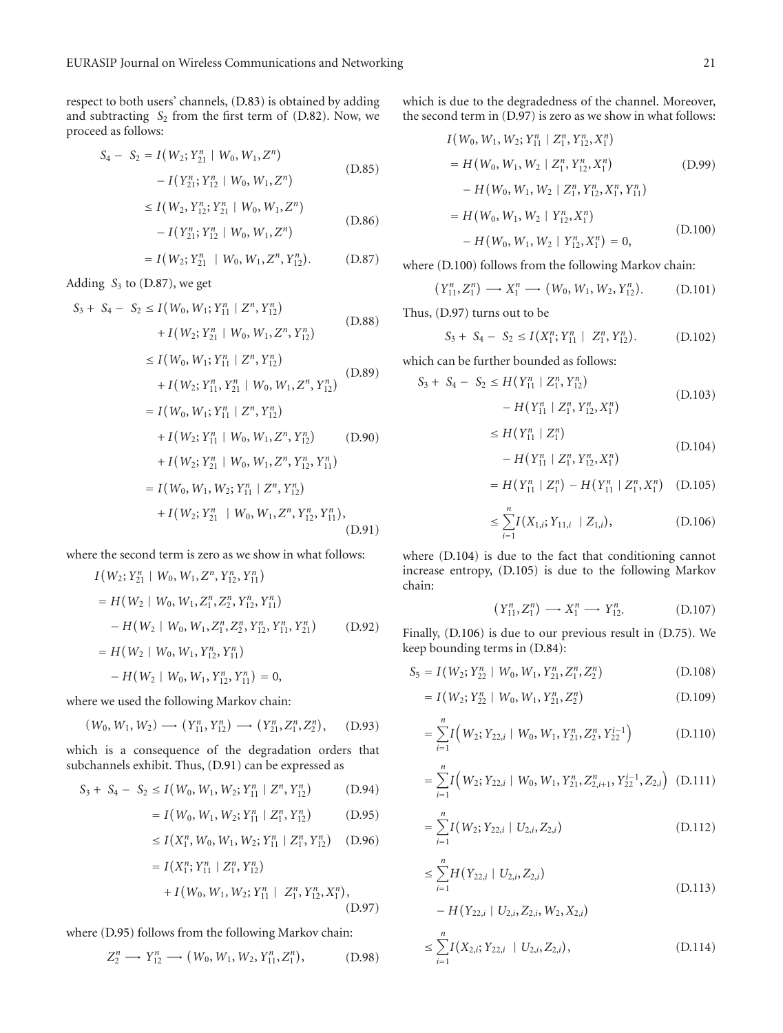respect to both users' channels, (D.83) is obtained by adding and subtracting $S_2$ from the first term of (D.82). Now, we proceed as follows:

$$S_4 - S_2 = I(W_2; Y_{21}^n \mid W_0, W_1, Z^n) - I(Y_{21}^n; Y_{12}^n \mid W_0, W_1, Z^n) \tag{D.85}$$

$$\leq I(W_2, Y_{12}^n; Y_{21}^n \mid W_0, W_1, Z^n) - I(Y_{21}^n; Y_{12}^n \mid W_0, W_1, Z^n) \tag{D.86}$$

$$= I(W_2; Y_{21}^n \mid W_0, W_1, Z^n, Y_{12}^n). \tag{D.87}$$

Adding $S_3$ to (D.87), we get

$$S_3 + S_4 - S_2 \leq I(W_0, W_1; Y_{11}^n \mid Z^n, Y_{12}^n) + I(W_2; Y_{21}^n \mid W_0, W_1, Z^n, Y_{12}^n) \tag{D.88}$$

$$\leq I(W_0, W_1; Y_{11}^n \mid Z^n, Y_{12}^n) + I(W_2; Y_{11}^n, Y_{21}^n \mid W_0, W_1, Z^n, Y_{12}^n) \tag{D.89}$$

$$= I(W_0, W_1; Y_{11}^n \mid Z^n, Y_{12}^n) + I(W_2; Y_{11}^n \mid W_0, W_1, Z^n, Y_{12}^n) + I(W_2; Y_{21}^n \mid W_0, W_1, Z^n, Y_{12}^n, Y_{11}^n) \tag{D.90}$$

$$= I(W_0, W_1, W_2; Y_{11}^n \mid Z^n, Y_{12}^n) + I(W_2; Y_{21}^n \mid W_0, W_1, Z^n, Y_{12}^n, Y_{11}^n), \tag{D.91}$$

where the second term is zero as we show in what follows:

$$I(W_2; Y_{21}^n \mid W_0, W_1, Z^n, Y_{12}^n, Y_{11}^n)$$

$$= H(W_2 \mid W_0, W_1, Z_1^n, Z_2^n, Y_{12}^n, Y_{11}^n) - H(W_2 \mid W_0, W_1, Z_1^n, Z_2^n, Y_{12}^n, Y_{11}^n, Y_{21}^n) \tag{D.92}$$

$$= H(W_2 \mid W_0, W_1, Y_{12}^n, Y_{11}^n) - H(W_2 \mid W_0, W_1, Y_{12}^n, Y_{11}^n) = 0,$$

where we used the following Markov chain:

$$(W_0, W_1, W_2) \longrightarrow (Y_{11}^n, Y_{12}^n) \longrightarrow (Y_{21}^n, Z_1^n, Z_2^n), \tag{D.93}$$

which is a consequence of the degradation orders that subchannels exhibit. Thus, (D.91) can be expressed as

$$S_3 + S_4 - S_2 \leq I(W_0, W_1, W_2; Y_{11}^n \mid Z^n, Y_{12}^n) \tag{D.94}$$

$$= I(W_0, W_1, W_2; Y_{11}^n \mid Z_1^n, Y_{12}^n) \tag{D.95}$$

$$\leq I(X_1^n, W_0, W_1, W_2; Y_{11}^n \mid Z_1^n, Y_{12}^n) \tag{D.96}$$

$$= I(X_1^n; Y_{11}^n \mid Z_1^n, Y_{12}^n) + I(W_0, W_1, W_2; Y_{11}^n \mid Z_1^n, Y_{12}^n, X_1^n), \tag{D.97}$$

where (D.95) follows from the following Markov chain:

$$Z_2^n \longrightarrow Y_{12}^n \longrightarrow (W_0, W_1, W_2, Y_{11}^n, Z_1^n), \tag{D.98}$$

which is due to the degradedness of the channel. Moreover, the second term in (D.97) is zero as we show in what follows:

$$I(W_0, W_1, W_2; Y_{11}^n \mid Z_1^n, Y_{12}^n, X_1^n)$$

$$= H(W_0, W_1, W_2 \mid Z_1^n, Y_{12}^n, X_1^n) - H(W_0, W_1, W_2 \mid Z_1^n, Y_{12}^n, X_1^n, Y_{11}^n) \tag{D.99}$$

$$= H(W_0, W_1, W_2 \mid Y_{12}^n, X_1^n) - H(W_0, W_1, W_2 \mid Y_{12}^n, X_1^n) = 0, \tag{D.100}$$

where (D.100) follows from the following Markov chain:

$$(Y_{11}^n, Z_1^n) \longrightarrow X_1^n \longrightarrow (W_0, W_1, W_2, Y_{12}^n). \tag{D.101}$$

Thus, (D.97) turns out to be

$$S_3 + S_4 - S_2 \leq I(X_1^n; Y_{11}^n \mid Z_1^n, Y_{12}^n). \tag{D.102}$$

which can be further bounded as follows:

$$S_3 + S_4 - S_2 \leq H(Y_{11}^n \mid Z_1^n, Y_{12}^n) - H(Y_{11}^n \mid Z_1^n, Y_{12}^n, X_1^n) \tag{D.103}$$

$$\leq H(Y_{11}^n \mid Z_1^n) - H(Y_{11}^n \mid Z_1^n, Y_{12}^n, X_1^n) \tag{D.104}$$

$$= H(Y_{11}^n \mid Z_1^n) - H(Y_{11}^n \mid Z_1^n, X_1^n) \tag{D.105}$$

$$\leq \sum_{i=1}^{n} I(X_{1,i}; Y_{11,i} \mid Z_{1,i}), \tag{D.106}$$

where (D.104) is due to the fact that conditioning cannot increase entropy, (D.105) is due to the following Markov chain:

$$(Y_{11}^n, Z_1^n) \longrightarrow X_1^n \longrightarrow Y_{12}^n. \tag{D.107}$$

Finally, (D.106) is due to our previous result in (D.75). We keep bounding terms in (D.84):

$$S_5 = I(W_2; Y_{22}^n \mid W_0, W_1, Y_{21}^n, Z_1^n, Z_2^n) \tag{D.108}$$

$$= I(W_2; Y_{22}^n \mid W_0, W_1, Y_{21}^n, Z_2^n) \tag{D.109}$$

$$= \sum_{i=1}^{n} I\left(W_2; Y_{22,i} \mid W_0, W_1, Y_{21}^n, Z_2^n, Y_{22}^{i-1}\right) \tag{D.110}$$

$$= \sum_{i=1}^{n} I\left(W_2; Y_{22,i} \mid W_0, W_1, Y_{21}^n, Z_{2,i+1}^n, Y_{22}^{i-1}, Z_{2,i}\right) \tag{D.111}$$

$$= \sum_{i=1}^{n} I(W_2; Y_{22,i} \mid U_{2,i}, Z_{2,i}) \tag{D.112}$$

$$\leq \sum_{i=1}^{n} H(Y_{22,i} \mid U_{2,i}, Z_{2,i}) - H(Y_{22,i} \mid U_{2,i}, Z_{2,i}, W_2, X_{2,i}) \tag{D.113}$$

$$\leq \sum_{i=1}^{n} I(X_{2,i}; Y_{22,i} \mid U_{2,i}, Z_{2,i}), \tag{D.114}$$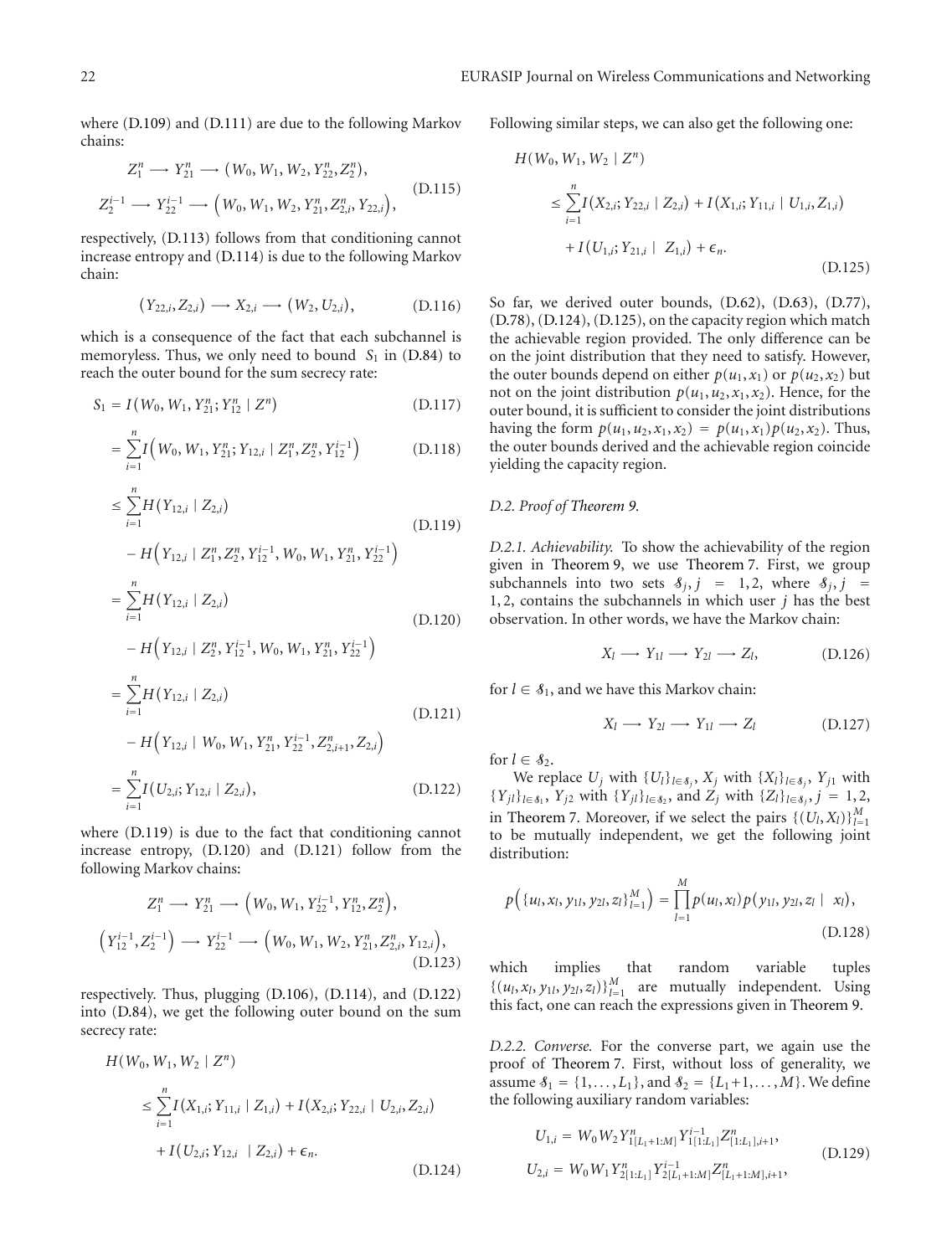where (D.109) and (D.111) are due to the following Markov chains:

$$
\begin{aligned}
&Z_1^n \longrightarrow Y_{21}^n \longrightarrow (W_0, W_1, W_2, Y_{22}^n, Z_2^n), \\
&Z_2^{i-1} \longrightarrow Y_{22}^{i-1} \longrightarrow \left(W_0, W_1, W_2, Y_{21}^n, Z_{2,i}^n, Y_{22,i}\right),
\end{aligned}
\tag{D.115}
$$

respectively, (D.113) follows from that conditioning cannot increase entropy and (D.114) is due to the following Markov chain:

$$
(Y_{22,i}, Z_{2,i}) \longrightarrow X_{2,i} \longrightarrow (W_2, U_{2,i}), \tag{D.116}
$$

which is a consequence of the fact that each subchannel is memoryless. Thus, we only need to bound $S_1$ in (D.84) to reach the outer bound for the sum secrecy rate:

$$
S_1 = I(W_0, W_1, Y_{21}^n; Y_{12}^n \mid Z^n) \tag{D.117}
$$

$$
= \sum_{i=1}^n I\left(W_0, W_1, Y_{21}^n; Y_{12,i} \mid Z_1^n, Z_2^n, Y_{12}^{i-1}\right) \tag{D.118}
$$

$$
\leq \sum_{i=1}^n H(Y_{12,i} \mid Z_{2,i}) - H\left(Y_{12,i} \mid Z_1^n, Z_2^n, Y_{12}^{i-1}, W_0, W_1, Y_{21}^n, Y_{22}^{i-1}\right) \tag{D.119}
$$

$$
= \sum_{i=1}^n H(Y_{12,i} \mid Z_{2,i}) - H\left(Y_{12,i} \mid Z_2^n, Y_{12}^{i-1}, W_0, W_1, Y_{21}^n, Y_{22}^{i-1}\right) \tag{D.120}
$$

$$
= \sum_{i=1}^n H(Y_{12,i} \mid Z_{2,i}) - H\left(Y_{12,i} \mid W_0, W_1, Y_{21}^n, Y_{22}^{i-1}, Z_{2,i+1}^n, Z_{2,i}\right) \tag{D.121}
$$

$$
= \sum_{i=1}^n I(U_{2,i}; Y_{12,i} \mid Z_{2,i}), \tag{D.122}
$$

where (D.119) is due to the fact that conditioning cannot increase entropy, (D.120) and (D.121) follow from the following Markov chains:

$$
\begin{aligned}
&Z_1^n \longrightarrow Y_{21}^n \longrightarrow \left(W_0, W_1, Y_{22}^{i-1}, Y_{12}^n, Z_2^n\right), \\
&\left(Y_{12}^{i-1}, Z_2^{i-1}\right) \longrightarrow Y_{22}^{i-1} \longrightarrow \left(W_0, W_1, W_2, Y_{21}^n, Z_{2,i}^n, Y_{12,i}\right),
\end{aligned}
\tag{D.123}
$$

respectively. Thus, plugging (D.106), (D.114), and (D.122) into (D.84), we get the following outer bound on the sum secrecy rate:

$$
\begin{aligned}
H(W_0, W_1, W_2 \mid Z^n) \leq &\sum_{i=1}^n I(X_{1,i}; Y_{11,i} \mid Z_{1,i}) + I(X_{2,i}; Y_{22,i} \mid U_{2,i}, Z_{2,i}) \\
&+ I(U_{2,i}; Y_{12,i} \mid Z_{2,i}) + \epsilon_n.
\end{aligned}
\tag{D.124}
$$

Following similar steps, we can also get the following one:

$$
\begin{aligned}
H(W_0, W_1, W_2 \mid Z^n) \leq &\sum_{i=1}^n I(X_{2,i}; Y_{22,i} \mid Z_{2,i}) + I(X_{1,i}; Y_{11,i} \mid U_{1,i}, Z_{1,i}) \\
&+ I(U_{1,i}; Y_{21,i} \mid Z_{1,i}) + \epsilon_n.
\end{aligned}
\tag{D.125}
$$

So far, we derived outer bounds, (D.62), (D.63), (D.77), (D.78), (D.124), (D.125), on the capacity region which match the achievable region provided. The only difference can be on the joint distribution that they need to satisfy. However, the outer bounds depend on either $p(u_1, x_1)$ or $p(u_2, x_2)$ but not on the joint distribution $p(u_1, u_2, x_1, x_2)$. Hence, for the outer bound, it is sufficient to consider the joint distributions having the form $p(u_1, u_2, x_1, x_2) = p(u_1, x_1)p(u_2, x_2)$. Thus, the outer bounds derived and the achievable region coincide yielding the capacity region.

*D.2. Proof of Theorem 9.*

*D.2.1. Achievability.* To show the achievability of the region given in Theorem 9, we use Theorem 7. First, we group subchannels into two sets $\mathcal{S}_j$, $j = 1, 2$, where $\mathcal{S}_j$, $j = 1, 2$, contains the subchannels in which user $j$ has the best observation. In other words, we have the Markov chain:

$$
X_l \longrightarrow Y_{1l} \longrightarrow Y_{2l} \longrightarrow Z_l, \tag{D.126}
$$

for $l \in \mathcal{S}_1$, and we have this Markov chain:

$$
X_l \longrightarrow Y_{2l} \longrightarrow Y_{1l} \longrightarrow Z_l \tag{D.127}
$$

for $l \in \mathcal{S}_2$.

We replace $U_j$ with $\{U_l\}_{l \in \mathcal{S}_j}$, $X_j$ with $\{X_l\}_{l \in \mathcal{S}_j}$, $Y_{j1}$ with $\{Y_{jl}\}_{l \in \mathcal{S}_1}$, $Y_{j2}$ with $\{Y_{jl}\}_{l \in \mathcal{S}_2}$, and $Z_j$ with $\{Z_l\}_{l \in \mathcal{S}_j}$, $j = 1, 2$, in Theorem 7. Moreover, if we select the pairs $\{(U_l, X_l)\}_{l=1}^M$ to be mutually independent, we get the following joint distribution:

$$
p\left(\{u_l, x_l, y_{1l}, y_{2l}, z_l\}_{l=1}^M\right) = \prod_{l=1}^M p(u_l, x_l) p(y_{1l}, y_{2l}, z_l \mid x_l), \tag{D.128}
$$

which implies that random variable tuples $\{(u_l, x_l, y_{1l}, y_{2l}, z_l)\}_{l=1}^M$ are mutually independent. Using this fact, one can reach the expressions given in Theorem 9.

*D.2.2. Converse.* For the converse part, we again use the proof of Theorem 7. First, without loss of generality, we assume $\mathcal{S}_1 = \{1, \ldots, L_1\}$, and $\mathcal{S}_2 = \{L_1+1, \ldots, M\}$. We define the following auxiliary random variables:

$$
\begin{aligned}
U_{1,i} &= W_0 W_2 Y_{1[L_1+1:M]}^n Y_{1[1:L_1]}^{i-1} Z_{[1:L_1],i+1}^n, \\
U_{2,i} &= W_0 W_1 Y_{2[1:L_1]}^n Y_{2[L_1+1:M]}^{i-1} Z_{[L_1+1:M],i+1}^n,
\end{aligned}
\tag{D.129}
$$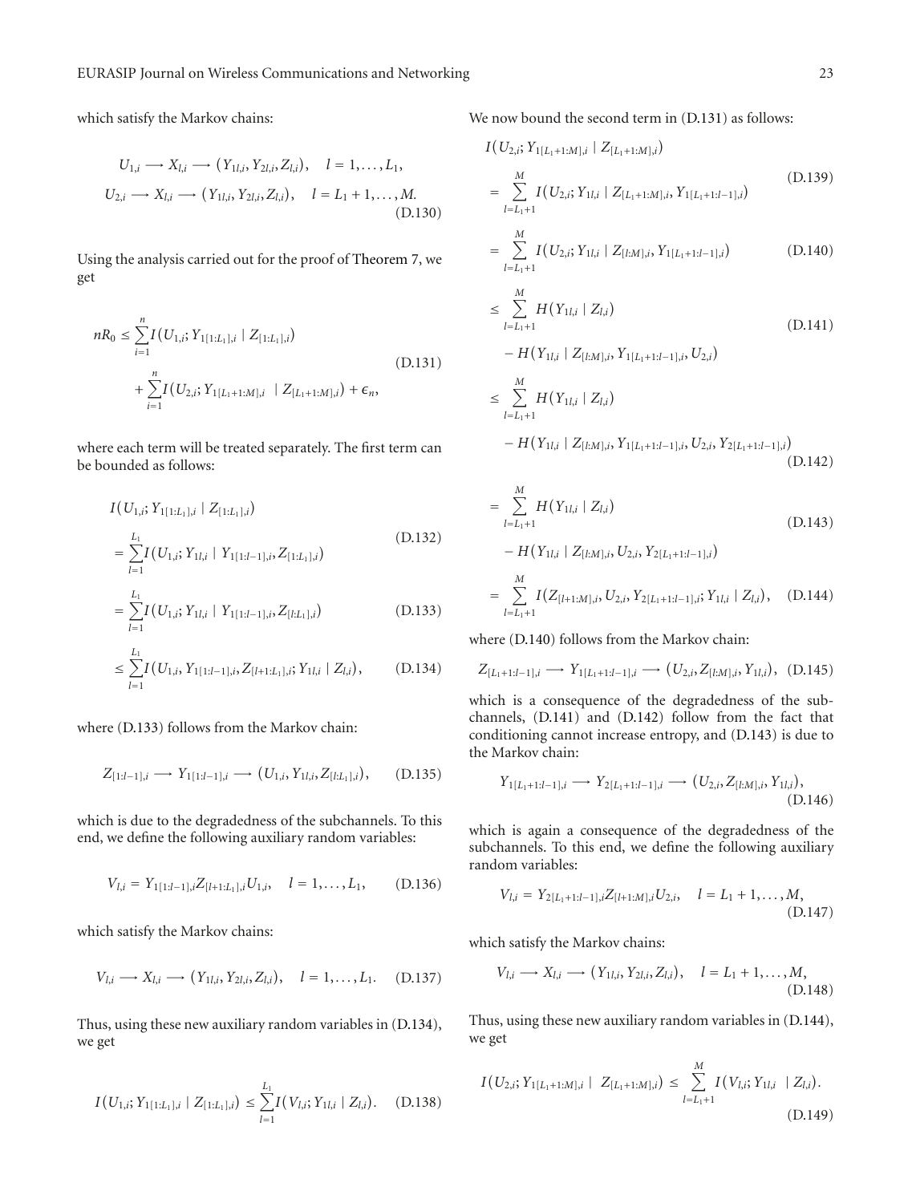which satisfy the Markov chains:

$$U_{1,i} \longrightarrow X_{l,i} \longrightarrow (Y_{1l,i}, Y_{2l,i}, Z_{l,i}), \quad l = 1, \ldots, L_1,$$
$$U_{2,i} \longrightarrow X_{l,i} \longrightarrow (Y_{1l,i}, Y_{2l,i}, Z_{l,i}), \quad l = L_1 + 1, \ldots, M. \tag{D.130}$$

Using the analysis carried out for the proof of Theorem 7, we get

$$nR_0 \leq \sum_{i=1}^{n} I(U_{1,i}; Y_{1[1:L_1],i} \mid Z_{[1:L_1],i}) + \sum_{i=1}^{n} I(U_{2,i}; Y_{1[L_1+1:M],i} \mid Z_{[L_1+1:M],i}) + \epsilon_n, \tag{D.131}$$

where each term will be treated separately. The first term can be bounded as follows:

$$I(U_{1,i}; Y_{1[1:L_1],i} \mid Z_{[1:L_1],i})$$
$$= \sum_{l=1}^{L_1} I(U_{1,i}; Y_{1l,i} \mid Y_{1[1:l-1],i}, Z_{[1:L_1],i}) \tag{D.132}$$
$$= \sum_{l=1}^{L_1} I(U_{1,i}; Y_{1l,i} \mid Y_{1[1:l-1],i}, Z_{[l:L_1],i}) \tag{D.133}$$
$$\leq \sum_{l=1}^{L_1} I(U_{1,i}, Y_{1[1:l-1],i}, Z_{[l+1:L_1],i}; Y_{1l,i} \mid Z_{l,i}), \tag{D.134}$$

where (D.133) follows from the Markov chain:

$$Z_{[1:l-1],i} \longrightarrow Y_{1[1:l-1],i} \longrightarrow (U_{1,i}, Y_{1l,i}, Z_{[l:L_1],i}), \tag{D.135}$$

which is due to the degradedness of the subchannels. To this end, we define the following auxiliary random variables:

$$V_{l,i} = Y_{1[1:l-1],i} Z_{[l+1:L_1],i} U_{1,i}, \quad l = 1, \ldots, L_1, \tag{D.136}$$

which satisfy the Markov chains:

$$V_{l,i} \longrightarrow X_{l,i} \longrightarrow (Y_{1l,i}, Y_{2l,i}, Z_{l,i}), \quad l = 1, \ldots, L_1. \tag{D.137}$$

Thus, using these new auxiliary random variables in (D.134), we get

$$I(U_{1,i}; Y_{1[1:L_1],i} \mid Z_{[1:L_1],i}) \leq \sum_{l=1}^{L_1} I(V_{l,i}; Y_{1l,i} \mid Z_{l,i}). \tag{D.138}$$

We now bound the second term in (D.131) as follows:

$$I(U_{2,i}; Y_{1[L_1+1:M],i} \mid Z_{[L_1+1:M],i})$$
$$= \sum_{l=L_1+1}^{M} I(U_{2,i}; Y_{1l,i} \mid Z_{[L_1+1:M],i}, Y_{1[L_1+1:l-1],i}) \tag{D.139}$$
$$= \sum_{l=L_1+1}^{M} I(U_{2,i}; Y_{1l,i} \mid Z_{[l:M],i}, Y_{1[L_1+1:l-1],i}) \tag{D.140}$$
$$\leq \sum_{l=L_1+1}^{M} H(Y_{1l,i} \mid Z_{l,i}) - H(Y_{1l,i} \mid Z_{[l:M],i}, Y_{1[L_1+1:l-1],i}, U_{2,i}) \tag{D.141}$$
$$\leq \sum_{l=L_1+1}^{M} H(Y_{1l,i} \mid Z_{l,i}) - H(Y_{1l,i} \mid Z_{[l:M],i}, Y_{1[L_1+1:l-1],i}, U_{2,i}, Y_{2[L_1+1:l-1],i}) \tag{D.142}$$
$$= \sum_{l=L_1+1}^{M} H(Y_{1l,i} \mid Z_{l,i}) - H(Y_{1l,i} \mid Z_{[l:M],i}, U_{2,i}, Y_{2[L_1+1:l-1],i}) \tag{D.143}$$
$$= \sum_{l=L_1+1}^{M} I(Z_{[l+1:M],i}, U_{2,i}, Y_{2[L_1+1:l-1],i}; Y_{1l,i} \mid Z_{l,i}), \tag{D.144}$$

where (D.140) follows from the Markov chain:

$$Z_{[L_1+1:l-1],i} \longrightarrow Y_{1[L_1+1:l-1],i} \longrightarrow (U_{2,i}, Z_{[l:M],i}, Y_{1l,i}), \tag{D.145}$$

which is a consequence of the degradedness of the subchannels, (D.141) and (D.142) follow from the fact that conditioning cannot increase entropy, and (D.143) is due to the Markov chain:

$$Y_{1[L_1+1:l-1],i} \longrightarrow Y_{2[L_1+1:l-1],i} \longrightarrow (U_{2,i}, Z_{[l:M],i}, Y_{1l,i}), \tag{D.146}$$

which is again a consequence of the degradedness of the subchannels. To this end, we define the following auxiliary random variables:

$$V_{l,i} = Y_{2[L_1+1:l-1],i} Z_{[l+1:M],i} U_{2,i}, \quad l = L_1 + 1, \ldots, M, \tag{D.147}$$

which satisfy the Markov chains:

$$V_{l,i} \longrightarrow X_{l,i} \longrightarrow (Y_{1l,i}, Y_{2l,i}, Z_{l,i}), \quad l = L_1 + 1, \ldots, M, \tag{D.148}$$

Thus, using these new auxiliary random variables in (D.144), we get

$$I(U_{2,i}; Y_{1[L_1+1:M],i} \mid Z_{[L_1+1:M],i}) \leq \sum_{l=L_1+1}^{M} I(V_{l,i}; Y_{1l,i} \mid Z_{l,i}). \tag{D.149}$$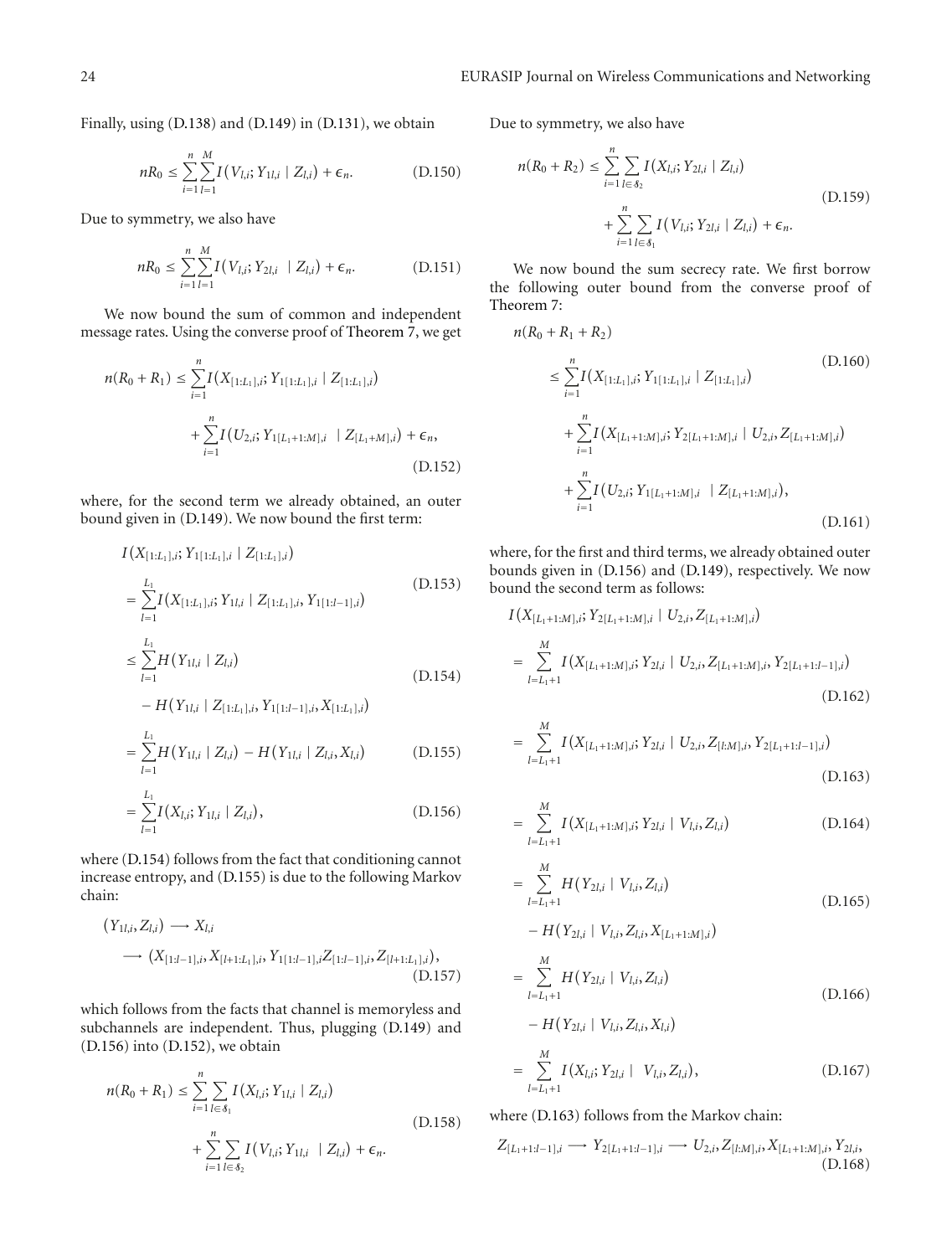Finally, using (D.138) and (D.149) in (D.131), we obtain

$$nR_0 \leq \sum_{i=1}^{n}\sum_{l=1}^{M} I(V_{l,i}; Y_{1l,i} \mid Z_{l,i}) + \epsilon_n. \tag{D.150}$$

Due to symmetry, we also have

$$nR_0 \leq \sum_{i=1}^{n}\sum_{l=1}^{M} I(V_{l,i}; Y_{2l,i} \mid Z_{l,i}) + \epsilon_n. \tag{D.151}$$

We now bound the sum of common and independent message rates. Using the converse proof of Theorem 7, we get

$$n(R_0+R_1) \leq \sum_{i=1}^{n} I(X_{[1:L_1],i}; Y_{1[1:L_1],i} \mid Z_{[1:L_1],i}) + \sum_{i=1}^{n} I(U_{2,i}; Y_{1[L_1+1:M],i} \mid Z_{[L_1+M],i}) + \epsilon_n, \tag{D.152}$$

where, for the second term we already obtained, an outer bound given in (D.149). We now bound the first term:

$$\begin{aligned}
I&(X_{[1:L_1],i}; Y_{1[1:L_1],i} \mid Z_{[1:L_1],i}) \\
&= \sum_{l=1}^{L_1} I(X_{[1:L_1],i}; Y_{1l,i} \mid Z_{[1:L_1],i}, Y_{1[1:l-1],i}) && \text{(D.153)}\\
&\leq \sum_{l=1}^{L_1} H(Y_{1l,i} \mid Z_{l,i}) - H(Y_{1l,i} \mid Z_{[1:L_1],i}, Y_{1[1:l-1],i}, X_{[1:L_1],i}) && \text{(D.154)}\\
&= \sum_{l=1}^{L_1} H(Y_{1l,i} \mid Z_{l,i}) - H(Y_{1l,i} \mid Z_{l,i}, X_{l,i}) && \text{(D.155)}\\
&= \sum_{l=1}^{L_1} I(X_{l,i}; Y_{1l,i} \mid Z_{l,i}), && \text{(D.156)}
\end{aligned}$$

where (D.154) follows from the fact that conditioning cannot increase entropy, and (D.155) is due to the following Markov chain:

$$(Y_{1l,i}, Z_{l,i}) \longrightarrow X_{l,i} \longrightarrow (X_{[1:l-1],i}, X_{[l+1:L_1],i}, Y_{1[1:l-1],i} Z_{[1:l-1],i}, Z_{[l+1:L_1],i}), \tag{D.157}$$

which follows from the facts that channel is memoryless and subchannels are independent. Thus, plugging (D.149) and (D.156) into (D.152), we obtain

$$n(R_0+R_1) \leq \sum_{i=1}^{n}\sum_{l\in\mathcal{S}_1} I(X_{l,i}; Y_{1l,i} \mid Z_{l,i}) + \sum_{i=1}^{n}\sum_{l\in\mathcal{S}_2} I(V_{l,i}; Y_{1l,i} \mid Z_{l,i}) + \epsilon_n. \tag{D.158}$$

Due to symmetry, we also have

$$n(R_0+R_2) \leq \sum_{i=1}^{n}\sum_{l\in\mathcal{S}_2} I(X_{l,i}; Y_{2l,i} \mid Z_{l,i}) + \sum_{i=1}^{n}\sum_{l\in\mathcal{S}_1} I(V_{l,i}; Y_{2l,i} \mid Z_{l,i}) + \epsilon_n. \tag{D.159}$$

We now bound the sum secrecy rate. We first borrow the following outer bound from the converse proof of Theorem 7:

$$\begin{aligned}
n&(R_0+R_1+R_2) && \text{(D.160)}\\
&\leq \sum_{i=1}^{n} I(X_{[1:L_1],i}; Y_{1[1:L_1],i} \mid Z_{[1:L_1],i}) \\
&\quad+ \sum_{i=1}^{n} I(X_{[L_1+1:M],i}; Y_{2[L_1+1:M],i} \mid U_{2,i}, Z_{[L_1+1:M],i}) \\
&\quad+ \sum_{i=1}^{n} I(U_{2,i}; Y_{1[L_1+1:M],i} \mid Z_{[L_1+1:M],i}), && \text{(D.161)}
\end{aligned}$$

where, for the first and third terms, we already obtained outer bounds given in (D.156) and (D.149), respectively. We now bound the second term as follows:

$$\begin{aligned}
I&(X_{[L_1+1:M],i}; Y_{2[L_1+1:M],i} \mid U_{2,i}, Z_{[L_1+1:M],i}) \\
&= \sum_{l=L_1+1}^{M} I(X_{[L_1+1:M],i}; Y_{2l,i} \mid U_{2,i}, Z_{[L_1+1:M],i}, Y_{2[L_1+1:l-1],i}) && \text{(D.162)}\\
&= \sum_{l=L_1+1}^{M} I(X_{[L_1+1:M],i}; Y_{2l,i} \mid U_{2,i}, Z_{[l:M],i}, Y_{2[L_1+1:l-1],i}) && \text{(D.163)}\\
&= \sum_{l=L_1+1}^{M} I(X_{[L_1+1:M],i}; Y_{2l,i} \mid V_{l,i}, Z_{l,i}) && \text{(D.164)}\\
&= \sum_{l=L_1+1}^{M} H(Y_{2l,i} \mid V_{l,i}, Z_{l,i}) - H(Y_{2l,i} \mid V_{l,i}, Z_{l,i}, X_{[L_1+1:M],i}) && \text{(D.165)}\\
&= \sum_{l=L_1+1}^{M} H(Y_{2l,i} \mid V_{l,i}, Z_{l,i}) - H(Y_{2l,i} \mid V_{l,i}, Z_{l,i}, X_{l,i}) && \text{(D.166)}\\
&= \sum_{l=L_1+1}^{M} I(X_{l,i}; Y_{2l,i} \mid V_{l,i}, Z_{l,i}), && \text{(D.167)}
\end{aligned}$$

where (D.163) follows from the Markov chain:

$$Z_{[L_1+1:l-1],i} \longrightarrow Y_{2[L_1+1:l-1],i} \longrightarrow U_{2,i}, Z_{[l:M],i}, X_{[L_1+1:M],i}, Y_{2l,i}, \tag{D.168}$$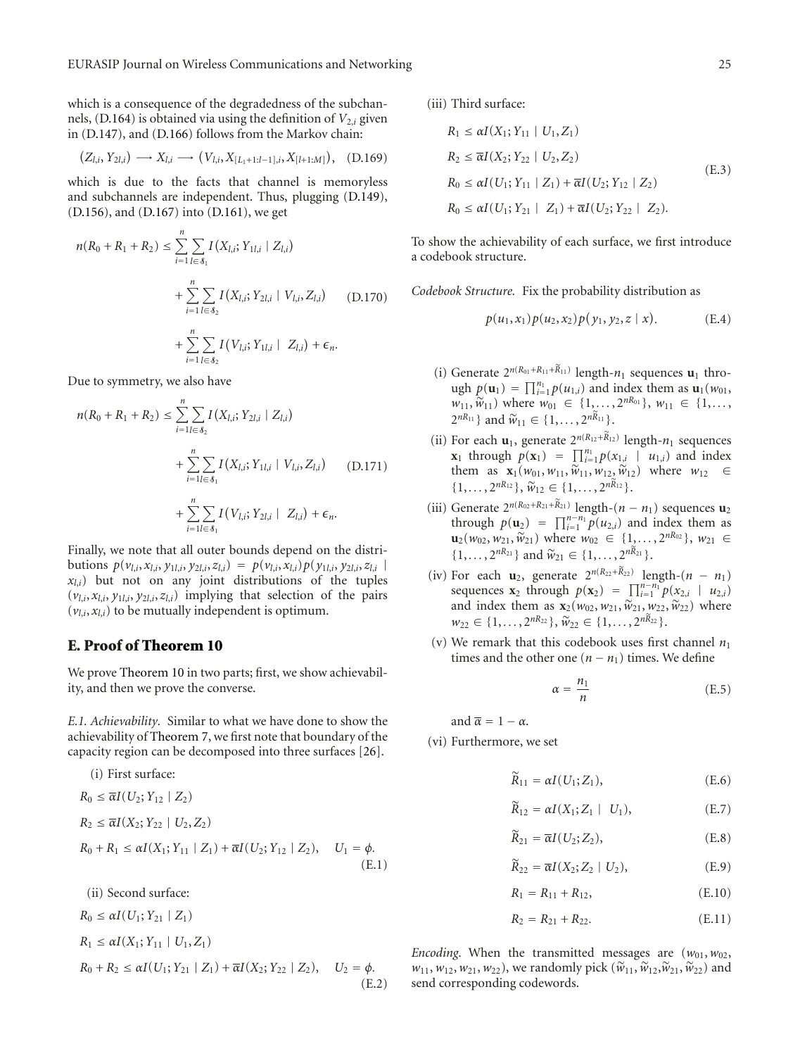which is a consequence of the degradedness of the subchannels, (D.164) is obtained via using the definition of $V_{2,i}$ given in (D.147), and (D.166) follows from the Markov chain:

$$(Z_{l,i}, Y_{2l,i}) \longrightarrow X_{l,i} \longrightarrow (V_{l,i}, X_{[L_1+1:l-1],i}, X_{[l+1:M]}), \quad \text{(D.169)}$$

which is due to the facts that channel is memoryless and subchannels are independent. Thus, plugging (D.149), (D.156), and (D.167) into (D.161), we get

$$\begin{aligned} n(R_0 + R_1 + R_2) \le & \sum_{i=1}^{n} \sum_{l \in \mathcal{S}_1} I(X_{l,i}; Y_{1l,i} \mid Z_{l,i}) \\ & + \sum_{i=1}^{n} \sum_{l \in \mathcal{S}_2} I(X_{l,i}; Y_{2l,i} \mid V_{l,i}, Z_{l,i}) \\ & + \sum_{i=1}^{n} \sum_{l \in \mathcal{S}_2} I(V_{l,i}; Y_{1l,i} \mid Z_{l,i}) + \epsilon_n. \end{aligned} \quad \text{(D.170)}$$

Due to symmetry, we also have

$$\begin{aligned} n(R_0 + R_1 + R_2) \le & \sum_{i=1}^{n} \sum_{l \in \mathcal{S}_2} I(X_{l,i}; Y_{2l,i} \mid Z_{l,i}) \\ & + \sum_{i=1}^{n} \sum_{l \in \mathcal{S}_1} I(X_{l,i}; Y_{1l,i} \mid V_{l,i}, Z_{l,i}) \\ & + \sum_{i=1}^{n} \sum_{l \in \mathcal{S}_1} I(V_{l,i}; Y_{2l,i} \mid Z_{l,i}) + \epsilon_n. \end{aligned} \quad \text{(D.171)}$$

Finally, we note that all outer bounds depend on the distributions $p(v_{l,i}, x_{l,i}, y_{1l,i}, y_{2l,i}, z_{l,i}) = p(v_{l,i}, x_{l,i}) p(y_{1l,i}, y_{2l,i}, z_{l,i} \mid x_{l,i})$ but not on any joint distributions of the tuples $(v_{l,i}, x_{l,i}, y_{1l,i}, y_{2l,i}, z_{l,i})$ implying that selection of the pairs $(v_{l,i}, x_{l,i})$ to be mutually independent is optimum.

## E. Proof of Theorem 10

We prove Theorem 10 in two parts; first, we show achievability, and then we prove the converse.

*E.1. Achievability.* Similar to what we have done to show the achievability of Theorem 7, we first note that boundary of the capacity region can be decomposed into three surfaces [26].

(i) First surface:

$$\begin{aligned} & R_0 \le \overline{\alpha} I(U_2; Y_{12} \mid Z_2) \\ & R_2 \le \overline{\alpha} I(X_2; Y_{22} \mid U_2, Z_2) \\ & R_0 + R_1 \le \alpha I(X_1; Y_{11} \mid Z_1) + \overline{\alpha} I(U_2; Y_{12} \mid Z_2), \quad U_1 = \phi. \end{aligned} \quad \text{(E.1)}$$

(ii) Second surface:

$$\begin{aligned} & R_0 \le \alpha I(U_1; Y_{21} \mid Z_1) \\ & R_1 \le \alpha I(X_1; Y_{11} \mid U_1, Z_1) \\ & R_0 + R_2 \le \alpha I(U_1; Y_{21} \mid Z_1) + \overline{\alpha} I(X_2; Y_{22} \mid Z_2), \quad U_2 = \phi. \end{aligned} \quad \text{(E.2)}$$

(iii) Third surface:

$$\begin{aligned} & R_1 \le \alpha I(X_1; Y_{11} \mid U_1, Z_1) \\ & R_2 \le \overline{\alpha} I(X_2; Y_{22} \mid U_2, Z_2) \\ & R_0 \le \alpha I(U_1; Y_{11} \mid Z_1) + \overline{\alpha} I(U_2; Y_{12} \mid Z_2) \\ & R_0 \le \alpha I(U_1; Y_{21} \mid Z_1) + \overline{\alpha} I(U_2; Y_{22} \mid Z_2). \end{aligned} \quad \text{(E.3)}$$

To show the achievability of each surface, we first introduce a codebook structure.

*Codebook Structure.* Fix the probability distribution as

$$p(u_1, x_1) p(u_2, x_2) p(y_1, y_2, z \mid x). \quad \text{(E.4)}$$

(i) Generate $2^{n(R_{01}+R_{11}+\tilde{R}_{11})}$ length-$n_1$ sequences $\mathbf{u}_1$ through $p(\mathbf{u}_1) = \prod_{i=1}^{n_1} p(u_{1,i})$ and index them as $\mathbf{u}_1(w_{01}, w_{11}, \tilde{w}_{11})$ where $w_{01} \in \{1, \dots, 2^{nR_{01}}\}$, $w_{11} \in \{1, \dots, 2^{nR_{11}}\}$ and $\tilde{w}_{11} \in \{1, \dots, 2^{n\tilde{R}_{11}}\}$.

(ii) For each $\mathbf{u}_1$, generate $2^{n(R_{12}+\tilde{R}_{12})}$ length-$n_1$ sequences $\mathbf{x}_1$ through $p(\mathbf{x}_1) = \prod_{i=1}^{n_1} p(x_{1,i} \mid u_{1,i})$ and index them as $\mathbf{x}_1(w_{01}, w_{11}, \tilde{w}_{11}, w_{12}, \tilde{w}_{12})$ where $w_{12} \in \{1, \dots, 2^{nR_{12}}\}$, $\tilde{w}_{12} \in \{1, \dots, 2^{n\tilde{R}_{12}}\}$.

(iii) Generate $2^{n(R_{02}+R_{21}+\tilde{R}_{21})}$ length-$(n - n_1)$ sequences $\mathbf{u}_2$ through $p(\mathbf{u}_2) = \prod_{i=1}^{n-n_1} p(u_{2,i})$ and index them as $\mathbf{u}_2(w_{02}, w_{21}, \tilde{w}_{21})$ where $w_{02} \in \{1, \dots, 2^{nR_{02}}\}$, $w_{21} \in \{1, \dots, 2^{nR_{21}}\}$ and $\tilde{w}_{21} \in \{1, \dots, 2^{n\tilde{R}_{21}}\}$.

(iv) For each $\mathbf{u}_2$, generate $2^{n(R_{22}+\tilde{R}_{22})}$ length-$(n - n_1)$ sequences $\mathbf{x}_2$ through $p(\mathbf{x}_2) = \prod_{i=1}^{n-n_1} p(x_{2,i} \mid u_{2,i})$ and index them as $\mathbf{x}_2(w_{02}, w_{21}, \tilde{w}_{21}, w_{22}, \tilde{w}_{22})$ where $w_{22} \in \{1, \dots, 2^{nR_{22}}\}$, $\tilde{w}_{22} \in \{1, \dots, 2^{n\tilde{R}_{22}}\}$.

(v) We remark that this codebook uses first channel $n_1$ times and the other one $(n - n_1)$ times. We define

$$\alpha = \frac{n_1}{n} \quad \text{(E.5)}$$

and $\overline{\alpha} = 1 - \alpha$.

(vi) Furthermore, we set

$$\tilde{R}_{11} = \alpha I(U_1; Z_1), \quad \text{(E.6)}$$

$$\tilde{R}_{12} = \alpha I(X_1; Z_1 \mid U_1), \quad \text{(E.7)}$$

$$\tilde{R}_{21} = \overline{\alpha} I(U_2; Z_2), \quad \text{(E.8)}$$

$$\tilde{R}_{22} = \overline{\alpha} I(X_2; Z_2 \mid U_2), \quad \text{(E.9)}$$

$$R_1 = R_{11} + R_{12}, \quad \text{(E.10)}$$

$$R_2 = R_{21} + R_{22}. \quad \text{(E.11)}$$

*Encoding.* When the transmitted messages are $(w_{01}, w_{02}, w_{11}, w_{12}, w_{21}, w_{22})$, we randomly pick $(\tilde{w}_{11}, \tilde{w}_{12}, \tilde{w}_{21}, \tilde{w}_{22})$ and send corresponding codewords.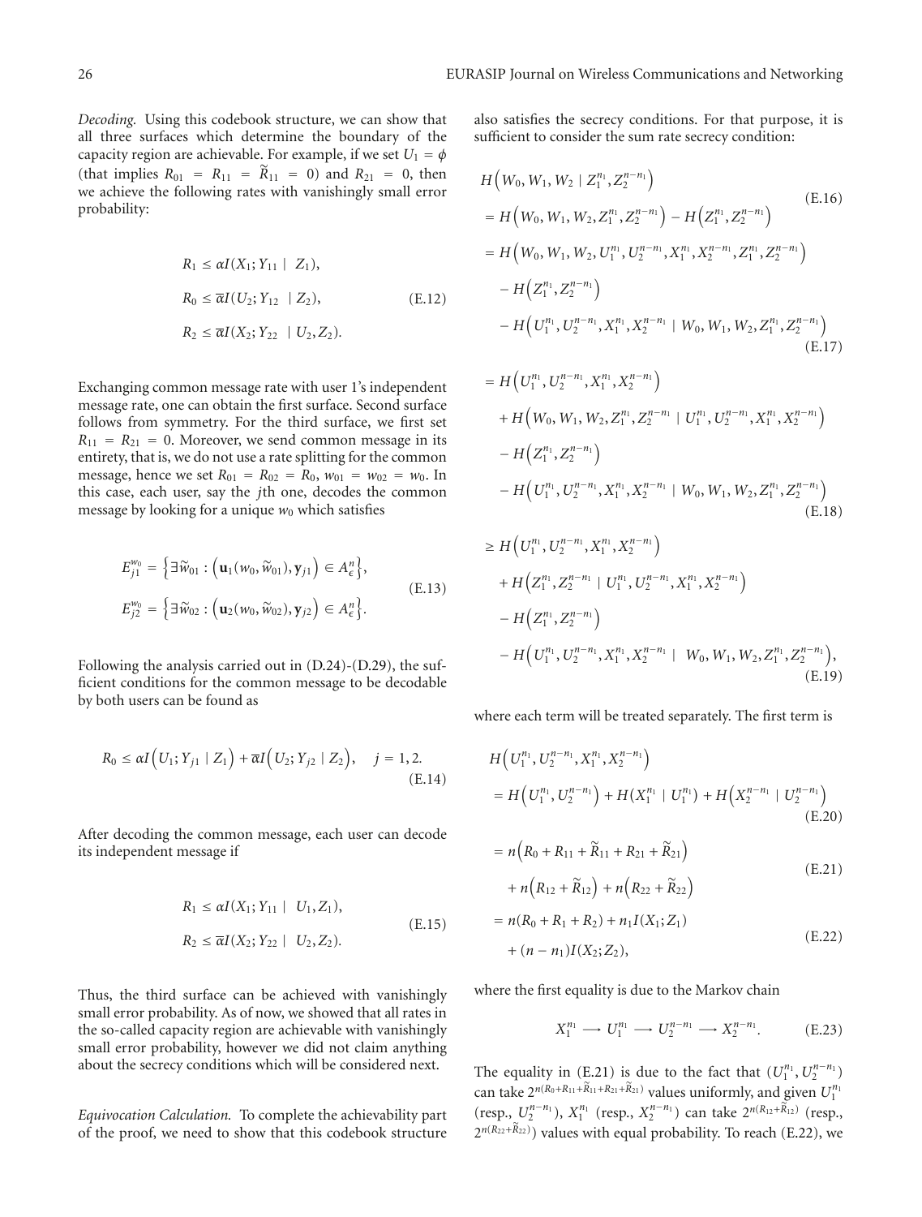*Decoding.* Using this codebook structure, we can show that all three surfaces which determine the boundary of the capacity region are achievable. For example, if we set $U_1 = \phi$ (that implies $R_{01} = R_{11} = \widetilde{R}_{11} = 0$) and $R_{21} = 0$, then we achieve the following rates with vanishingly small error probability:

$$
\begin{aligned}
R_1 &\le \alpha I(X_1; Y_{11} \mid Z_1), \\
R_0 &\le \overline{\alpha} I(U_2; Y_{12} \mid Z_2), \\
R_2 &\le \overline{\alpha} I(X_2; Y_{22} \mid U_2, Z_2).
\end{aligned}
\tag{E.12}
$$

Exchanging common message rate with user 1's independent message rate, one can obtain the first surface. Second surface follows from symmetry. For the third surface, we first set $R_{11} = R_{21} = 0$. Moreover, we send common message in its entirety, that is, we do not use a rate splitting for the common message, hence we set $R_{01} = R_{02} = R_0$, $w_{01} = w_{02} = w_0$. In this case, each user, say the $j$th one, decodes the common message by looking for a unique $w_0$ which satisfies

$$
\begin{aligned}
E_{j1}^{w_0} &= \left\{ \exists \widetilde{w}_{01} : \left( \mathbf{u}_1(w_0, \widetilde{w}_{01}), \mathbf{y}_{j1} \right) \in A_\epsilon^n \right\}, \\
E_{j2}^{w_0} &= \left\{ \exists \widetilde{w}_{02} : \left( \mathbf{u}_2(w_0, \widetilde{w}_{02}), \mathbf{y}_{j2} \right) \in A_\epsilon^n \right\}.
\end{aligned}
\tag{E.13}
$$

Following the analysis carried out in (D.24)-(D.29), the sufficient conditions for the common message to be decodable by both users can be found as

$$
R_0 \le \alpha I\left(U_1; Y_{j1} \mid Z_1\right) + \overline{\alpha} I\left(U_2; Y_{j2} \mid Z_2\right), \quad j = 1, 2.
\tag{E.14}
$$

After decoding the common message, each user can decode its independent message if

$$
\begin{aligned}
R_1 &\le \alpha I(X_1; Y_{11} \mid U_1, Z_1), \\
R_2 &\le \overline{\alpha} I(X_2; Y_{22} \mid U_2, Z_2).
\end{aligned}
\tag{E.15}
$$

Thus, the third surface can be achieved with vanishingly small error probability. As of now, we showed that all rates in the so-called capacity region are achievable with vanishingly small error probability, however we did not claim anything about the secrecy conditions which will be considered next.

*Equivocation Calculation.* To complete the achievability part of the proof, we need to show that this codebook structure also satisfies the secrecy conditions. For that purpose, it is sufficient to consider the sum rate secrecy condition:

$$
H\left(W_0, W_1, W_2 \mid Z_1^{n_1}, Z_2^{n-n_1}\right)
\tag{E.16}
$$

$$
\begin{aligned}
&= H\left(W_0, W_1, W_2, Z_1^{n_1}, Z_2^{n-n_1}\right) - H\left(Z_1^{n_1}, Z_2^{n-n_1}\right) \\
&= H\left(W_0, W_1, W_2, U_1^{n_1}, U_2^{n-n_1}, X_1^{n_1}, X_2^{n-n_1}, Z_1^{n_1}, Z_2^{n-n_1}\right) \\
&\quad - H\left(Z_1^{n_1}, Z_2^{n-n_1}\right) \\
&\quad - H\left(U_1^{n_1}, U_2^{n-n_1}, X_1^{n_1}, X_2^{n-n_1} \mid W_0, W_1, W_2, Z_1^{n_1}, Z_2^{n-n_1}\right)
\end{aligned}
\tag{E.17}
$$

$$
\begin{aligned}
&= H\left(U_1^{n_1}, U_2^{n-n_1}, X_1^{n_1}, X_2^{n-n_1}\right) \\
&\quad + H\left(W_0, W_1, W_2, Z_1^{n_1}, Z_2^{n-n_1} \mid U_1^{n_1}, U_2^{n-n_1}, X_1^{n_1}, X_2^{n-n_1}\right) \\
&\quad - H\left(Z_1^{n_1}, Z_2^{n-n_1}\right) \\
&\quad - H\left(U_1^{n_1}, U_2^{n-n_1}, X_1^{n_1}, X_2^{n-n_1} \mid W_0, W_1, W_2, Z_1^{n_1}, Z_2^{n-n_1}\right)
\end{aligned}
\tag{E.18}
$$

$$
\begin{aligned}
&\ge H\left(U_1^{n_1}, U_2^{n-n_1}, X_1^{n_1}, X_2^{n-n_1}\right) \\
&\quad + H\left(Z_1^{n_1}, Z_2^{n-n_1} \mid U_1^{n_1}, U_2^{n-n_1}, X_1^{n_1}, X_2^{n-n_1}\right) \\
&\quad - H\left(Z_1^{n_1}, Z_2^{n-n_1}\right) \\
&\quad - H\left(U_1^{n_1}, U_2^{n-n_1}, X_1^{n_1}, X_2^{n-n_1} \mid W_0, W_1, W_2, Z_1^{n_1}, Z_2^{n-n_1}\right),
\end{aligned}
\tag{E.19}
$$

where each term will be treated separately. The first term is

$$
\begin{aligned}
&H\left(U_1^{n_1}, U_2^{n-n_1}, X_1^{n_1}, X_2^{n-n_1}\right) \\
&= H\left(U_1^{n_1}, U_2^{n-n_1}\right) + H(X_1^{n_1} \mid U_1^{n_1}) + H\left(X_2^{n-n_1} \mid U_2^{n-n_1}\right)
\end{aligned}
\tag{E.20}
$$

$$
\begin{aligned}
&= n\left(R_0 + R_{11} + \widetilde{R}_{11} + R_{21} + \widetilde{R}_{21}\right) \\
&\quad + n\left(R_{12} + \widetilde{R}_{12}\right) + n\left(R_{22} + \widetilde{R}_{22}\right)
\end{aligned}
\tag{E.21}
$$

$$
\begin{aligned}
&= n(R_0 + R_1 + R_2) + n_1 I(X_1; Z_1) \\
&\quad + (n - n_1) I(X_2; Z_2),
\end{aligned}
\tag{E.22}
$$

where the first equality is due to the Markov chain

$$
X_1^{n_1} \longrightarrow U_1^{n_1} \longrightarrow U_2^{n-n_1} \longrightarrow X_2^{n-n_1}.
\tag{E.23}
$$

The equality in (E.21) is due to the fact that $(U_1^{n_1}, U_2^{n-n_1})$ can take $2^{n(R_0+R_{11}+\widetilde{R}_{11}+R_{21}+\widetilde{R}_{21})}$ values uniformly, and given $U_1^{n_1}$ (resp., $U_2^{n-n_1}$), $X_1^{n_1}$ (resp., $X_2^{n-n_1}$) can take $2^{n(R_{12}+\widetilde{R}_{12})}$ (resp., $2^{n(R_{22}+\widetilde{R}_{22})}$) values with equal probability. To reach (E.22), we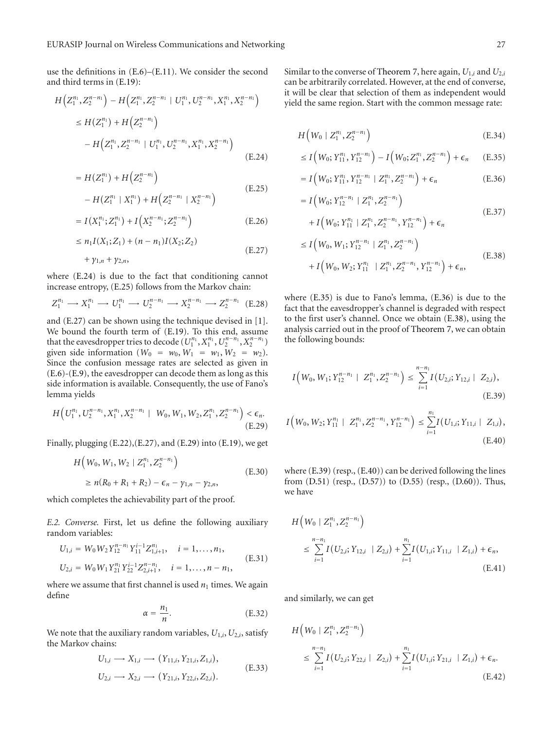use the definitions in (E.6)–(E.11). We consider the second and third terms in (E.19):

$$H\left(Z_1^{n_1}, Z_2^{n-n_1}\right) - H\left(Z_1^{n_1}, Z_2^{n-n_1} \mid U_1^{n_1}, U_2^{n-n_1}, X_1^{n_1}, X_2^{n-n_1}\right)$$

$$\leq H(Z_1^{n_1}) + H\left(Z_2^{n-n_1}\right) - H\left(Z_1^{n_1}, Z_2^{n-n_1} \mid U_1^{n_1}, U_2^{n-n_1}, X_1^{n_1}, X_2^{n-n_1}\right) \tag{E.24}$$

$$= H(Z_1^{n_1}) + H\left(Z_2^{n-n_1}\right) - H(Z_1^{n_1} \mid X_1^{n_1}) + H\left(Z_2^{n-n_1} \mid X_2^{n-n_1}\right) \tag{E.25}$$

$$= I(X_1^{n_1}; Z_1^{n_1}) + I\left(X_2^{n-n_1}; Z_2^{n-n_1}\right) \tag{E.26}$$

$$\leq n_1 I(X_1; Z_1) + (n-n_1) I(X_2; Z_2) + \gamma_{1,n} + \gamma_{2,n}, \tag{E.27}$$

where (E.24) is due to the fact that conditioning cannot increase entropy, (E.25) follows from the Markov chain:

$$Z_1^{n_1} \longrightarrow X_1^{n_1} \longrightarrow U_1^{n_1} \longrightarrow U_2^{n-n_1} \longrightarrow X_2^{n-n_1} \longrightarrow Z_2^{n-n_1} \tag{E.28}$$

and (E.27) can be shown using the technique devised in [1]. We bound the fourth term of (E.19). To this end, assume that the eavesdropper tries to decode $(U_1^{n_1}, X_1^{n_1}, U_2^{n-n_1}, X_2^{n-n_1})$ given side information $(W_0 = w_0, W_1 = w_1, W_2 = w_2)$. Since the confusion message rates are selected as given in (E.6)-(E.9), the eavesdropper can decode them as long as this side information is available. Consequently, the use of Fano's lemma yields

$$H\left(U_1^{n_1}, U_2^{n-n_1}, X_1^{n_1}, X_2^{n-n_1} \mid W_0, W_1, W_2, Z_1^{n_1}, Z_2^{n-n_1}\right) < \epsilon_n. \tag{E.29}$$

Finally, plugging (E.22),(E.27), and (E.29) into (E.19), we get

$$H\left(W_0, W_1, W_2 \mid Z_1^{n_1}, Z_2^{n-n_1}\right) \geq n(R_0 + R_1 + R_2) - \epsilon_n - \gamma_{1,n} - \gamma_{2,n}, \tag{E.30}$$

which completes the achievability part of the proof.

*E.2. Converse.* First, let us define the following auxiliary random variables:

$$U_{1,i} = W_0 W_2 Y_{12}^{n-n_1} Y_{11}^{i-1} Z_{1,i+1}^{n_1}, \quad i = 1, \ldots, n_1,$$
$$U_{2,i} = W_0 W_1 Y_{21}^{n_1} Y_{22}^{i-1} Z_{2,i+1}^{n-n_1}, \quad i = 1, \ldots, n-n_1, \tag{E.31}$$

where we assume that first channel is used $n_1$ times. We again define

$$\alpha = \frac{n_1}{n}. \tag{E.32}$$

We note that the auxiliary random variables, $U_{1,i}, U_{2,i}$, satisfy the Markov chains:

$$U_{1,i} \longrightarrow X_{1,i} \longrightarrow (Y_{11,i}, Y_{21,i}, Z_{1,i}),$$
$$U_{2,i} \longrightarrow X_{2,i} \longrightarrow (Y_{21,i}, Y_{22,i}, Z_{2,i}). \tag{E.33}$$

Similar to the converse of Theorem 7, here again, $U_{1,i}$ and $U_{2,i}$ can be arbitrarily correlated. However, at the end of converse, it will be clear that selection of them as independent would yield the same region. Start with the common message rate:

$$H\left(W_0 \mid Z_1^{n_1}, Z_2^{n-n_1}\right) \tag{E.34}$$

$$\leq I\left(W_0; Y_{11}^{n_1}, Y_{12}^{n-n_1}\right) - I\left(W_0; Z_1^{n_1}, Z_2^{n-n_1}\right) + \epsilon_n \tag{E.35}$$

$$= I\left(W_0; Y_{11}^{n_1}, Y_{12}^{n-n_1} \mid Z_1^{n_1}, Z_2^{n-n_1}\right) + \epsilon_n \tag{E.36}$$

$$= I\left(W_0; Y_{12}^{n-n_1} \mid Z_1^{n_1}, Z_2^{n-n_1}\right) + I\left(W_0; Y_{11}^{n_1} \mid Z_1^{n_1}, Z_2^{n-n_1}, Y_{12}^{n-n_1}\right) + \epsilon_n \tag{E.37}$$

$$\leq I\left(W_0, W_1; Y_{12}^{n-n_1} \mid Z_1^{n_1}, Z_2^{n-n_1}\right) + I\left(W_0, W_2; Y_{11}^{n_1} \mid Z_1^{n_1}, Z_2^{n-n_1}, Y_{12}^{n-n_1}\right) + \epsilon_n, \tag{E.38}$$

where (E.35) is due to Fano's lemma, (E.36) is due to the fact that the eavesdropper's channel is degraded with respect to the first user's channel. Once we obtain (E.38), using the analysis carried out in the proof of Theorem 7, we can obtain the following bounds:

$$I\left(W_0, W_1; Y_{12}^{n-n_1} \mid Z_1^{n_1}, Z_2^{n-n_1}\right) \leq \sum_{i=1}^{n-n_1} I(U_{2,i}; Y_{12,i} \mid Z_{2,i}), \tag{E.39}$$

$$I\left(W_0, W_2; Y_{11}^{n_1} \mid Z_1^{n_1}, Z_2^{n-n_1}, Y_{12}^{n-n_1}\right) \leq \sum_{i=1}^{n_1} I(U_{1,i}; Y_{11,i} \mid Z_{1,i}), \tag{E.40}$$

where (E.39) (resp., (E.40)) can be derived following the lines from (D.51) (resp., (D.57)) to (D.55) (resp., (D.60)). Thus, we have

$$H\left(W_0 \mid Z_1^{n_1}, Z_2^{n-n_1}\right) \leq \sum_{i=1}^{n-n_1} I(U_{2,i}; Y_{12,i} \mid Z_{2,i}) + \sum_{i=1}^{n_1} I(U_{1,i}; Y_{11,i} \mid Z_{1,i}) + \epsilon_n, \tag{E.41}$$

and similarly, we can get

$$H\left(W_0 \mid Z_1^{n_1}, Z_2^{n-n_1}\right) \leq \sum_{i=1}^{n-n_1} I(U_{2,i}; Y_{22,i} \mid Z_{2,i}) + \sum_{i=1}^{n_1} I(U_{1,i}; Y_{21,i} \mid Z_{1,i}) + \epsilon_n. \tag{E.42}$$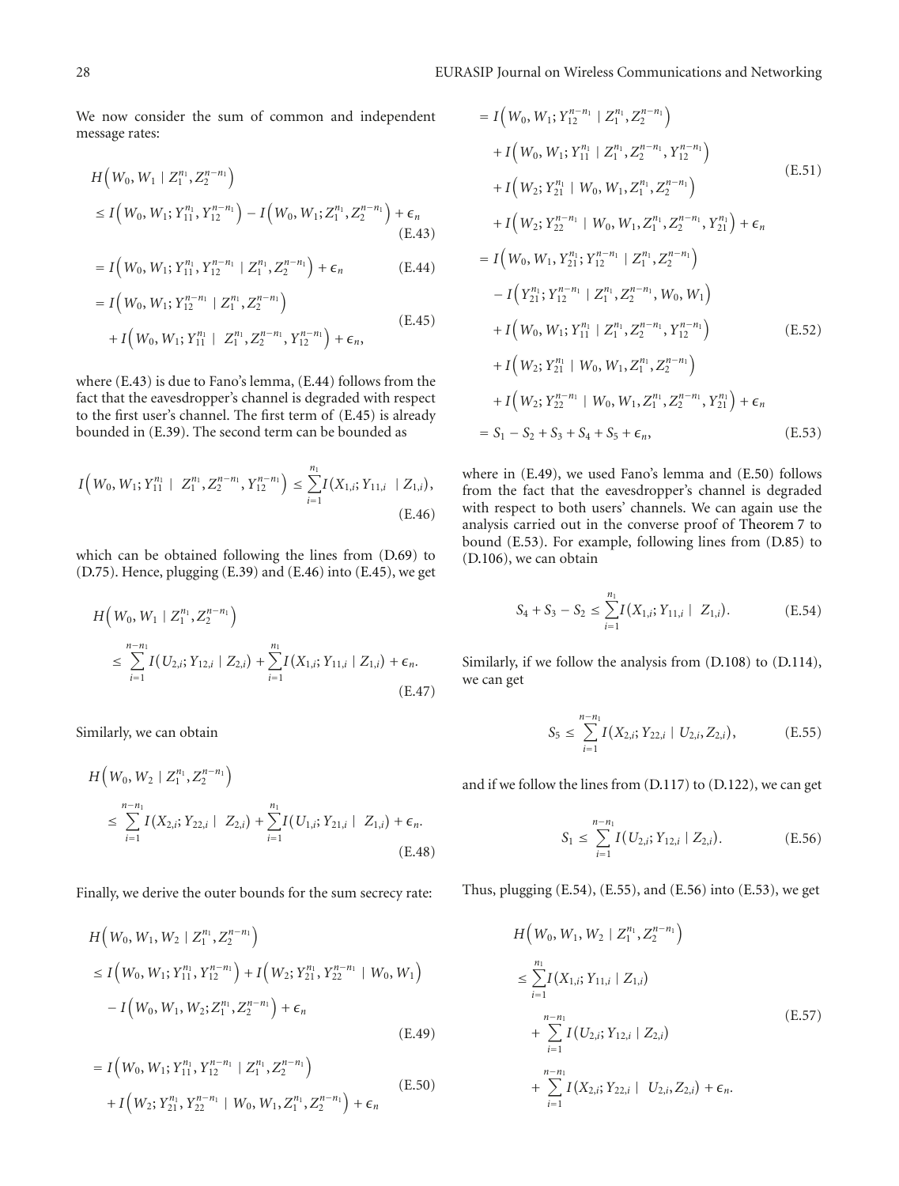We now consider the sum of common and independent message rates:

$$H\left(W_0, W_1 \mid Z_1^{n_1}, Z_2^{n-n_1}\right) \leq I\left(W_0, W_1; Y_{11}^{n_1}, Y_{12}^{n-n_1}\right) - I\left(W_0, W_1; Z_1^{n_1}, Z_2^{n-n_1}\right) + \epsilon_n \tag{E.43}$$

$$= I\left(W_0, W_1; Y_{11}^{n_1}, Y_{12}^{n-n_1} \mid Z_1^{n_1}, Z_2^{n-n_1}\right) + \epsilon_n \tag{E.44}$$

$$= I\left(W_0, W_1; Y_{12}^{n-n_1} \mid Z_1^{n_1}, Z_2^{n-n_1}\right) + I\left(W_0, W_1; Y_{11}^{n_1} \mid Z_1^{n_1}, Z_2^{n-n_1}, Y_{12}^{n-n_1}\right) + \epsilon_n, \tag{E.45}$$

where (E.43) is due to Fano's lemma, (E.44) follows from the fact that the eavesdropper's channel is degraded with respect to the first user's channel. The first term of (E.45) is already bounded in (E.39). The second term can be bounded as

$$I\left(W_0, W_1; Y_{11}^{n_1} \mid Z_1^{n_1}, Z_2^{n-n_1}, Y_{12}^{n-n_1}\right) \leq \sum_{i=1}^{n_1} I(X_{1,i}; Y_{11,i} \mid Z_{1,i}), \tag{E.46}$$

which can be obtained following the lines from (D.69) to (D.75). Hence, plugging (E.39) and (E.46) into (E.45), we get

$$H\left(W_0, W_1 \mid Z_1^{n_1}, Z_2^{n-n_1}\right) \leq \sum_{i=1}^{n-n_1} I(U_{2,i}; Y_{12,i} \mid Z_{2,i}) + \sum_{i=1}^{n_1} I(X_{1,i}; Y_{11,i} \mid Z_{1,i}) + \epsilon_n. \tag{E.47}$$

Similarly, we can obtain

$$H\left(W_0, W_2 \mid Z_1^{n_1}, Z_2^{n-n_1}\right) \leq \sum_{i=1}^{n-n_1} I(X_{2,i}; Y_{22,i} \mid Z_{2,i}) + \sum_{i=1}^{n_1} I(U_{1,i}; Y_{21,i} \mid Z_{1,i}) + \epsilon_n. \tag{E.48}$$

Finally, we derive the outer bounds for the sum secrecy rate:

$$H\left(W_0, W_1, W_2 \mid Z_1^{n_1}, Z_2^{n-n_1}\right) \leq I\left(W_0, W_1; Y_{11}^{n_1}, Y_{12}^{n-n_1}\right) + I\left(W_2; Y_{21}^{n_1}, Y_{22}^{n-n_1} \mid W_0, W_1\right) - I\left(W_0, W_1, W_2; Z_1^{n_1}, Z_2^{n-n_1}\right) + \epsilon_n \tag{E.49}$$

$$= I\left(W_0, W_1; Y_{11}^{n_1}, Y_{12}^{n-n_1} \mid Z_1^{n_1}, Z_2^{n-n_1}\right) + I\left(W_2; Y_{21}^{n_1}, Y_{22}^{n-n_1} \mid W_0, W_1, Z_1^{n_1}, Z_2^{n-n_1}\right) + \epsilon_n \tag{E.50}$$

$$\begin{aligned}
&= I\left(W_0, W_1; Y_{12}^{n-n_1} \mid Z_1^{n_1}, Z_2^{n-n_1}\right) \\
&\quad + I\left(W_0, W_1; Y_{11}^{n_1} \mid Z_1^{n_1}, Z_2^{n-n_1}, Y_{12}^{n-n_1}\right) \\
&\quad + I\left(W_2; Y_{21}^{n_1} \mid W_0, W_1, Z_1^{n_1}, Z_2^{n-n_1}\right) \\
&\quad + I\left(W_2; Y_{22}^{n-n_1} \mid W_0, W_1, Z_1^{n_1}, Z_2^{n-n_1}, Y_{21}^{n_1}\right) + \epsilon_n
\end{aligned} \tag{E.51}$$

$$\begin{aligned}
&= I\left(W_0, W_1, Y_{21}^{n_1}; Y_{12}^{n-n_1} \mid Z_1^{n_1}, Z_2^{n-n_1}\right) \\
&\quad - I\left(Y_{21}^{n_1}; Y_{12}^{n-n_1} \mid Z_1^{n_1}, Z_2^{n-n_1}, W_0, W_1\right) \\
&\quad + I\left(W_0, W_1; Y_{11}^{n_1} \mid Z_1^{n_1}, Z_2^{n-n_1}, Y_{12}^{n-n_1}\right) \\
&\quad + I\left(W_2; Y_{21}^{n_1} \mid W_0, W_1, Z_1^{n_1}, Z_2^{n-n_1}\right) \\
&\quad + I\left(W_2; Y_{22}^{n-n_1} \mid W_0, W_1, Z_1^{n_1}, Z_2^{n-n_1}, Y_{21}^{n_1}\right) + \epsilon_n
\end{aligned} \tag{E.52}$$

$$= S_1 - S_2 + S_3 + S_4 + S_5 + \epsilon_n, \tag{E.53}$$

where in (E.49), we used Fano's lemma and (E.50) follows from the fact that the eavesdropper's channel is degraded with respect to both users' channels. We can again use the analysis carried out in the converse proof of Theorem 7 to bound (E.53). For example, following lines from (D.85) to (D.106), we can obtain

$$S_4 + S_3 - S_2 \leq \sum_{i=1}^{n_1} I(X_{1,i}; Y_{11,i} \mid Z_{1,i}). \tag{E.54}$$

Similarly, if we follow the analysis from (D.108) to (D.114), we can get

$$S_5 \leq \sum_{i=1}^{n-n_1} I(X_{2,i}; Y_{22,i} \mid U_{2,i}, Z_{2,i}), \tag{E.55}$$

and if we follow the lines from (D.117) to (D.122), we can get

$$S_1 \leq \sum_{i=1}^{n-n_1} I(U_{2,i}; Y_{12,i} \mid Z_{2,i}). \tag{E.56}$$

Thus, plugging (E.54), (E.55), and (E.56) into (E.53), we get

$$\begin{aligned}
H\left(W_0, W_1, W_2 \mid Z_1^{n_1}, Z_2^{n-n_1}\right) &\leq \sum_{i=1}^{n_1} I(X_{1,i}; Y_{11,i} \mid Z_{1,i}) \\
&\quad + \sum_{i=1}^{n-n_1} I(U_{2,i}; Y_{12,i} \mid Z_{2,i}) \\
&\quad + \sum_{i=1}^{n-n_1} I(X_{2,i}; Y_{22,i} \mid U_{2,i}, Z_{2,i}) + \epsilon_n.
\end{aligned} \tag{E.57}$$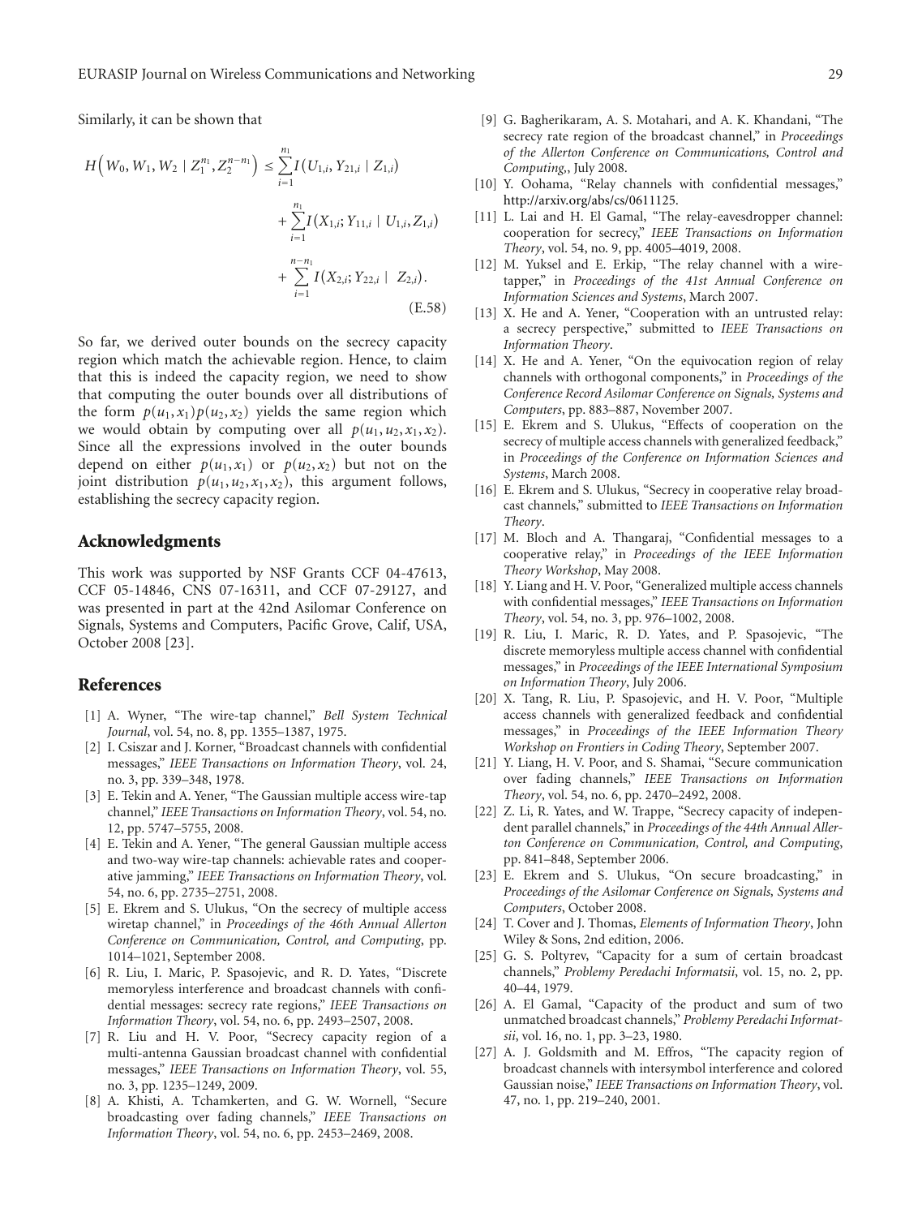Similarly, it can be shown that

$$
\begin{aligned}
H\left(W_0, W_1, W_2 \mid Z_1^{n_1}, Z_2^{n-n_1}\right) \leq & \sum_{i=1}^{n_1} I\left(U_{1,i}, Y_{21,i} \mid Z_{1,i}\right) \\
& + \sum_{i=1}^{n_1} I\left(X_{1,i}; Y_{11,i} \mid U_{1,i}, Z_{1,i}\right) \\
& + \sum_{i=1}^{n-n_1} I\left(X_{2,i}; Y_{22,i} \mid Z_{2,i}\right).
\end{aligned} \tag{E.58}
$$

So far, we derived outer bounds on the secrecy capacity region which match the achievable region. Hence, to claim that this is indeed the capacity region, we need to show that computing the outer bounds over all distributions of the form $p(u_1, x_1)p(u_2, x_2)$ yields the same region which we would obtain by computing over all $p(u_1, u_2, x_1, x_2)$. Since all the expressions involved in the outer bounds depend on either $p(u_1, x_1)$ or $p(u_2, x_2)$ but not on the joint distribution $p(u_1, u_2, x_1, x_2)$, this argument follows, establishing the secrecy capacity region.

## Acknowledgments

This work was supported by NSF Grants CCF 04-47613, CCF 05-14846, CNS 07-16311, and CCF 07-29127, and was presented in part at the 42nd Asilomar Conference on Signals, Systems and Computers, Pacific Grove, Calif, USA, October 2008 [23].

## References

[1] A. Wyner, "The wire-tap channel," *Bell System Technical Journal*, vol. 54, no. 8, pp. 1355–1387, 1975.

[2] I. Csiszar and J. Korner, "Broadcast channels with confidential messages," *IEEE Transactions on Information Theory*, vol. 24, no. 3, pp. 339–348, 1978.

[3] E. Tekin and A. Yener, "The Gaussian multiple access wire-tap channel," *IEEE Transactions on Information Theory*, vol. 54, no. 12, pp. 5747–5755, 2008.

[4] E. Tekin and A. Yener, "The general Gaussian multiple access and two-way wire-tap channels: achievable rates and cooperative jamming," *IEEE Transactions on Information Theory*, vol. 54, no. 6, pp. 2735–2751, 2008.

[5] E. Ekrem and S. Ulukus, "On the secrecy of multiple access wiretap channel," in *Proceedings of the 46th Annual Allerton Conference on Communication, Control, and Computing*, pp. 1014–1021, September 2008.

[6] R. Liu, I. Maric, P. Spasojevic, and R. D. Yates, "Discrete memoryless interference and broadcast channels with confidential messages: secrecy rate regions," *IEEE Transactions on Information Theory*, vol. 54, no. 6, pp. 2493–2507, 2008.

[7] R. Liu and H. V. Poor, "Secrecy capacity region of a multi-antenna Gaussian broadcast channel with confidential messages," *IEEE Transactions on Information Theory*, vol. 55, no. 3, pp. 1235–1249, 2009.

[8] A. Khisti, A. Tchamkerten, and G. W. Wornell, "Secure broadcasting over fading channels," *IEEE Transactions on Information Theory*, vol. 54, no. 6, pp. 2453–2469, 2008.

[9] G. Bagherikaram, A. S. Motahari, and A. K. Khandani, "The secrecy rate region of the broadcast channel," in *Proceedings of the Allerton Conference on Communications, Control and Computing,*, July 2008.

[10] Y. Oohama, "Relay channels with confidential messages," http://arxiv.org/abs/cs/0611125.

[11] L. Lai and H. El Gamal, "The relay-eavesdropper channel: cooperation for secrecy," *IEEE Transactions on Information Theory*, vol. 54, no. 9, pp. 4005–4019, 2008.

[12] M. Yuksel and E. Erkip, "The relay channel with a wiretapper," in *Proceedings of the 41st Annual Conference on Information Sciences and Systems*, March 2007.

[13] X. He and A. Yener, "Cooperation with an untrusted relay: a secrecy perspective," submitted to *IEEE Transactions on Information Theory*.

[14] X. He and A. Yener, "On the equivocation region of relay channels with orthogonal components," in *Proceedings of the Conference Record Asilomar Conference on Signals, Systems and Computers*, pp. 883–887, November 2007.

[15] E. Ekrem and S. Ulukus, "Effects of cooperation on the secrecy of multiple access channels with generalized feedback," in *Proceedings of the Conference on Information Sciences and Systems*, March 2008.

[16] E. Ekrem and S. Ulukus, "Secrecy in cooperative relay broadcast channels," submitted to *IEEE Transactions on Information Theory*.

[17] M. Bloch and A. Thangaraj, "Confidential messages to a cooperative relay," in *Proceedings of the IEEE Information Theory Workshop*, May 2008.

[18] Y. Liang and H. V. Poor, "Generalized multiple access channels with confidential messages," *IEEE Transactions on Information Theory*, vol. 54, no. 3, pp. 976–1002, 2008.

[19] R. Liu, I. Maric, R. D. Yates, and P. Spasojevic, "The discrete memoryless multiple access channel with confidential messages," in *Proceedings of the IEEE International Symposium on Information Theory*, July 2006.

[20] X. Tang, R. Liu, P. Spasojevic, and H. V. Poor, "Multiple access channels with generalized feedback and confidential messages," in *Proceedings of the IEEE Information Theory Workshop on Frontiers in Coding Theory*, September 2007.

[21] Y. Liang, H. V. Poor, and S. Shamai, "Secure communication over fading channels," *IEEE Transactions on Information Theory*, vol. 54, no. 6, pp. 2470–2492, 2008.

[22] Z. Li, R. Yates, and W. Trappe, "Secrecy capacity of independent parallel channels," in *Proceedings of the 44th Annual Allerton Conference on Communication, Control, and Computing*, pp. 841–848, September 2006.

[23] E. Ekrem and S. Ulukus, "On secure broadcasting," in *Proceedings of the Asilomar Conference on Signals, Systems and Computers*, October 2008.

[24] T. Cover and J. Thomas, *Elements of Information Theory*, John Wiley & Sons, 2nd edition, 2006.

[25] G. S. Poltyrev, "Capacity for a sum of certain broadcast channels," *Problemy Peredachi Informatsii*, vol. 15, no. 2, pp. 40–44, 1979.

[26] A. El Gamal, "Capacity of the product and sum of two unmatched broadcast channels," *Problemy Peredachi Informatsii*, vol. 16, no. 1, pp. 3–23, 1980.

[27] A. J. Goldsmith and M. Effros, "The capacity region of broadcast channels with intersymbol interference and colored Gaussian noise," *IEEE Transactions on Information Theory*, vol. 47, no. 1, pp. 219–240, 2001.